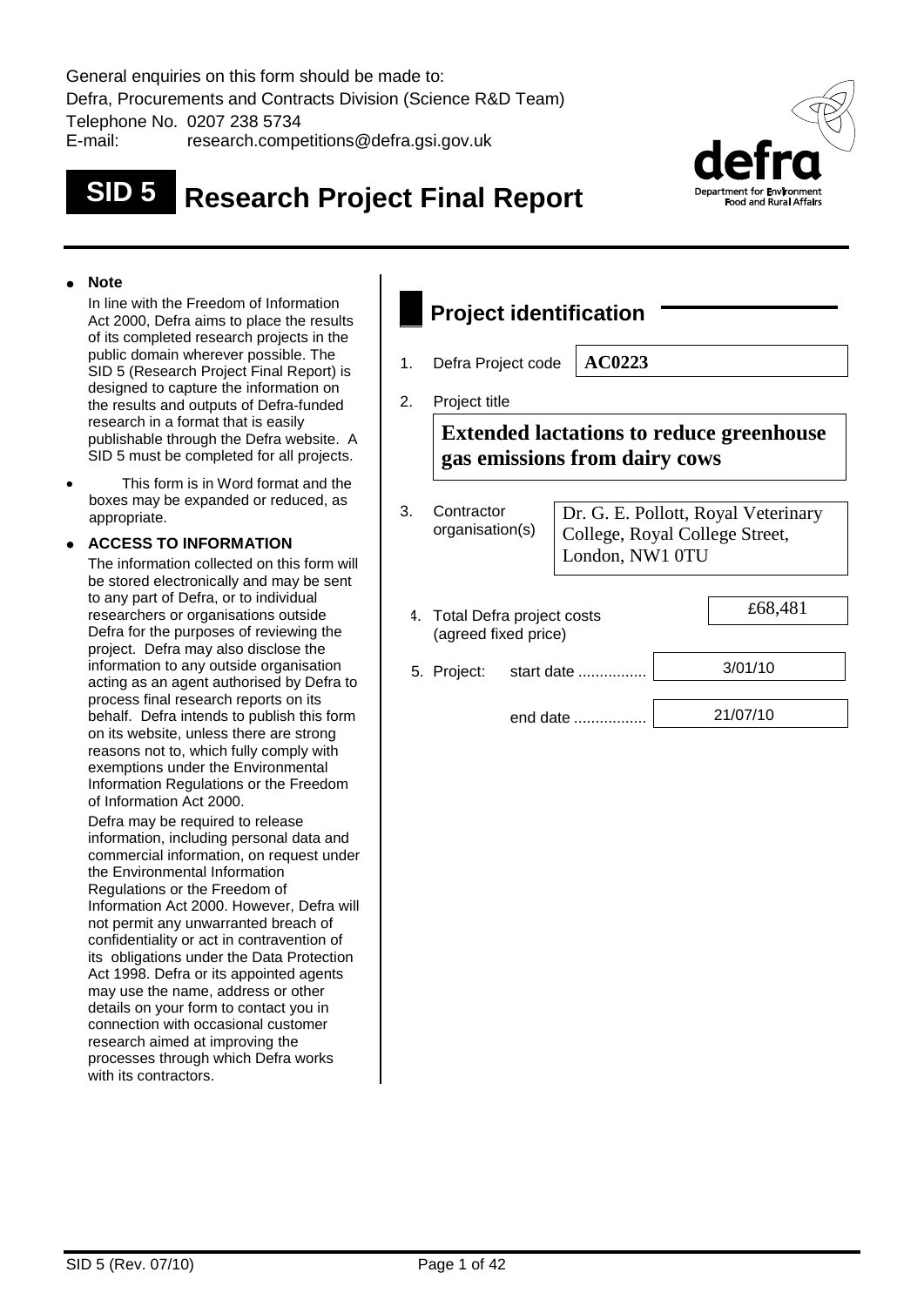General enquiries on this form should be made to:
Defra, Procurements and Contracts Division (Science R&D Team)
Telephone No. 0207 238 5734
E-mail: research.competitions@defra.gsi.gov.uk

# SID 5 Research Project Final Report

- **Note**

  In line with the Freedom of Information Act 2000, Defra aims to place the results of its completed research projects in the public domain wherever possible. The SID 5 (Research Project Final Report) is designed to capture the information on the results and outputs of Defra-funded research in a format that is easily publishable through the Defra website. A SID 5 must be completed for all projects.

- This form is in Word format and the boxes may be expanded or reduced, as appropriate.

- **ACCESS TO INFORMATION**

  The information collected on this form will be stored electronically and may be sent to any part of Defra, or to individual researchers or organisations outside Defra for the purposes of reviewing the project. Defra may also disclose the information to any outside organisation acting as an agent authorised by Defra to process final research reports on its behalf. Defra intends to publish this form on its website, unless there are strong reasons not to, which fully comply with exemptions under the Environmental Information Regulations or the Freedom of Information Act 2000.

  Defra may be required to release information, including personal data and commercial information, on request under the Environmental Information Regulations or the Freedom of Information Act 2000. However, Defra will not permit any unwarranted breach of confidentiality or act in contravention of its obligations under the Data Protection Act 1998. Defra or its appointed agents may use the name, address or other details on your form to contact you in connection with occasional customer research aimed at improving the processes through which Defra works with its contractors.

## Project identification

1. Defra Project code **AC0223**

2. Project title

   **Extended lactations to reduce greenhouse gas emissions from dairy cows**

3. Contractor organisation(s): Dr. G. E. Pollott, Royal Veterinary College, Royal College Street, London, NW1 0TU

4. Total Defra project costs (agreed fixed price): £68,481

5. Project: start date ................ 3/01/10

   end date ................ 21/07/10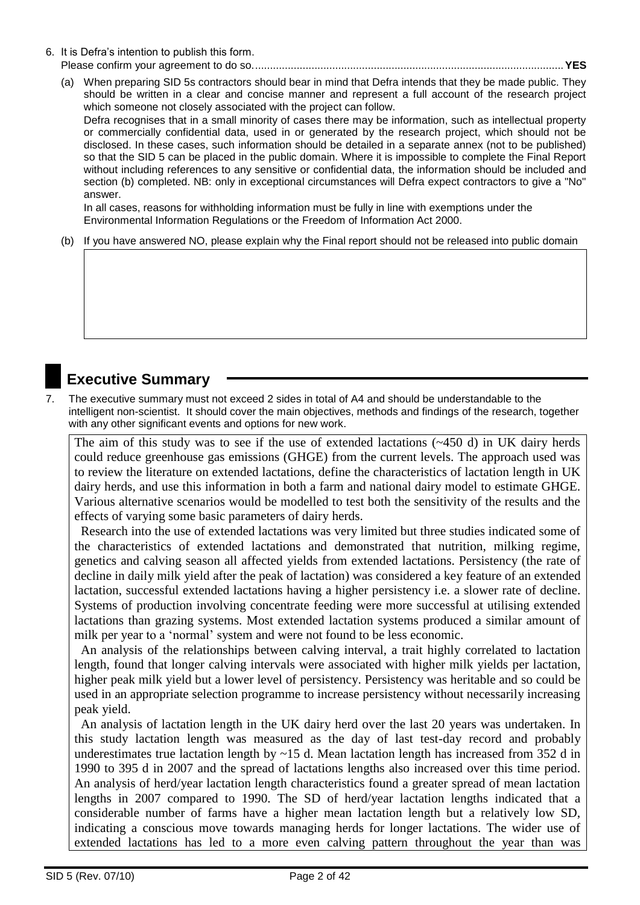6. It is Defra's intention to publish this form.
   Please confirm your agreement to do so. ........................................................................................................ **YES**

   (a) When preparing SID 5s contractors should bear in mind that Defra intends that they be made public. They should be written in a clear and concise manner and represent a full account of the research project which someone not closely associated with the project can follow.
   Defra recognises that in a small minority of cases there may be information, such as intellectual property or commercially confidential data, used in or generated by the research project, which should not be disclosed. In these cases, such information should be detailed in a separate annex (not to be published) so that the SID 5 can be placed in the public domain. Where it is impossible to complete the Final Report without including references to any sensitive or confidential data, the information should be included and section (b) completed. NB: only in exceptional circumstances will Defra expect contractors to give a "No" answer.
   In all cases, reasons for withholding information must be fully in line with exemptions under the Environmental Information Regulations or the Freedom of Information Act 2000.

   (b) If you have answered NO, please explain why the Final report should not be released into public domain

# Executive Summary

7. The executive summary must not exceed 2 sides in total of A4 and should be understandable to the intelligent non-scientist. It should cover the main objectives, methods and findings of the research, together with any other significant events and options for new work.

The aim of this study was to see if the use of extended lactations (~450 d) in UK dairy herds could reduce greenhouse gas emissions (GHGE) from the current levels. The approach used was to review the literature on extended lactations, define the characteristics of lactation length in UK dairy herds, and use this information in both a farm and national dairy model to estimate GHGE. Various alternative scenarios would be modelled to test both the sensitivity of the results and the effects of varying some basic parameters of dairy herds.

Research into the use of extended lactations was very limited but three studies indicated some of the characteristics of extended lactations and demonstrated that nutrition, milking regime, genetics and calving season all affected yields from extended lactations. Persistency (the rate of decline in daily milk yield after the peak of lactation) was considered a key feature of an extended lactation, successful extended lactations having a higher persistency i.e. a slower rate of decline. Systems of production involving concentrate feeding were more successful at utilising extended lactations than grazing systems. Most extended lactation systems produced a similar amount of milk per year to a 'normal' system and were not found to be less economic.

An analysis of the relationships between calving interval, a trait highly correlated to lactation length, found that longer calving intervals were associated with higher milk yields per lactation, higher peak milk yield but a lower level of persistency. Persistency was heritable and so could be used in an appropriate selection programme to increase persistency without necessarily increasing peak yield.

An analysis of lactation length in the UK dairy herd over the last 20 years was undertaken. In this study lactation length was measured as the day of last test-day record and probably underestimates true lactation length by ~15 d. Mean lactation length has increased from 352 d in 1990 to 395 d in 2007 and the spread of lactations lengths also increased over this time period. An analysis of herd/year lactation length characteristics found a greater spread of mean lactation lengths in 2007 compared to 1990. The SD of herd/year lactation lengths indicated that a considerable number of farms have a higher mean lactation length but a relatively low SD, indicating a conscious move towards managing herds for longer lactations. The wider use of extended lactations has led to a more even calving pattern throughout the year than was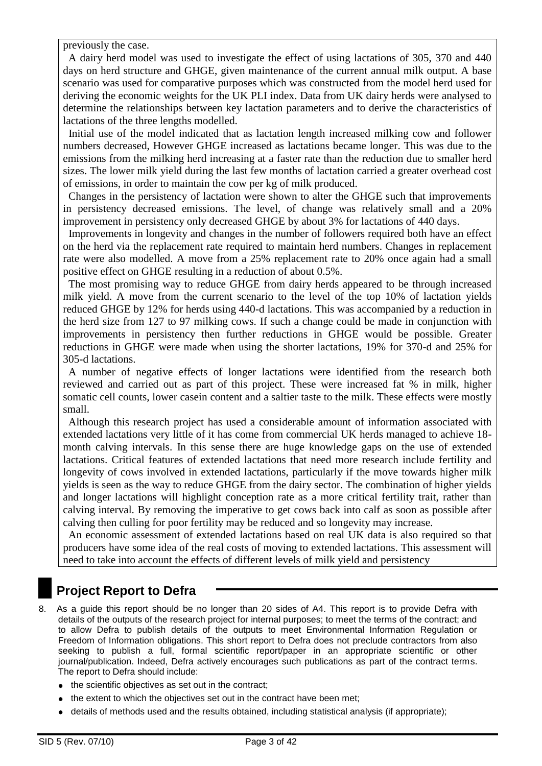previously the case.

A dairy herd model was used to investigate the effect of using lactations of 305, 370 and 440 days on herd structure and GHGE, given maintenance of the current annual milk output. A base scenario was used for comparative purposes which was constructed from the model herd used for deriving the economic weights for the UK PLI index. Data from UK dairy herds were analysed to determine the relationships between key lactation parameters and to derive the characteristics of lactations of the three lengths modelled.

Initial use of the model indicated that as lactation length increased milking cow and follower numbers decreased, However GHGE increased as lactations became longer. This was due to the emissions from the milking herd increasing at a faster rate than the reduction due to smaller herd sizes. The lower milk yield during the last few months of lactation carried a greater overhead cost of emissions, in order to maintain the cow per kg of milk produced.

Changes in the persistency of lactation were shown to alter the GHGE such that improvements in persistency decreased emissions. The level, of change was relatively small and a 20% improvement in persistency only decreased GHGE by about 3% for lactations of 440 days.

Improvements in longevity and changes in the number of followers required both have an effect on the herd via the replacement rate required to maintain herd numbers. Changes in replacement rate were also modelled. A move from a 25% replacement rate to 20% once again had a small positive effect on GHGE resulting in a reduction of about 0.5%.

The most promising way to reduce GHGE from dairy herds appeared to be through increased milk yield. A move from the current scenario to the level of the top 10% of lactation yields reduced GHGE by 12% for herds using 440-d lactations. This was accompanied by a reduction in the herd size from 127 to 97 milking cows. If such a change could be made in conjunction with improvements in persistency then further reductions in GHGE would be possible. Greater reductions in GHGE were made when using the shorter lactations, 19% for 370-d and 25% for 305-d lactations.

A number of negative effects of longer lactations were identified from the research both reviewed and carried out as part of this project. These were increased fat % in milk, higher somatic cell counts, lower casein content and a saltier taste to the milk. These effects were mostly small.

Although this research project has used a considerable amount of information associated with extended lactations very little of it has come from commercial UK herds managed to achieve 18-month calving intervals. In this sense there are huge knowledge gaps on the use of extended lactations. Critical features of extended lactations that need more research include fertility and longevity of cows involved in extended lactations, particularly if the move towards higher milk yields is seen as the way to reduce GHGE from the dairy sector. The combination of higher yields and longer lactations will highlight conception rate as a more critical fertility trait, rather than calving interval. By removing the imperative to get cows back into calf as soon as possible after calving then culling for poor fertility may be reduced and so longevity may increase.

An economic assessment of extended lactations based on real UK data is also required so that producers have some idea of the real costs of moving to extended lactations. This assessment will need to take into account the effects of different levels of milk yield and persistency

## Project Report to Defra

8. As a guide this report should be no longer than 20 sides of A4. This report is to provide Defra with details of the outputs of the research project for internal purposes; to meet the terms of the contract; and to allow Defra to publish details of the outputs to meet Environmental Information Regulation or Freedom of Information obligations. This short report to Defra does not preclude contractors from also seeking to publish a full, formal scientific report/paper in an appropriate scientific or other journal/publication. Indeed, Defra actively encourages such publications as part of the contract terms. The report to Defra should include:
   - the scientific objectives as set out in the contract;
   - the extent to which the objectives set out in the contract have been met;
   - details of methods used and the results obtained, including statistical analysis (if appropriate);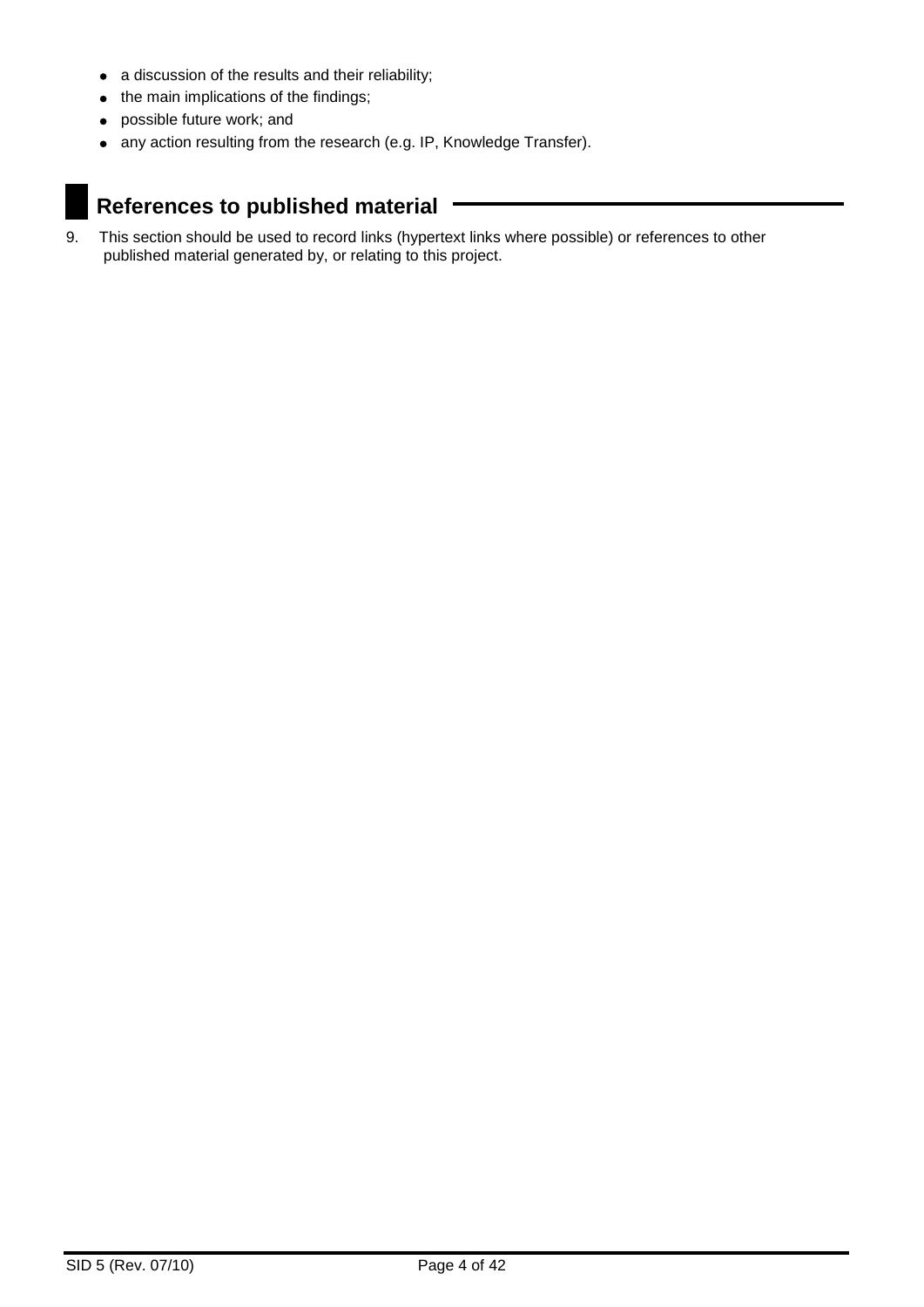- a discussion of the results and their reliability;
- the main implications of the findings;
- possible future work; and
- any action resulting from the research (e.g. IP, Knowledge Transfer).

## References to published material

9. This section should be used to record links (hypertext links where possible) or references to other published material generated by, or relating to this project.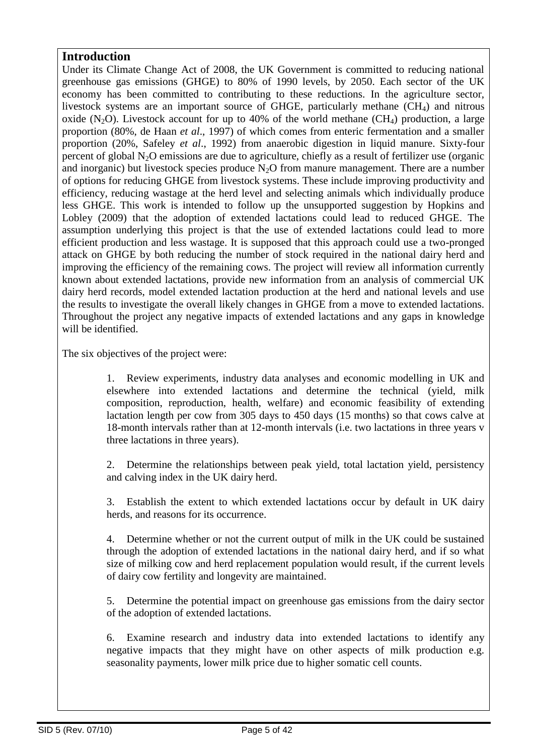# Introduction

Under its Climate Change Act of 2008, the UK Government is committed to reducing national greenhouse gas emissions (GHGE) to 80% of 1990 levels, by 2050. Each sector of the UK economy has been committed to contributing to these reductions. In the agriculture sector, livestock systems are an important source of GHGE, particularly methane ($CH_4$) and nitrous oxide ($N_2O$). Livestock account for up to 40% of the world methane ($CH_4$) production, a large proportion (80%, de Haan *et al*., 1997) of which comes from enteric fermentation and a smaller proportion (20%, Safeley *et al*., 1992) from anaerobic digestion in liquid manure. Sixty-four percent of global $N_2O$ emissions are due to agriculture, chiefly as a result of fertilizer use (organic and inorganic) but livestock species produce $N_2O$ from manure management. There are a number of options for reducing GHGE from livestock systems. These include improving productivity and efficiency, reducing wastage at the herd level and selecting animals which individually produce less GHGE. This work is intended to follow up the unsupported suggestion by Hopkins and Lobley (2009) that the adoption of extended lactations could lead to reduced GHGE. The assumption underlying this project is that the use of extended lactations could lead to more efficient production and less wastage. It is supposed that this approach could use a two-pronged attack on GHGE by both reducing the number of stock required in the national dairy herd and improving the efficiency of the remaining cows. The project will review all information currently known about extended lactations, provide new information from an analysis of commercial UK dairy herd records, model extended lactation production at the herd and national levels and use the results to investigate the overall likely changes in GHGE from a move to extended lactations. Throughout the project any negative impacts of extended lactations and any gaps in knowledge will be identified.

The six objectives of the project were:

1. Review experiments, industry data analyses and economic modelling in UK and elsewhere into extended lactations and determine the technical (yield, milk composition, reproduction, health, welfare) and economic feasibility of extending lactation length per cow from 305 days to 450 days (15 months) so that cows calve at 18-month intervals rather than at 12-month intervals (i.e. two lactations in three years v three lactations in three years).

2. Determine the relationships between peak yield, total lactation yield, persistency and calving index in the UK dairy herd.

3. Establish the extent to which extended lactations occur by default in UK dairy herds, and reasons for its occurrence.

4. Determine whether or not the current output of milk in the UK could be sustained through the adoption of extended lactations in the national dairy herd, and if so what size of milking cow and herd replacement population would result, if the current levels of dairy cow fertility and longevity are maintained.

5. Determine the potential impact on greenhouse gas emissions from the dairy sector of the adoption of extended lactations.

6. Examine research and industry data into extended lactations to identify any negative impacts that they might have on other aspects of milk production e.g. seasonality payments, lower milk price due to higher somatic cell counts.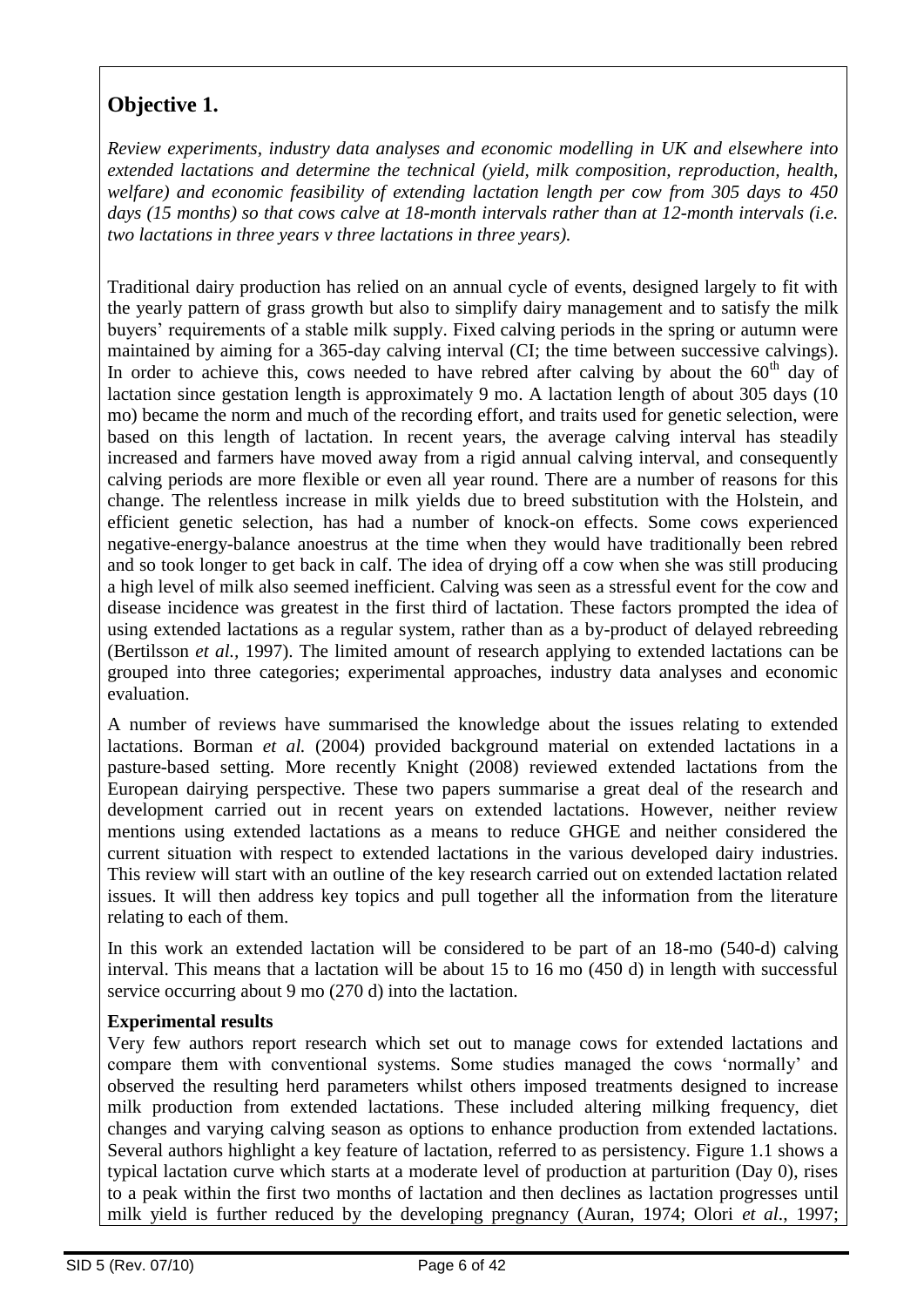## Objective 1.

*Review experiments, industry data analyses and economic modelling in UK and elsewhere into extended lactations and determine the technical (yield, milk composition, reproduction, health, welfare) and economic feasibility of extending lactation length per cow from 305 days to 450 days (15 months) so that cows calve at 18-month intervals rather than at 12-month intervals (i.e. two lactations in three years v three lactations in three years).*

Traditional dairy production has relied on an annual cycle of events, designed largely to fit with the yearly pattern of grass growth but also to simplify dairy management and to satisfy the milk buyers' requirements of a stable milk supply. Fixed calving periods in the spring or autumn were maintained by aiming for a 365-day calving interval (CI; the time between successive calvings). In order to achieve this, cows needed to have rebred after calving by about the 60$^{th}$ day of lactation since gestation length is approximately 9 mo. A lactation length of about 305 days (10 mo) became the norm and much of the recording effort, and traits used for genetic selection, were based on this length of lactation. In recent years, the average calving interval has steadily increased and farmers have moved away from a rigid annual calving interval, and consequently calving periods are more flexible or even all year round. There are a number of reasons for this change. The relentless increase in milk yields due to breed substitution with the Holstein, and efficient genetic selection, has had a number of knock-on effects. Some cows experienced negative-energy-balance anoestrus at the time when they would have traditionally been rebred and so took longer to get back in calf. The idea of drying off a cow when she was still producing a high level of milk also seemed inefficient. Calving was seen as a stressful event for the cow and disease incidence was greatest in the first third of lactation. These factors prompted the idea of using extended lactations as a regular system, rather than as a by-product of delayed rebreeding (Bertilsson *et al.*, 1997). The limited amount of research applying to extended lactations can be grouped into three categories; experimental approaches, industry data analyses and economic evaluation.

A number of reviews have summarised the knowledge about the issues relating to extended lactations. Borman *et al.* (2004) provided background material on extended lactations in a pasture-based setting. More recently Knight (2008) reviewed extended lactations from the European dairying perspective. These two papers summarise a great deal of the research and development carried out in recent years on extended lactations. However, neither review mentions using extended lactations as a means to reduce GHGE and neither considered the current situation with respect to extended lactations in the various developed dairy industries. This review will start with an outline of the key research carried out on extended lactation related issues. It will then address key topics and pull together all the information from the literature relating to each of them.

In this work an extended lactation will be considered to be part of an 18-mo (540-d) calving interval. This means that a lactation will be about 15 to 16 mo (450 d) in length with successful service occurring about 9 mo (270 d) into the lactation.

**Experimental results**

Very few authors report research which set out to manage cows for extended lactations and compare them with conventional systems. Some studies managed the cows 'normally' and observed the resulting herd parameters whilst others imposed treatments designed to increase milk production from extended lactations. These included altering milking frequency, diet changes and varying calving season as options to enhance production from extended lactations. Several authors highlight a key feature of lactation, referred to as persistency. Figure 1.1 shows a typical lactation curve which starts at a moderate level of production at parturition (Day 0), rises to a peak within the first two months of lactation and then declines as lactation progresses until milk yield is further reduced by the developing pregnancy (Auran, 1974; Olori *et al*., 1997;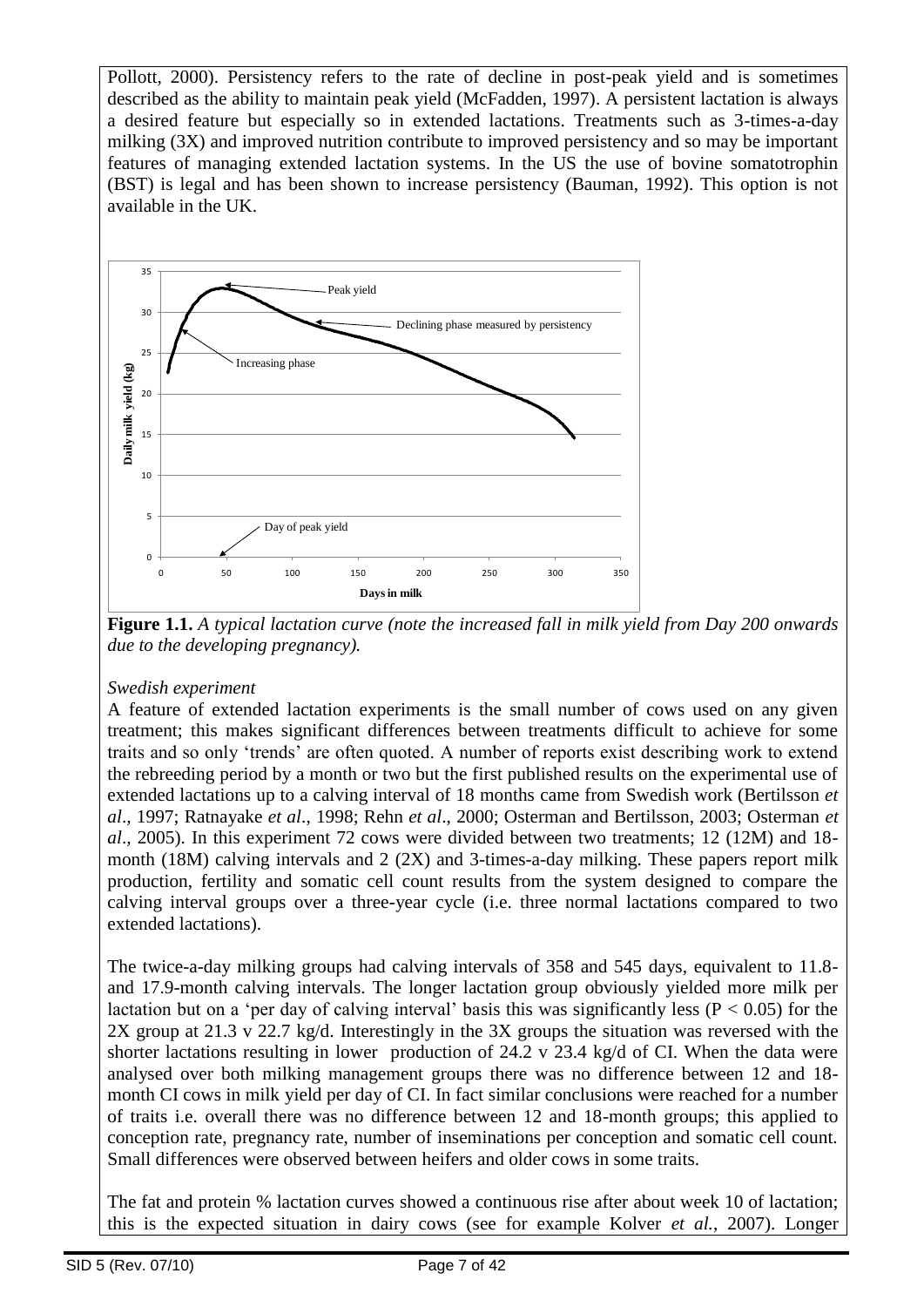Pollott, 2000). Persistency refers to the rate of decline in post-peak yield and is sometimes described as the ability to maintain peak yield (McFadden, 1997). A persistent lactation is always a desired feature but especially so in extended lactations. Treatments such as 3-times-a-day milking (3X) and improved nutrition contribute to improved persistency and so may be important features of managing extended lactation systems. In the US the use of bovine somatotrophin (BST) is legal and has been shown to increase persistency (Bauman, 1992). This option is not available in the UK.

**Figure 1.1.** *A typical lactation curve (note the increased fall in milk yield from Day 200 onwards due to the developing pregnancy).*

*Swedish experiment*

A feature of extended lactation experiments is the small number of cows used on any given treatment; this makes significant differences between treatments difficult to achieve for some traits and so only 'trends' are often quoted. A number of reports exist describing work to extend the rebreeding period by a month or two but the first published results on the experimental use of extended lactations up to a calving interval of 18 months came from Swedish work (Bertilsson *et al*., 1997; Ratnayake *et al*., 1998; Rehn *et al*., 2000; Osterman and Bertilsson, 2003; Osterman *et al*., 2005). In this experiment 72 cows were divided between two treatments; 12 (12M) and 18-month (18M) calving intervals and 2 (2X) and 3-times-a-day milking. These papers report milk production, fertility and somatic cell count results from the system designed to compare the calving interval groups over a three-year cycle (i.e. three normal lactations compared to two extended lactations).

The twice-a-day milking groups had calving intervals of 358 and 545 days, equivalent to 11.8- and 17.9-month calving intervals. The longer lactation group obviously yielded more milk per lactation but on a 'per day of calving interval' basis this was significantly less ($P < 0.05$) for the 2X group at 21.3 v 22.7 kg/d. Interestingly in the 3X groups the situation was reversed with the shorter lactations resulting in lower production of 24.2 v 23.4 kg/d of CI. When the data were analysed over both milking management groups there was no difference between 12 and 18-month CI cows in milk yield per day of CI. In fact similar conclusions were reached for a number of traits i.e. overall there was no difference between 12 and 18-month groups; this applied to conception rate, pregnancy rate, number of inseminations per conception and somatic cell count. Small differences were observed between heifers and older cows in some traits.

The fat and protein % lactation curves showed a continuous rise after about week 10 of lactation; this is the expected situation in dairy cows (see for example Kolver *et al.*, 2007). Longer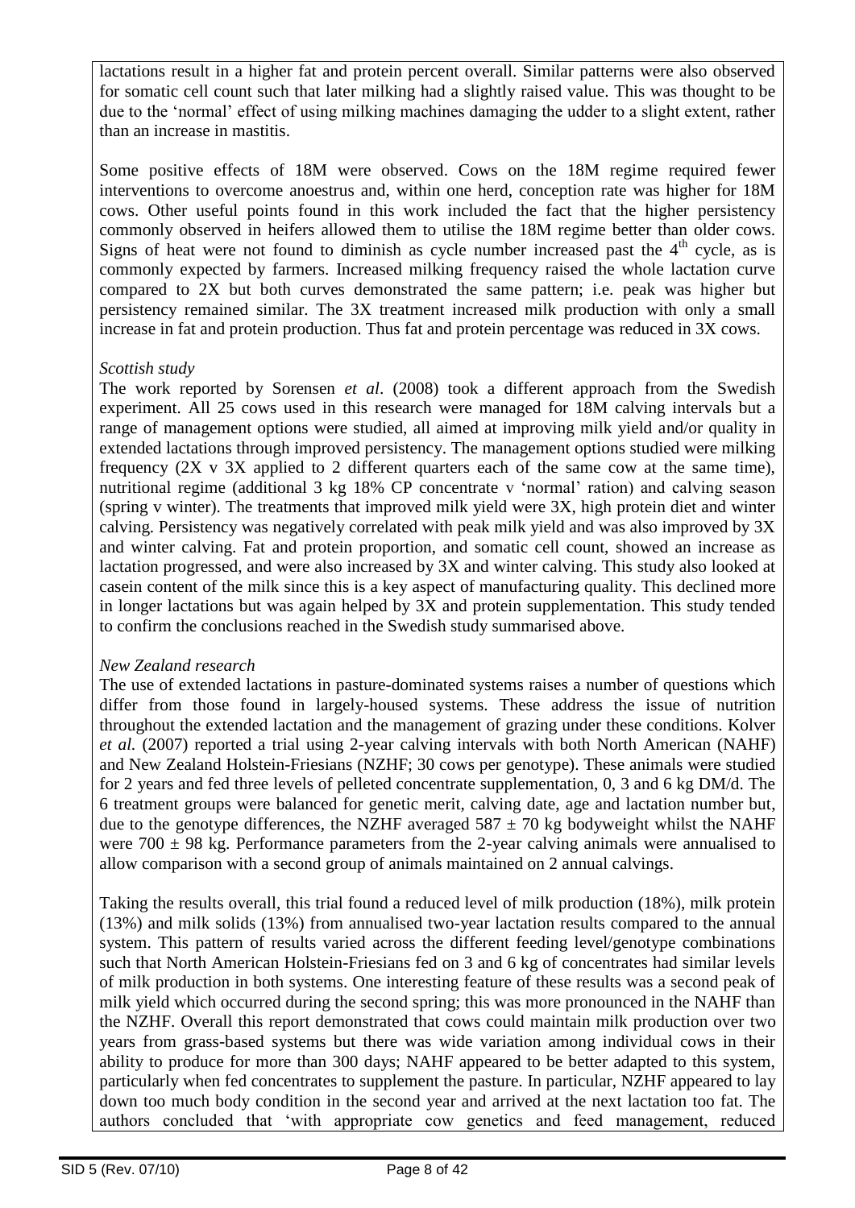lactations result in a higher fat and protein percent overall. Similar patterns were also observed for somatic cell count such that later milking had a slightly raised value. This was thought to be due to the 'normal' effect of using milking machines damaging the udder to a slight extent, rather than an increase in mastitis.

Some positive effects of 18M were observed. Cows on the 18M regime required fewer interventions to overcome anoestrus and, within one herd, conception rate was higher for 18M cows. Other useful points found in this work included the fact that the higher persistency commonly observed in heifers allowed them to utilise the 18M regime better than older cows. Signs of heat were not found to diminish as cycle number increased past the 4th cycle, as is commonly expected by farmers. Increased milking frequency raised the whole lactation curve compared to 2X but both curves demonstrated the same pattern; i.e. peak was higher but persistency remained similar. The 3X treatment increased milk production with only a small increase in fat and protein production. Thus fat and protein percentage was reduced in 3X cows.

*Scottish study*

The work reported by Sorensen *et al*. (2008) took a different approach from the Swedish experiment. All 25 cows used in this research were managed for 18M calving intervals but a range of management options were studied, all aimed at improving milk yield and/or quality in extended lactations through improved persistency. The management options studied were milking frequency (2X v 3X applied to 2 different quarters each of the same cow at the same time), nutritional regime (additional 3 kg 18% CP concentrate v 'normal' ration) and calving season (spring v winter). The treatments that improved milk yield were 3X, high protein diet and winter calving. Persistency was negatively correlated with peak milk yield and was also improved by 3X and winter calving. Fat and protein proportion, and somatic cell count, showed an increase as lactation progressed, and were also increased by 3X and winter calving. This study also looked at casein content of the milk since this is a key aspect of manufacturing quality. This declined more in longer lactations but was again helped by 3X and protein supplementation. This study tended to confirm the conclusions reached in the Swedish study summarised above.

*New Zealand research*

The use of extended lactations in pasture-dominated systems raises a number of questions which differ from those found in largely-housed systems. These address the issue of nutrition throughout the extended lactation and the management of grazing under these conditions. Kolver *et al.* (2007) reported a trial using 2-year calving intervals with both North American (NAHF) and New Zealand Holstein-Friesians (NZHF; 30 cows per genotype). These animals were studied for 2 years and fed three levels of pelleted concentrate supplementation, 0, 3 and 6 kg DM/d. The 6 treatment groups were balanced for genetic merit, calving date, age and lactation number but, due to the genotype differences, the NZHF averaged 587 ± 70 kg bodyweight whilst the NAHF were 700 ± 98 kg. Performance parameters from the 2-year calving animals were annualised to allow comparison with a second group of animals maintained on 2 annual calvings.

Taking the results overall, this trial found a reduced level of milk production (18%), milk protein (13%) and milk solids (13%) from annualised two-year lactation results compared to the annual system. This pattern of results varied across the different feeding level/genotype combinations such that North American Holstein-Friesians fed on 3 and 6 kg of concentrates had similar levels of milk production in both systems. One interesting feature of these results was a second peak of milk yield which occurred during the second spring; this was more pronounced in the NAHF than the NZHF. Overall this report demonstrated that cows could maintain milk production over two years from grass-based systems but there was wide variation among individual cows in their ability to produce for more than 300 days; NAHF appeared to be better adapted to this system, particularly when fed concentrates to supplement the pasture. In particular, NZHF appeared to lay down too much body condition in the second year and arrived at the next lactation too fat. The authors concluded that 'with appropriate cow genetics and feed management, reduced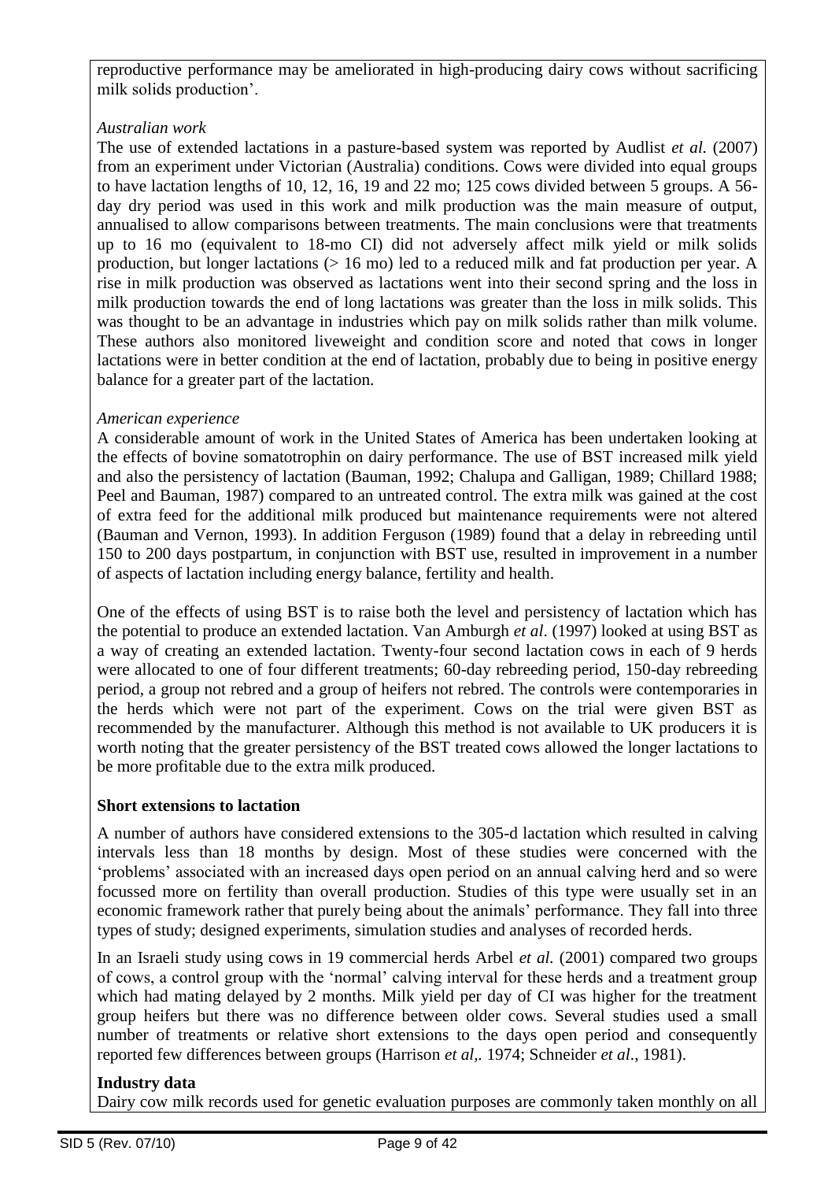reproductive performance may be ameliorated in high-producing dairy cows without sacrificing milk solids production'.

*Australian work*

The use of extended lactations in a pasture-based system was reported by Audlist *et al.* (2007) from an experiment under Victorian (Australia) conditions. Cows were divided into equal groups to have lactation lengths of 10, 12, 16, 19 and 22 mo; 125 cows divided between 5 groups. A 56-day dry period was used in this work and milk production was the main measure of output, annualised to allow comparisons between treatments. The main conclusions were that treatments up to 16 mo (equivalent to 18-mo CI) did not adversely affect milk yield or milk solids production, but longer lactations (> 16 mo) led to a reduced milk and fat production per year. A rise in milk production was observed as lactations went into their second spring and the loss in milk production towards the end of long lactations was greater than the loss in milk solids. This was thought to be an advantage in industries which pay on milk solids rather than milk volume. These authors also monitored liveweight and condition score and noted that cows in longer lactations were in better condition at the end of lactation, probably due to being in positive energy balance for a greater part of the lactation.

*American experience*

A considerable amount of work in the United States of America has been undertaken looking at the effects of bovine somatotrophin on dairy performance. The use of BST increased milk yield and also the persistency of lactation (Bauman, 1992; Chalupa and Galligan, 1989; Chillard 1988; Peel and Bauman, 1987) compared to an untreated control. The extra milk was gained at the cost of extra feed for the additional milk produced but maintenance requirements were not altered (Bauman and Vernon, 1993). In addition Ferguson (1989) found that a delay in rebreeding until 150 to 200 days postpartum, in conjunction with BST use, resulted in improvement in a number of aspects of lactation including energy balance, fertility and health.

One of the effects of using BST is to raise both the level and persistency of lactation which has the potential to produce an extended lactation. Van Amburgh *et al*. (1997) looked at using BST as a way of creating an extended lactation. Twenty-four second lactation cows in each of 9 herds were allocated to one of four different treatments; 60-day rebreeding period, 150-day rebreeding period, a group not rebred and a group of heifers not rebred. The controls were contemporaries in the herds which were not part of the experiment. Cows on the trial were given BST as recommended by the manufacturer. Although this method is not available to UK producers it is worth noting that the greater persistency of the BST treated cows allowed the longer lactations to be more profitable due to the extra milk produced.

**Short extensions to lactation**

A number of authors have considered extensions to the 305-d lactation which resulted in calving intervals less than 18 months by design. Most of these studies were concerned with the 'problems' associated with an increased days open period on an annual calving herd and so were focussed more on fertility than overall production. Studies of this type were usually set in an economic framework rather that purely being about the animals' performance. They fall into three types of study; designed experiments, simulation studies and analyses of recorded herds.

In an Israeli study using cows in 19 commercial herds Arbel *et al.* (2001) compared two groups of cows, a control group with the 'normal' calving interval for these herds and a treatment group which had mating delayed by 2 months. Milk yield per day of CI was higher for the treatment group heifers but there was no difference between older cows. Several studies used a small number of treatments or relative short extensions to the days open period and consequently reported few differences between groups (Harrison *et al*,. 1974; Schneider *et al*., 1981).

**Industry data**

Dairy cow milk records used for genetic evaluation purposes are commonly taken monthly on all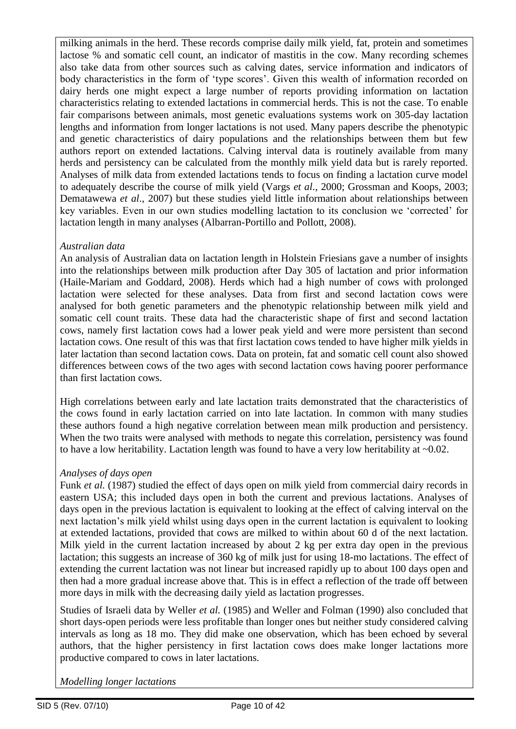milking animals in the herd. These records comprise daily milk yield, fat, protein and sometimes lactose % and somatic cell count, an indicator of mastitis in the cow. Many recording schemes also take data from other sources such as calving dates, service information and indicators of body characteristics in the form of 'type scores'. Given this wealth of information recorded on dairy herds one might expect a large number of reports providing information on lactation characteristics relating to extended lactations in commercial herds. This is not the case. To enable fair comparisons between animals, most genetic evaluations systems work on 305-day lactation lengths and information from longer lactations is not used. Many papers describe the phenotypic and genetic characteristics of dairy populations and the relationships between them but few authors report on extended lactations. Calving interval data is routinely available from many herds and persistency can be calculated from the monthly milk yield data but is rarely reported. Analyses of milk data from extended lactations tends to focus on finding a lactation curve model to adequately describe the course of milk yield (Vargs *et al*., 2000; Grossman and Koops, 2003; Dematawewa *et al*., 2007) but these studies yield little information about relationships between key variables. Even in our own studies modelling lactation to its conclusion we 'corrected' for lactation length in many analyses (Albarran-Portillo and Pollott, 2008).

*Australian data*

An analysis of Australian data on lactation length in Holstein Friesians gave a number of insights into the relationships between milk production after Day 305 of lactation and prior information (Haile-Mariam and Goddard, 2008). Herds which had a high number of cows with prolonged lactation were selected for these analyses. Data from first and second lactation cows were analysed for both genetic parameters and the phenotypic relationship between milk yield and somatic cell count traits. These data had the characteristic shape of first and second lactation cows, namely first lactation cows had a lower peak yield and were more persistent than second lactation cows. One result of this was that first lactation cows tended to have higher milk yields in later lactation than second lactation cows. Data on protein, fat and somatic cell count also showed differences between cows of the two ages with second lactation cows having poorer performance than first lactation cows.

High correlations between early and late lactation traits demonstrated that the characteristics of the cows found in early lactation carried on into late lactation. In common with many studies these authors found a high negative correlation between mean milk production and persistency. When the two traits were analysed with methods to negate this correlation, persistency was found to have a low heritability. Lactation length was found to have a very low heritability at ~0.02.

*Analyses of days open*

Funk *et al.* (1987) studied the effect of days open on milk yield from commercial dairy records in eastern USA; this included days open in both the current and previous lactations. Analyses of days open in the previous lactation is equivalent to looking at the effect of calving interval on the next lactation's milk yield whilst using days open in the current lactation is equivalent to looking at extended lactations, provided that cows are milked to within about 60 d of the next lactation. Milk yield in the current lactation increased by about 2 kg per extra day open in the previous lactation; this suggests an increase of 360 kg of milk just for using 18-mo lactations. The effect of extending the current lactation was not linear but increased rapidly up to about 100 days open and then had a more gradual increase above that. This is in effect a reflection of the trade off between more days in milk with the decreasing daily yield as lactation progresses.

Studies of Israeli data by Weller *et al.* (1985) and Weller and Folman (1990) also concluded that short days-open periods were less profitable than longer ones but neither study considered calving intervals as long as 18 mo. They did make one observation, which has been echoed by several authors, that the higher persistency in first lactation cows does make longer lactations more productive compared to cows in later lactations.

*Modelling longer lactations*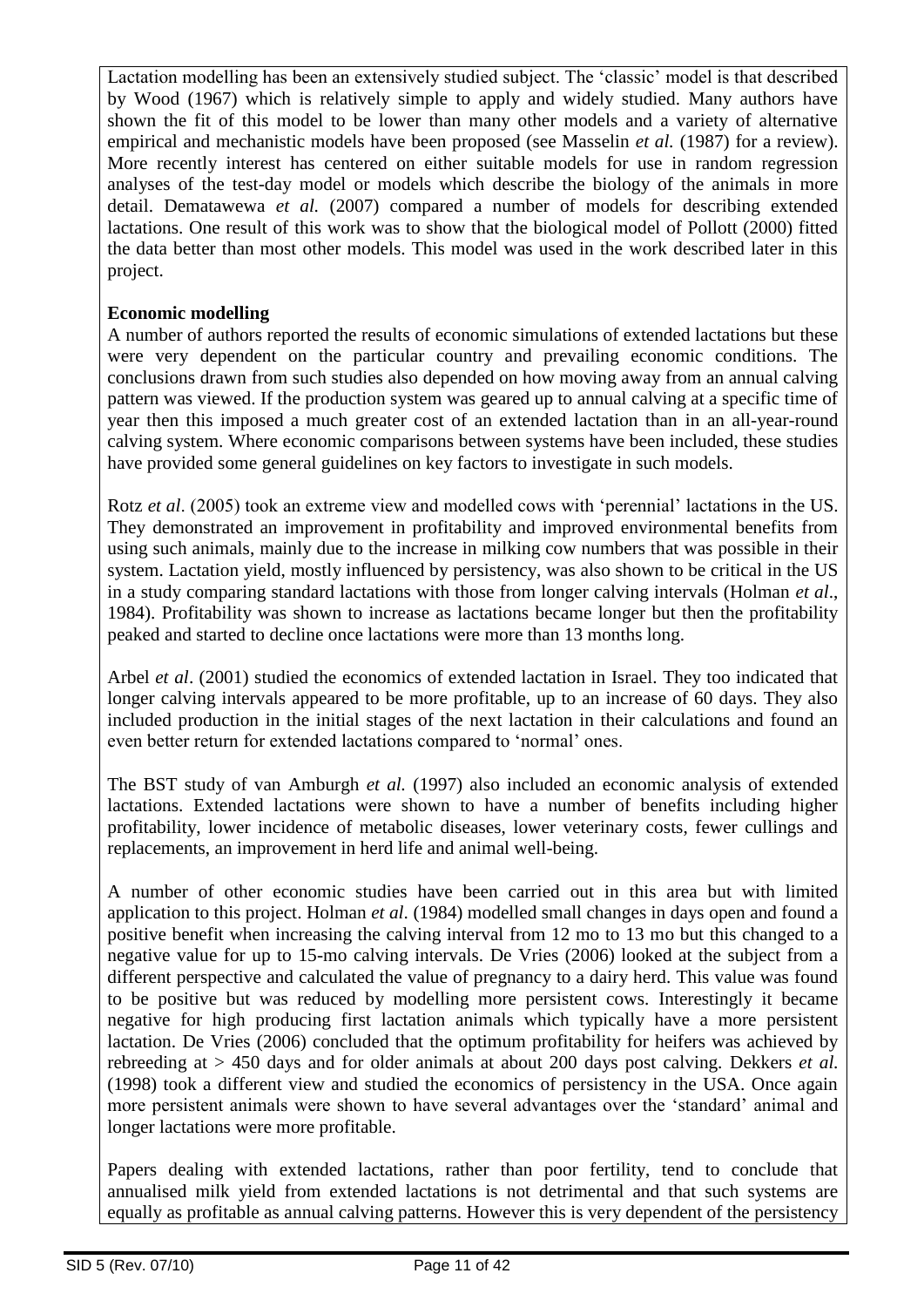Lactation modelling has been an extensively studied subject. The 'classic' model is that described by Wood (1967) which is relatively simple to apply and widely studied. Many authors have shown the fit of this model to be lower than many other models and a variety of alternative empirical and mechanistic models have been proposed (see Masselin *et al.* (1987) for a review). More recently interest has centered on either suitable models for use in random regression analyses of the test-day model or models which describe the biology of the animals in more detail. Dematawewa *et al.* (2007) compared a number of models for describing extended lactations. One result of this work was to show that the biological model of Pollott (2000) fitted the data better than most other models. This model was used in the work described later in this project.

**Economic modelling**

A number of authors reported the results of economic simulations of extended lactations but these were very dependent on the particular country and prevailing economic conditions. The conclusions drawn from such studies also depended on how moving away from an annual calving pattern was viewed. If the production system was geared up to annual calving at a specific time of year then this imposed a much greater cost of an extended lactation than in an all-year-round calving system. Where economic comparisons between systems have been included, these studies have provided some general guidelines on key factors to investigate in such models.

Rotz *et al*. (2005) took an extreme view and modelled cows with 'perennial' lactations in the US. They demonstrated an improvement in profitability and improved environmental benefits from using such animals, mainly due to the increase in milking cow numbers that was possible in their system. Lactation yield, mostly influenced by persistency, was also shown to be critical in the US in a study comparing standard lactations with those from longer calving intervals (Holman *et al*., 1984). Profitability was shown to increase as lactations became longer but then the profitability peaked and started to decline once lactations were more than 13 months long.

Arbel *et al*. (2001) studied the economics of extended lactation in Israel. They too indicated that longer calving intervals appeared to be more profitable, up to an increase of 60 days. They also included production in the initial stages of the next lactation in their calculations and found an even better return for extended lactations compared to 'normal' ones.

The BST study of van Amburgh *et al.* (1997) also included an economic analysis of extended lactations. Extended lactations were shown to have a number of benefits including higher profitability, lower incidence of metabolic diseases, lower veterinary costs, fewer cullings and replacements, an improvement in herd life and animal well-being.

A number of other economic studies have been carried out in this area but with limited application to this project. Holman *et al*. (1984) modelled small changes in days open and found a positive benefit when increasing the calving interval from 12 mo to 13 mo but this changed to a negative value for up to 15-mo calving intervals. De Vries (2006) looked at the subject from a different perspective and calculated the value of pregnancy to a dairy herd. This value was found to be positive but was reduced by modelling more persistent cows. Interestingly it became negative for high producing first lactation animals which typically have a more persistent lactation. De Vries (2006) concluded that the optimum profitability for heifers was achieved by rebreeding at > 450 days and for older animals at about 200 days post calving. Dekkers *et al.* (1998) took a different view and studied the economics of persistency in the USA. Once again more persistent animals were shown to have several advantages over the 'standard' animal and longer lactations were more profitable.

Papers dealing with extended lactations, rather than poor fertility, tend to conclude that annualised milk yield from extended lactations is not detrimental and that such systems are equally as profitable as annual calving patterns. However this is very dependent of the persistency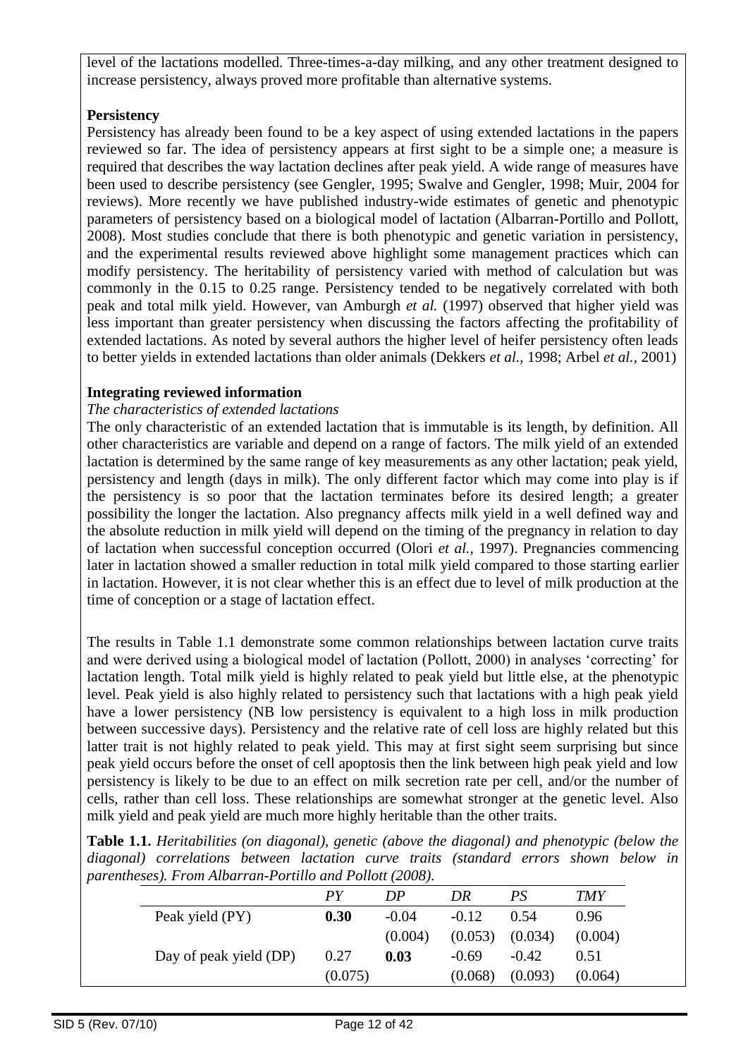level of the lactations modelled. Three-times-a-day milking, and any other treatment designed to increase persistency, always proved more profitable than alternative systems.

**Persistency**

Persistency has already been found to be a key aspect of using extended lactations in the papers reviewed so far. The idea of persistency appears at first sight to be a simple one; a measure is required that describes the way lactation declines after peak yield. A wide range of measures have been used to describe persistency (see Gengler, 1995; Swalve and Gengler, 1998; Muir, 2004 for reviews). More recently we have published industry-wide estimates of genetic and phenotypic parameters of persistency based on a biological model of lactation (Albarran-Portillo and Pollott, 2008). Most studies conclude that there is both phenotypic and genetic variation in persistency, and the experimental results reviewed above highlight some management practices which can modify persistency. The heritability of persistency varied with method of calculation but was commonly in the 0.15 to 0.25 range. Persistency tended to be negatively correlated with both peak and total milk yield. However, van Amburgh *et al.* (1997) observed that higher yield was less important than greater persistency when discussing the factors affecting the profitability of extended lactations. As noted by several authors the higher level of heifer persistency often leads to better yields in extended lactations than older animals (Dekkers *et al.*, 1998; Arbel *et al.*, 2001)

**Integrating reviewed information**

*The characteristics of extended lactations*

The only characteristic of an extended lactation that is immutable is its length, by definition. All other characteristics are variable and depend on a range of factors. The milk yield of an extended lactation is determined by the same range of key measurements as any other lactation; peak yield, persistency and length (days in milk). The only different factor which may come into play is if the persistency is so poor that the lactation terminates before its desired length; a greater possibility the longer the lactation. Also pregnancy affects milk yield in a well defined way and the absolute reduction in milk yield will depend on the timing of the pregnancy in relation to day of lactation when successful conception occurred (Olori *et al.*, 1997). Pregnancies commencing later in lactation showed a smaller reduction in total milk yield compared to those starting earlier in lactation. However, it is not clear whether this is an effect due to level of milk production at the time of conception or a stage of lactation effect.

The results in Table 1.1 demonstrate some common relationships between lactation curve traits and were derived using a biological model of lactation (Pollott, 2000) in analyses 'correcting' for lactation length. Total milk yield is highly related to peak yield but little else, at the phenotypic level. Peak yield is also highly related to persistency such that lactations with a high peak yield have a lower persistency (NB low persistency is equivalent to a high loss in milk production between successive days). Persistency and the relative rate of cell loss are highly related but this latter trait is not highly related to peak yield. This may at first sight seem surprising but since peak yield occurs before the onset of cell apoptosis then the link between high peak yield and low persistency is likely to be due to an effect on milk secretion rate per cell, and/or the number of cells, rather than cell loss. These relationships are somewhat stronger at the genetic level. Also milk yield and peak yield are much more highly heritable than the other traits.

**Table 1.1.** *Heritabilities (on diagonal), genetic (above the diagonal) and phenotypic (below the diagonal) correlations between lactation curve traits (standard errors shown below in parentheses). From Albarran-Portillo and Pollott (2008).*

| | *PY* | *DP* | *DR* | *PS* | *TMY* |
|---|---|---|---|---|---|
| Peak yield (PY) | **0.30** | -0.04 | -0.12 | 0.54 | 0.96 |
| | | (0.004) | (0.053) | (0.034) | (0.004) |
| Day of peak yield (DP) | 0.27 | **0.03** | -0.69 | -0.42 | 0.51 |
| | (0.075) | | (0.068) | (0.093) | (0.064) |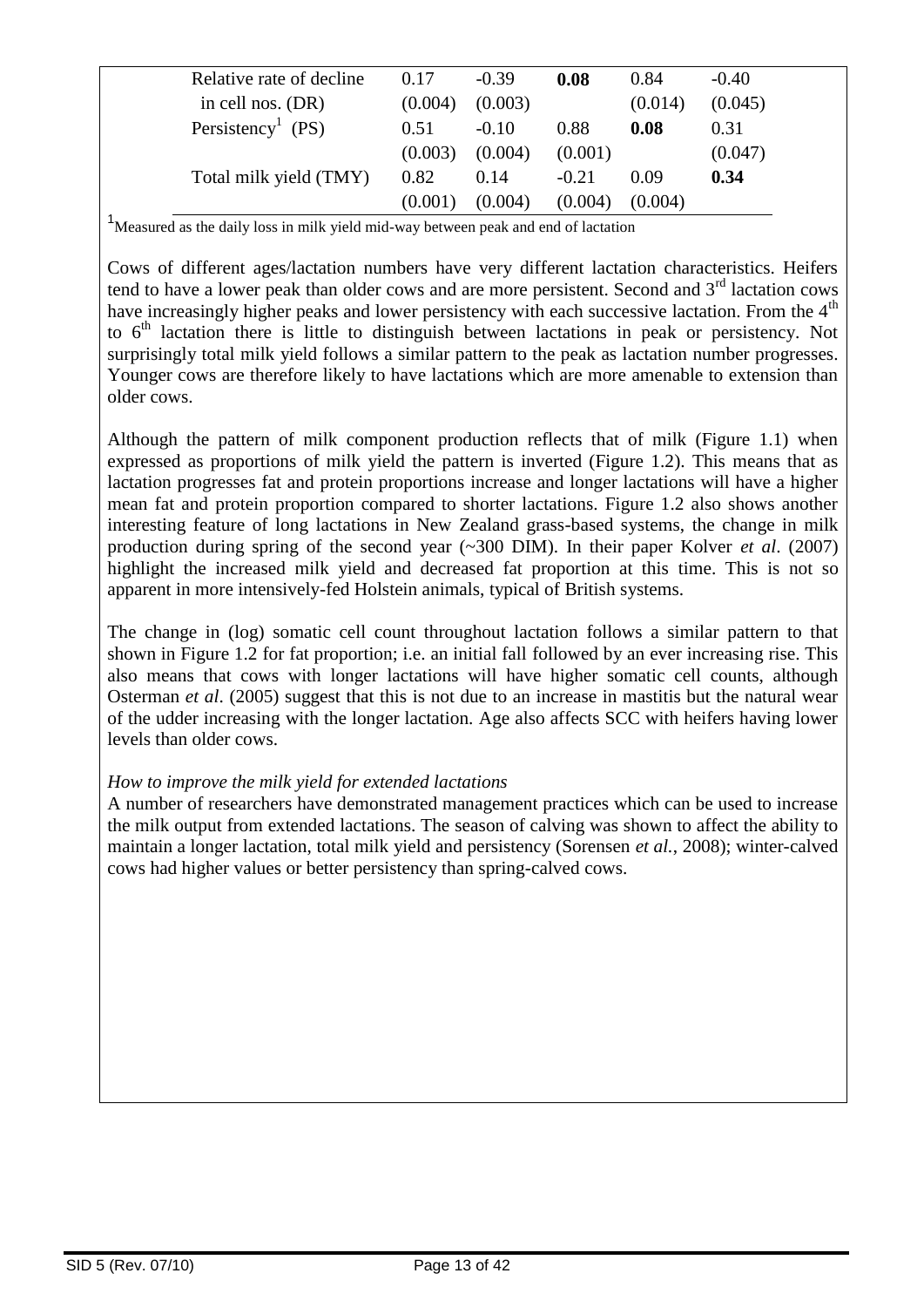| | | | | | |
|---|---|---|---|---|---|
| Relative rate of decline in cell nos. (DR) | 0.17 (0.004) | -0.39 (0.003) | **0.08** | 0.84 (0.014) | -0.40 (0.045) |
| Persistency[1] (PS) | 0.51 (0.003) | -0.10 (0.004) | 0.88 (0.001) | **0.08** | 0.31 (0.047) |
| Total milk yield (TMY) | 0.82 (0.001) | 0.14 (0.004) | -0.21 (0.004) | 0.09 (0.004) | **0.34** |

[1]Measured as the daily loss in milk yield mid-way between peak and end of lactation

Cows of different ages/lactation numbers have very different lactation characteristics. Heifers tend to have a lower peak than older cows and are more persistent. Second and 3rd lactation cows have increasingly higher peaks and lower persistency with each successive lactation. From the 4th to 6th lactation there is little to distinguish between lactations in peak or persistency. Not surprisingly total milk yield follows a similar pattern to the peak as lactation number progresses. Younger cows are therefore likely to have lactations which are more amenable to extension than older cows.

Although the pattern of milk component production reflects that of milk (Figure 1.1) when expressed as proportions of milk yield the pattern is inverted (Figure 1.2). This means that as lactation progresses fat and protein proportions increase and longer lactations will have a higher mean fat and protein proportion compared to shorter lactations. Figure 1.2 also shows another interesting feature of long lactations in New Zealand grass-based systems, the change in milk production during spring of the second year (~300 DIM). In their paper Kolver *et al*. (2007) highlight the increased milk yield and decreased fat proportion at this time. This is not so apparent in more intensively-fed Holstein animals, typical of British systems.

The change in (log) somatic cell count throughout lactation follows a similar pattern to that shown in Figure 1.2 for fat proportion; i.e. an initial fall followed by an ever increasing rise. This also means that cows with longer lactations will have higher somatic cell counts, although Osterman *et al*. (2005) suggest that this is not due to an increase in mastitis but the natural wear of the udder increasing with the longer lactation. Age also affects SCC with heifers having lower levels than older cows.

*How to improve the milk yield for extended lactations*

A number of researchers have demonstrated management practices which can be used to increase the milk output from extended lactations. The season of calving was shown to affect the ability to maintain a longer lactation, total milk yield and persistency (Sorensen *et al.*, 2008); winter-calved cows had higher values or better persistency than spring-calved cows.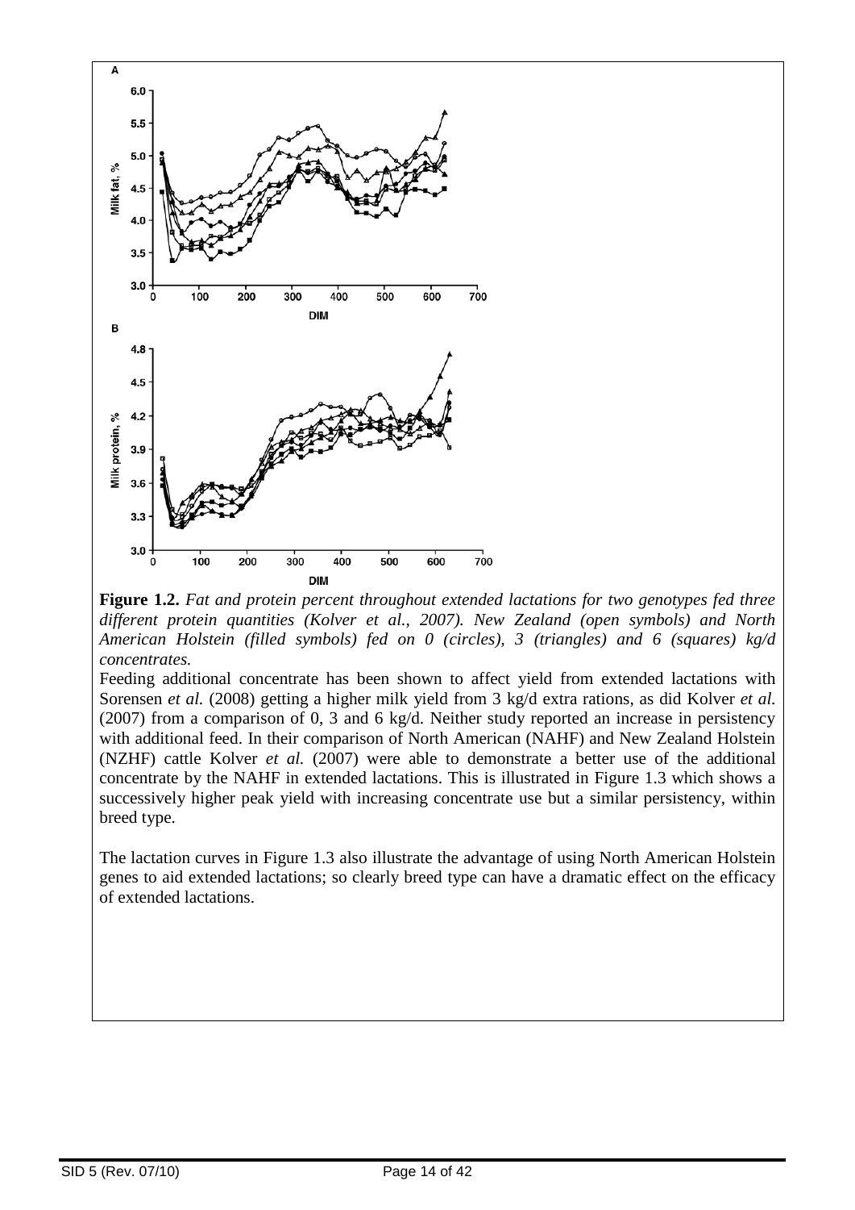**Figure 1.2.** *Fat and protein percent throughout extended lactations for two genotypes fed three different protein quantities (Kolver et al., 2007). New Zealand (open symbols) and North American Holstein (filled symbols) fed on 0 (circles), 3 (triangles) and 6 (squares) kg/d concentrates.*

Feeding additional concentrate has been shown to affect yield from extended lactations with Sorensen *et al.* (2008) getting a higher milk yield from 3 kg/d extra rations, as did Kolver *et al.* (2007) from a comparison of 0, 3 and 6 kg/d. Neither study reported an increase in persistency with additional feed. In their comparison of North American (NAHF) and New Zealand Holstein (NZHF) cattle Kolver *et al.* (2007) were able to demonstrate a better use of the additional concentrate by the NAHF in extended lactations. This is illustrated in Figure 1.3 which shows a successively higher peak yield with increasing concentrate use but a similar persistency, within breed type.

The lactation curves in Figure 1.3 also illustrate the advantage of using North American Holstein genes to aid extended lactations; so clearly breed type can have a dramatic effect on the efficacy of extended lactations.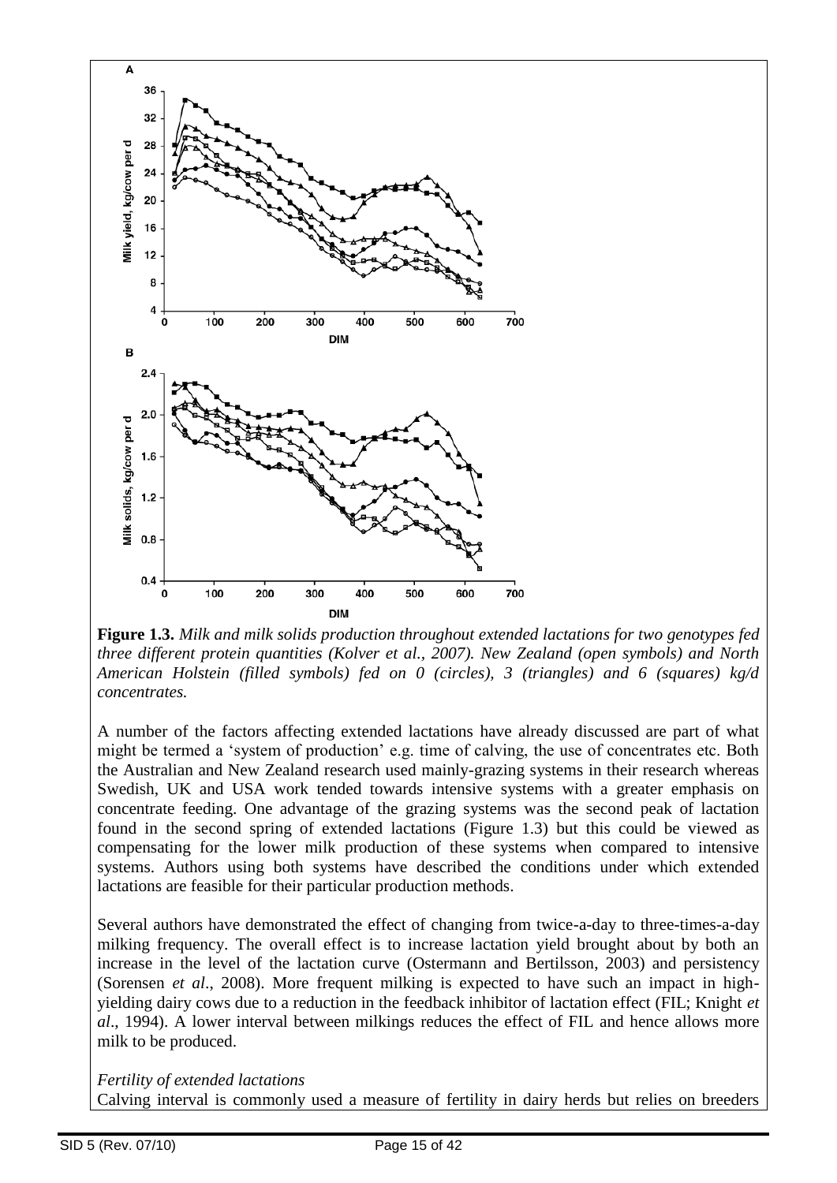**Figure 1.3.** *Milk and milk solids production throughout extended lactations for two genotypes fed three different protein quantities (Kolver et al., 2007). New Zealand (open symbols) and North American Holstein (filled symbols) fed on 0 (circles), 3 (triangles) and 6 (squares) kg/d concentrates.*

A number of the factors affecting extended lactations have already discussed are part of what might be termed a 'system of production' e.g. time of calving, the use of concentrates etc. Both the Australian and New Zealand research used mainly-grazing systems in their research whereas Swedish, UK and USA work tended towards intensive systems with a greater emphasis on concentrate feeding. One advantage of the grazing systems was the second peak of lactation found in the second spring of extended lactations (Figure 1.3) but this could be viewed as compensating for the lower milk production of these systems when compared to intensive systems. Authors using both systems have described the conditions under which extended lactations are feasible for their particular production methods.

Several authors have demonstrated the effect of changing from twice-a-day to three-times-a-day milking frequency. The overall effect is to increase lactation yield brought about by both an increase in the level of the lactation curve (Ostermann and Bertilsson, 2003) and persistency (Sorensen *et al*., 2008). More frequent milking is expected to have such an impact in high-yielding dairy cows due to a reduction in the feedback inhibitor of lactation effect (FIL; Knight *et al*., 1994). A lower interval between milkings reduces the effect of FIL and hence allows more milk to be produced.

*Fertility of extended lactations*

Calving interval is commonly used a measure of fertility in dairy herds but relies on breeders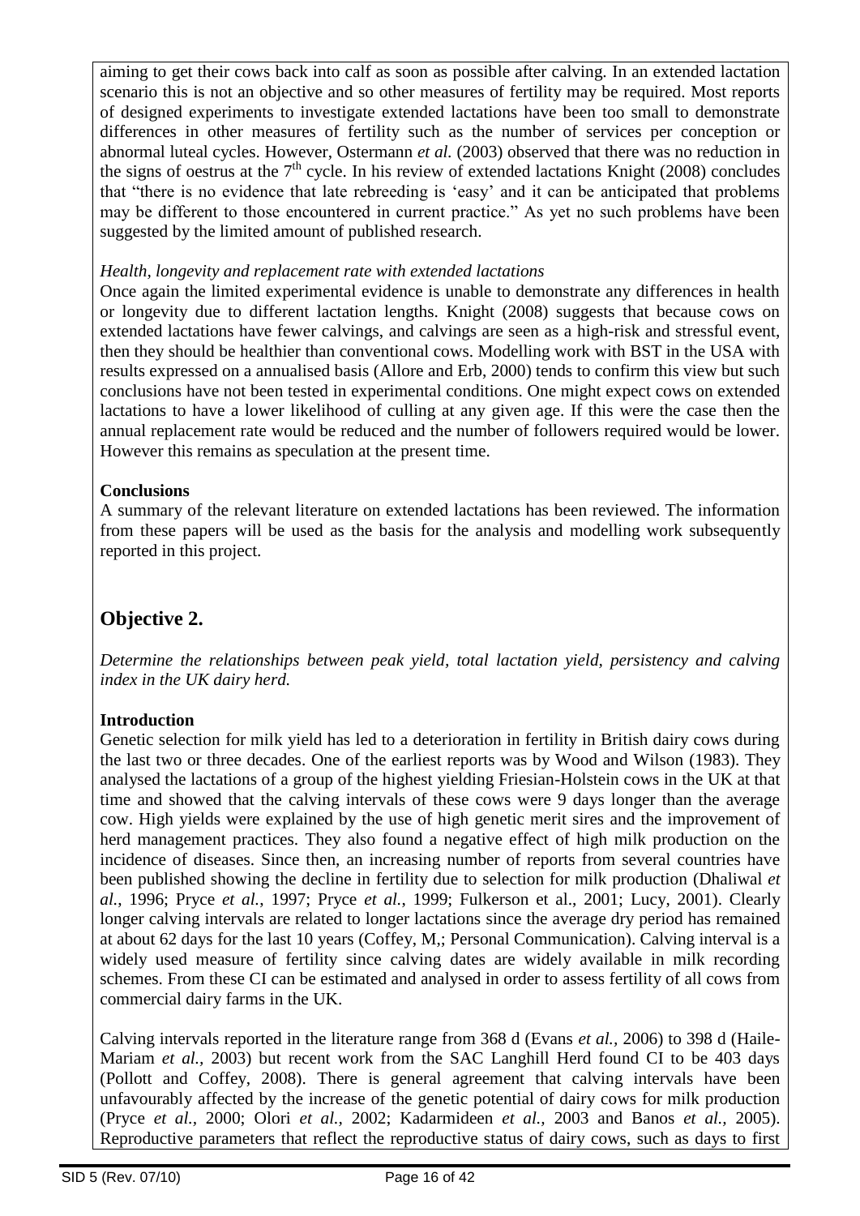aiming to get their cows back into calf as soon as possible after calving. In an extended lactation scenario this is not an objective and so other measures of fertility may be required. Most reports of designed experiments to investigate extended lactations have been too small to demonstrate differences in other measures of fertility such as the number of services per conception or abnormal luteal cycles. However, Ostermann *et al.* (2003) observed that there was no reduction in the signs of oestrus at the $7^{th}$ cycle. In his review of extended lactations Knight (2008) concludes that "there is no evidence that late rebreeding is 'easy' and it can be anticipated that problems may be different to those encountered in current practice." As yet no such problems have been suggested by the limited amount of published research.

*Health, longevity and replacement rate with extended lactations*

Once again the limited experimental evidence is unable to demonstrate any differences in health or longevity due to different lactation lengths. Knight (2008) suggests that because cows on extended lactations have fewer calvings, and calvings are seen as a high-risk and stressful event, then they should be healthier than conventional cows. Modelling work with BST in the USA with results expressed on a annualised basis (Allore and Erb, 2000) tends to confirm this view but such conclusions have not been tested in experimental conditions. One might expect cows on extended lactations to have a lower likelihood of culling at any given age. If this were the case then the annual replacement rate would be reduced and the number of followers required would be lower. However this remains as speculation at the present time.

**Conclusions**

A summary of the relevant literature on extended lactations has been reviewed. The information from these papers will be used as the basis for the analysis and modelling work subsequently reported in this project.

## Objective 2.

*Determine the relationships between peak yield, total lactation yield, persistency and calving index in the UK dairy herd.*

**Introduction**

Genetic selection for milk yield has led to a deterioration in fertility in British dairy cows during the last two or three decades. One of the earliest reports was by Wood and Wilson (1983). They analysed the lactations of a group of the highest yielding Friesian-Holstein cows in the UK at that time and showed that the calving intervals of these cows were 9 days longer than the average cow. High yields were explained by the use of high genetic merit sires and the improvement of herd management practices. They also found a negative effect of high milk production on the incidence of diseases. Since then, an increasing number of reports from several countries have been published showing the decline in fertility due to selection for milk production (Dhaliwal *et al.*, 1996; Pryce *et al.*, 1997; Pryce *et al.*, 1999; Fulkerson et al., 2001; Lucy, 2001). Clearly longer calving intervals are related to longer lactations since the average dry period has remained at about 62 days for the last 10 years (Coffey, M,; Personal Communication). Calving interval is a widely used measure of fertility since calving dates are widely available in milk recording schemes. From these CI can be estimated and analysed in order to assess fertility of all cows from commercial dairy farms in the UK.

Calving intervals reported in the literature range from 368 d (Evans *et al.*, 2006) to 398 d (Haile-Mariam *et al.*, 2003) but recent work from the SAC Langhill Herd found CI to be 403 days (Pollott and Coffey, 2008). There is general agreement that calving intervals have been unfavourably affected by the increase of the genetic potential of dairy cows for milk production (Pryce *et al.*, 2000; Olori *et al.*, 2002; Kadarmideen *et al.*, 2003 and Banos *et al.*, 2005). Reproductive parameters that reflect the reproductive status of dairy cows, such as days to first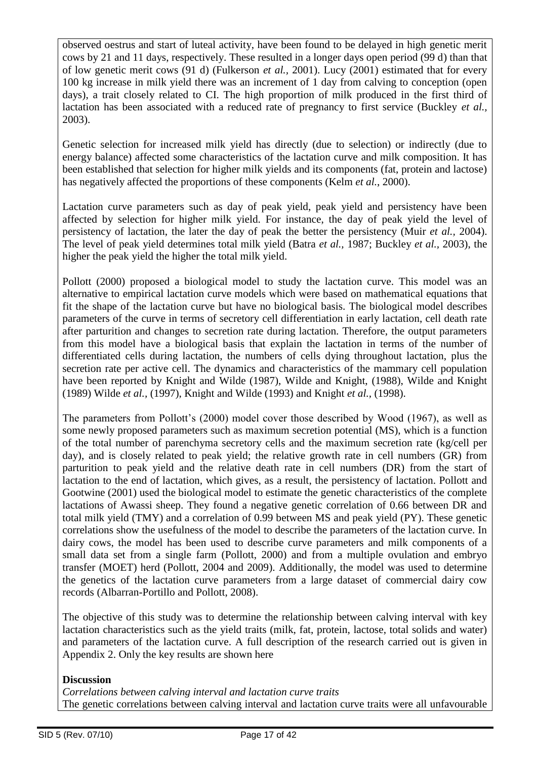observed oestrus and start of luteal activity, have been found to be delayed in high genetic merit cows by 21 and 11 days, respectively. These resulted in a longer days open period (99 d) than that of low genetic merit cows (91 d) (Fulkerson *et al.*, 2001). Lucy (2001) estimated that for every 100 kg increase in milk yield there was an increment of 1 day from calving to conception (open days), a trait closely related to CI. The high proportion of milk produced in the first third of lactation has been associated with a reduced rate of pregnancy to first service (Buckley *et al.*, 2003).

Genetic selection for increased milk yield has directly (due to selection) or indirectly (due to energy balance) affected some characteristics of the lactation curve and milk composition. It has been established that selection for higher milk yields and its components (fat, protein and lactose) has negatively affected the proportions of these components (Kelm *et al.*, 2000).

Lactation curve parameters such as day of peak yield, peak yield and persistency have been affected by selection for higher milk yield. For instance, the day of peak yield the level of persistency of lactation, the later the day of peak the better the persistency (Muir *et al.*, 2004). The level of peak yield determines total milk yield (Batra *et al.*, 1987; Buckley *et al.*, 2003), the higher the peak yield the higher the total milk yield.

Pollott (2000) proposed a biological model to study the lactation curve. This model was an alternative to empirical lactation curve models which were based on mathematical equations that fit the shape of the lactation curve but have no biological basis. The biological model describes parameters of the curve in terms of secretory cell differentiation in early lactation, cell death rate after parturition and changes to secretion rate during lactation. Therefore, the output parameters from this model have a biological basis that explain the lactation in terms of the number of differentiated cells during lactation, the numbers of cells dying throughout lactation, plus the secretion rate per active cell. The dynamics and characteristics of the mammary cell population have been reported by Knight and Wilde (1987), Wilde and Knight, (1988), Wilde and Knight (1989) Wilde *et al.*, (1997), Knight and Wilde (1993) and Knight *et al.*, (1998).

The parameters from Pollott's (2000) model cover those described by Wood (1967), as well as some newly proposed parameters such as maximum secretion potential (MS), which is a function of the total number of parenchyma secretory cells and the maximum secretion rate (kg/cell per day), and is closely related to peak yield; the relative growth rate in cell numbers (GR) from parturition to peak yield and the relative death rate in cell numbers (DR) from the start of lactation to the end of lactation, which gives, as a result, the persistency of lactation. Pollott and Gootwine (2001) used the biological model to estimate the genetic characteristics of the complete lactations of Awassi sheep. They found a negative genetic correlation of 0.66 between DR and total milk yield (TMY) and a correlation of 0.99 between MS and peak yield (PY). These genetic correlations show the usefulness of the model to describe the parameters of the lactation curve. In dairy cows, the model has been used to describe curve parameters and milk components of a small data set from a single farm (Pollott, 2000) and from a multiple ovulation and embryo transfer (MOET) herd (Pollott, 2004 and 2009). Additionally, the model was used to determine the genetics of the lactation curve parameters from a large dataset of commercial dairy cow records (Albarran-Portillo and Pollott, 2008).

The objective of this study was to determine the relationship between calving interval with key lactation characteristics such as the yield traits (milk, fat, protein, lactose, total solids and water) and parameters of the lactation curve. A full description of the research carried out is given in Appendix 2. Only the key results are shown here

**Discussion**

*Correlations between calving interval and lactation curve traits*

The genetic correlations between calving interval and lactation curve traits were all unfavourable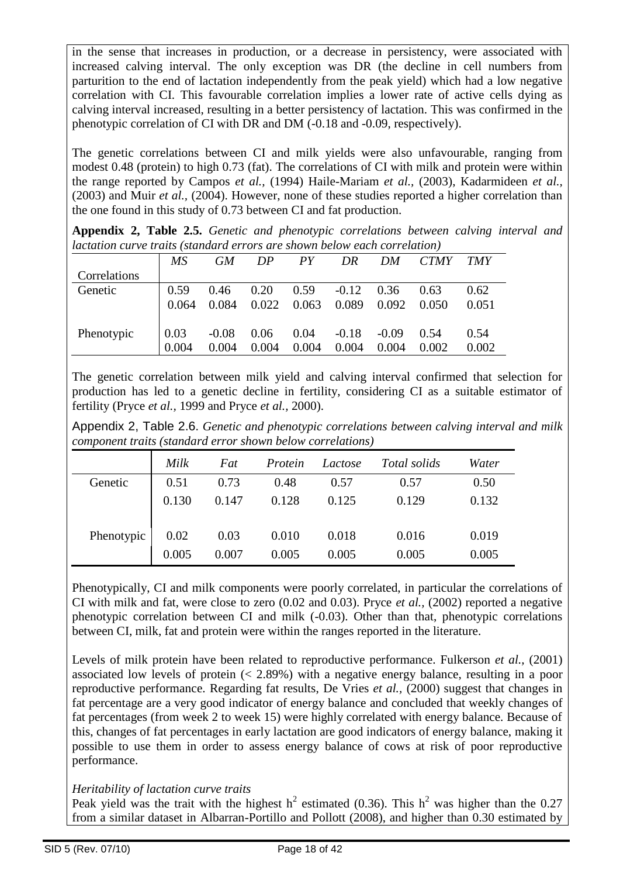in the sense that increases in production, or a decrease in persistency, were associated with increased calving interval. The only exception was DR (the decline in cell numbers from parturition to the end of lactation independently from the peak yield) which had a low negative correlation with CI. This favourable correlation implies a lower rate of active cells dying as calving interval increased, resulting in a better persistency of lactation. This was confirmed in the phenotypic correlation of CI with DR and DM (-0.18 and -0.09, respectively).

The genetic correlations between CI and milk yields were also unfavourable, ranging from modest 0.48 (protein) to high 0.73 (fat). The correlations of CI with milk and protein were within the range reported by Campos *et al.,* (1994) Haile-Mariam *et al.,* (2003), Kadarmideen *et al.,* (2003) and Muir *et al.,* (2004). However, none of these studies reported a higher correlation than the one found in this study of 0.73 between CI and fat production.

**Appendix 2, Table 2.5.** *Genetic and phenotypic correlations between calving interval and lactation curve traits (standard errors are shown below each correlation)*

| Correlations | *MS* | *GM* | *DP* | *PY* | *DR* | *DM* | *CTMY* | *TMY* |
|---|---|---|---|---|---|---|---|---|
| Genetic | 0.59 | 0.46 | 0.20 | 0.59 | -0.12 | 0.36 | 0.63 | 0.62 |
| | 0.064 | 0.084 | 0.022 | 0.063 | 0.089 | 0.092 | 0.050 | 0.051 |
| Phenotypic | 0.03 | -0.08 | 0.06 | 0.04 | -0.18 | -0.09 | 0.54 | 0.54 |
| | 0.004 | 0.004 | 0.004 | 0.004 | 0.004 | 0.004 | 0.002 | 0.002 |

The genetic correlation between milk yield and calving interval confirmed that selection for production has led to a genetic decline in fertility, considering CI as a suitable estimator of fertility (Pryce *et al.,* 1999 and Pryce *et al.,* 2000).

Appendix 2, Table 2.6. *Genetic and phenotypic correlations between calving interval and milk component traits (standard error shown below correlations)*

| | *Milk* | *Fat* | *Protein* | *Lactose* | *Total solids* | *Water* |
|---|---|---|---|---|---|---|
| Genetic | 0.51 | 0.73 | 0.48 | 0.57 | 0.57 | 0.50 |
| | 0.130 | 0.147 | 0.128 | 0.125 | 0.129 | 0.132 |
| Phenotypic | 0.02 | 0.03 | 0.010 | 0.018 | 0.016 | 0.019 |
| | 0.005 | 0.007 | 0.005 | 0.005 | 0.005 | 0.005 |

Phenotypically, CI and milk components were poorly correlated, in particular the correlations of CI with milk and fat, were close to zero (0.02 and 0.03). Pryce *et al.,* (2002) reported a negative phenotypic correlation between CI and milk (-0.03). Other than that, phenotypic correlations between CI, milk, fat and protein were within the ranges reported in the literature.

Levels of milk protein have been related to reproductive performance. Fulkerson *et al.,* (2001) associated low levels of protein (< 2.89%) with a negative energy balance, resulting in a poor reproductive performance. Regarding fat results, De Vries *et al.,* (2000) suggest that changes in fat percentage are a very good indicator of energy balance and concluded that weekly changes of fat percentages (from week 2 to week 15) were highly correlated with energy balance. Because of this, changes of fat percentages in early lactation are good indicators of energy balance, making it possible to use them in order to assess energy balance of cows at risk of poor reproductive performance.

*Heritability of lactation curve traits*

Peak yield was the trait with the highest $h^2$ estimated (0.36). This $h^2$ was higher than the 0.27 from a similar dataset in Albarran-Portillo and Pollott (2008), and higher than 0.30 estimated by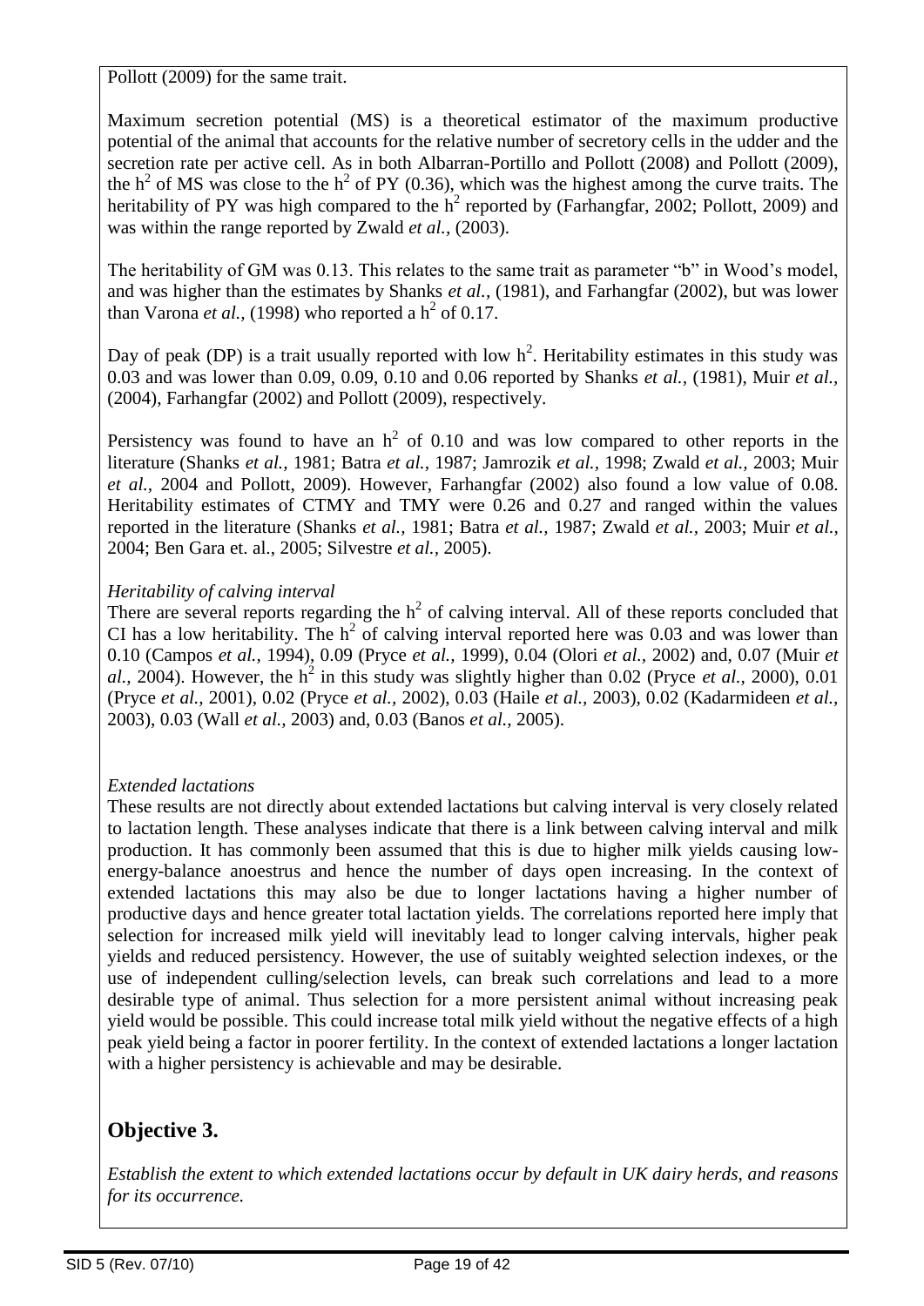Pollott (2009) for the same trait.

Maximum secretion potential (MS) is a theoretical estimator of the maximum productive potential of the animal that accounts for the relative number of secretory cells in the udder and the secretion rate per active cell. As in both Albarran-Portillo and Pollott (2008) and Pollott (2009), the $h^2$ of MS was close to the $h^2$ of PY (0.36), which was the highest among the curve traits. The heritability of PY was high compared to the $h^2$ reported by (Farhangfar, 2002; Pollott, 2009) and was within the range reported by Zwald *et al.,* (2003).

The heritability of GM was 0.13. This relates to the same trait as parameter "b" in Wood's model, and was higher than the estimates by Shanks *et al.,* (1981), and Farhangfar (2002), but was lower than Varona *et al.,* (1998) who reported a $h^2$ of 0.17.

Day of peak (DP) is a trait usually reported with low $h^2$. Heritability estimates in this study was 0.03 and was lower than 0.09, 0.09, 0.10 and 0.06 reported by Shanks *et al.,* (1981), Muir *et al.,* (2004), Farhangfar (2002) and Pollott (2009), respectively.

Persistency was found to have an $h^2$ of 0.10 and was low compared to other reports in the literature (Shanks *et al.,* 1981; Batra *et al.,* 1987; Jamrozik *et al.,* 1998; Zwald *et al.,* 2003; Muir *et al.,* 2004 and Pollott, 2009). However, Farhangfar (2002) also found a low value of 0.08. Heritability estimates of CTMY and TMY were 0.26 and 0.27 and ranged within the values reported in the literature (Shanks *et al.,* 1981; Batra *et al.,* 1987; Zwald *et al.,* 2003; Muir *et al.,* 2004; Ben Gara et. al., 2005; Silvestre *et al.,* 2005).

*Heritability of calving interval*

There are several reports regarding the $h^2$ of calving interval. All of these reports concluded that CI has a low heritability. The $h^2$ of calving interval reported here was 0.03 and was lower than 0.10 (Campos *et al.,* 1994), 0.09 (Pryce *et al.,* 1999), 0.04 (Olori *et al.,* 2002) and, 0.07 (Muir *et al.,* 2004). However, the $h^2$ in this study was slightly higher than 0.02 (Pryce *et al.,* 2000), 0.01 (Pryce *et al.,* 2001), 0.02 (Pryce *et al.,* 2002), 0.03 (Haile *et al.,* 2003), 0.02 (Kadarmideen *et al.,* 2003), 0.03 (Wall *et al.,* 2003) and, 0.03 (Banos *et al.,* 2005).

*Extended lactations*

These results are not directly about extended lactations but calving interval is very closely related to lactation length. These analyses indicate that there is a link between calving interval and milk production. It has commonly been assumed that this is due to higher milk yields causing low-energy-balance anoestrus and hence the number of days open increasing. In the context of extended lactations this may also be due to longer lactations having a higher number of productive days and hence greater total lactation yields. The correlations reported here imply that selection for increased milk yield will inevitably lead to longer calving intervals, higher peak yields and reduced persistency. However, the use of suitably weighted selection indexes, or the use of independent culling/selection levels, can break such correlations and lead to a more desirable type of animal. Thus selection for a more persistent animal without increasing peak yield would be possible. This could increase total milk yield without the negative effects of a high peak yield being a factor in poorer fertility. In the context of extended lactations a longer lactation with a higher persistency is achievable and may be desirable.

## Objective 3.

*Establish the extent to which extended lactations occur by default in UK dairy herds, and reasons for its occurrence.*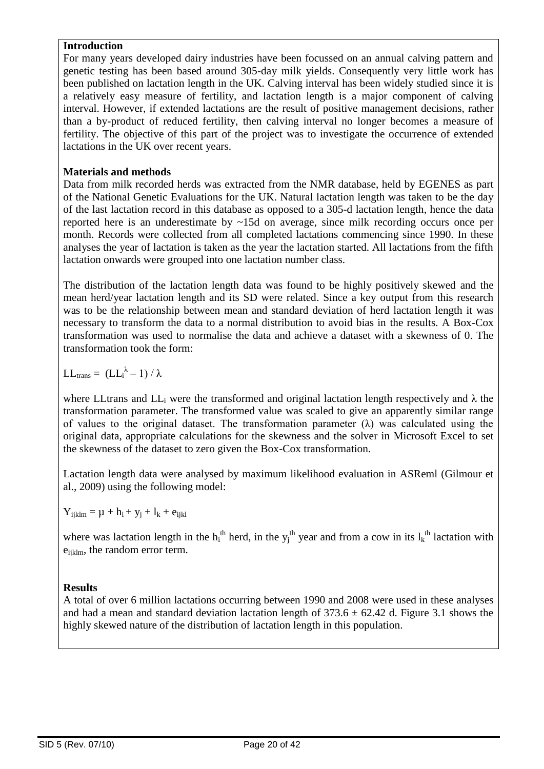## Introduction

For many years developed dairy industries have been focussed on an annual calving pattern and genetic testing has been based around 305-day milk yields. Consequently very little work has been published on lactation length in the UK. Calving interval has been widely studied since it is a relatively easy measure of fertility, and lactation length is a major component of calving interval. However, if extended lactations are the result of positive management decisions, rather than a by-product of reduced fertility, then calving interval no longer becomes a measure of fertility. The objective of this part of the project was to investigate the occurrence of extended lactations in the UK over recent years.

## Materials and methods

Data from milk recorded herds was extracted from the NMR database, held by EGENES as part of the National Genetic Evaluations for the UK. Natural lactation length was taken to be the day of the last lactation record in this database as opposed to a 305-d lactation length, hence the data reported here is an underestimate by ~15d on average, since milk recording occurs once per month. Records were collected from all completed lactations commencing since 1990. In these analyses the year of lactation is taken as the year the lactation started. All lactations from the fifth lactation onwards were grouped into one lactation number class.

The distribution of the lactation length data was found to be highly positively skewed and the mean herd/year lactation length and its SD were related. Since a key output from this research was to be the relationship between mean and standard deviation of herd lactation length it was necessary to transform the data to a normal distribution to avoid bias in the results. A Box-Cox transformation was used to normalise the data and achieve a dataset with a skewness of 0. The transformation took the form:

$$LL_{trans} = (LL_i^{\lambda} - 1) / \lambda$$

where LLtrans and $LL_i$ were the transformed and original lactation length respectively and $\lambda$ the transformation parameter. The transformed value was scaled to give an apparently similar range of values to the original dataset. The transformation parameter ($\lambda$) was calculated using the original data, appropriate calculations for the skewness and the solver in Microsoft Excel to set the skewness of the dataset to zero given the Box-Cox transformation.

Lactation length data were analysed by maximum likelihood evaluation in ASReml (Gilmour et al., 2009) using the following model:

$$Y_{ijklm} = \mu + h_i + y_j + l_k + e_{ijkl}$$

where was lactation length in the $h_i^{th}$ herd, in the $y_j^{th}$ year and from a cow in its $l_k^{th}$ lactation with $e_{ijklm}$, the random error term.

## Results

A total of over 6 million lactations occurring between 1990 and 2008 were used in these analyses and had a mean and standard deviation lactation length of 373.6 ± 62.42 d. Figure 3.1 shows the highly skewed nature of the distribution of lactation length in this population.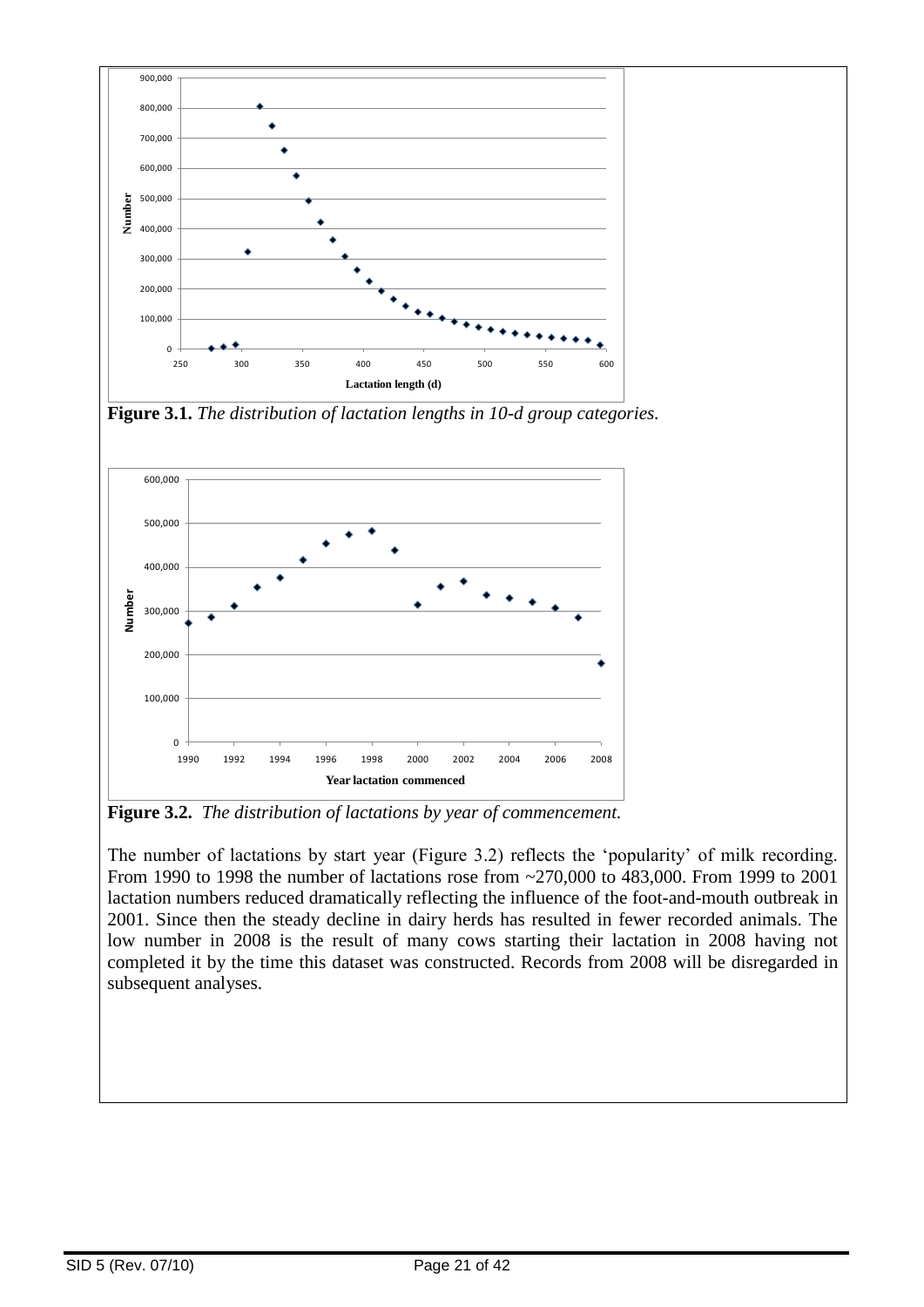**Figure 3.1.** *The distribution of lactation lengths in 10-d group categories.*

**Figure 3.2.** *The distribution of lactations by year of commencement.*

The number of lactations by start year (Figure 3.2) reflects the 'popularity' of milk recording. From 1990 to 1998 the number of lactations rose from ~270,000 to 483,000. From 1999 to 2001 lactation numbers reduced dramatically reflecting the influence of the foot-and-mouth outbreak in 2001. Since then the steady decline in dairy herds has resulted in fewer recorded animals. The low number in 2008 is the result of many cows starting their lactation in 2008 having not completed it by the time this dataset was constructed. Records from 2008 will be disregarded in subsequent analyses.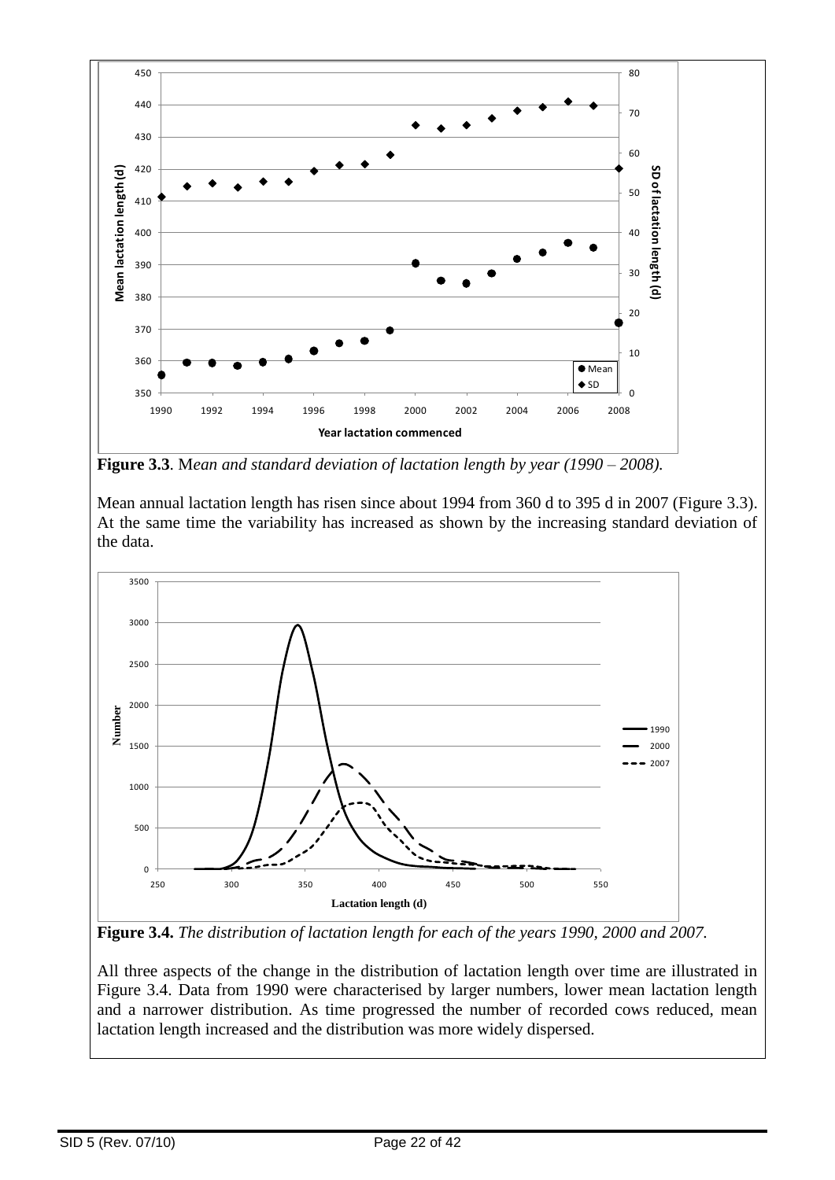**Figure 3.3**. *Mean and standard deviation of lactation length by year (1990 – 2008).*

Mean annual lactation length has risen since about 1994 from 360 d to 395 d in 2007 (Figure 3.3). At the same time the variability has increased as shown by the increasing standard deviation of the data.

**Figure 3.4.** *The distribution of lactation length for each of the years 1990, 2000 and 2007.*

All three aspects of the change in the distribution of lactation length over time are illustrated in Figure 3.4. Data from 1990 were characterised by larger numbers, lower mean lactation length and a narrower distribution. As time progressed the number of recorded cows reduced, mean lactation length increased and the distribution was more widely dispersed.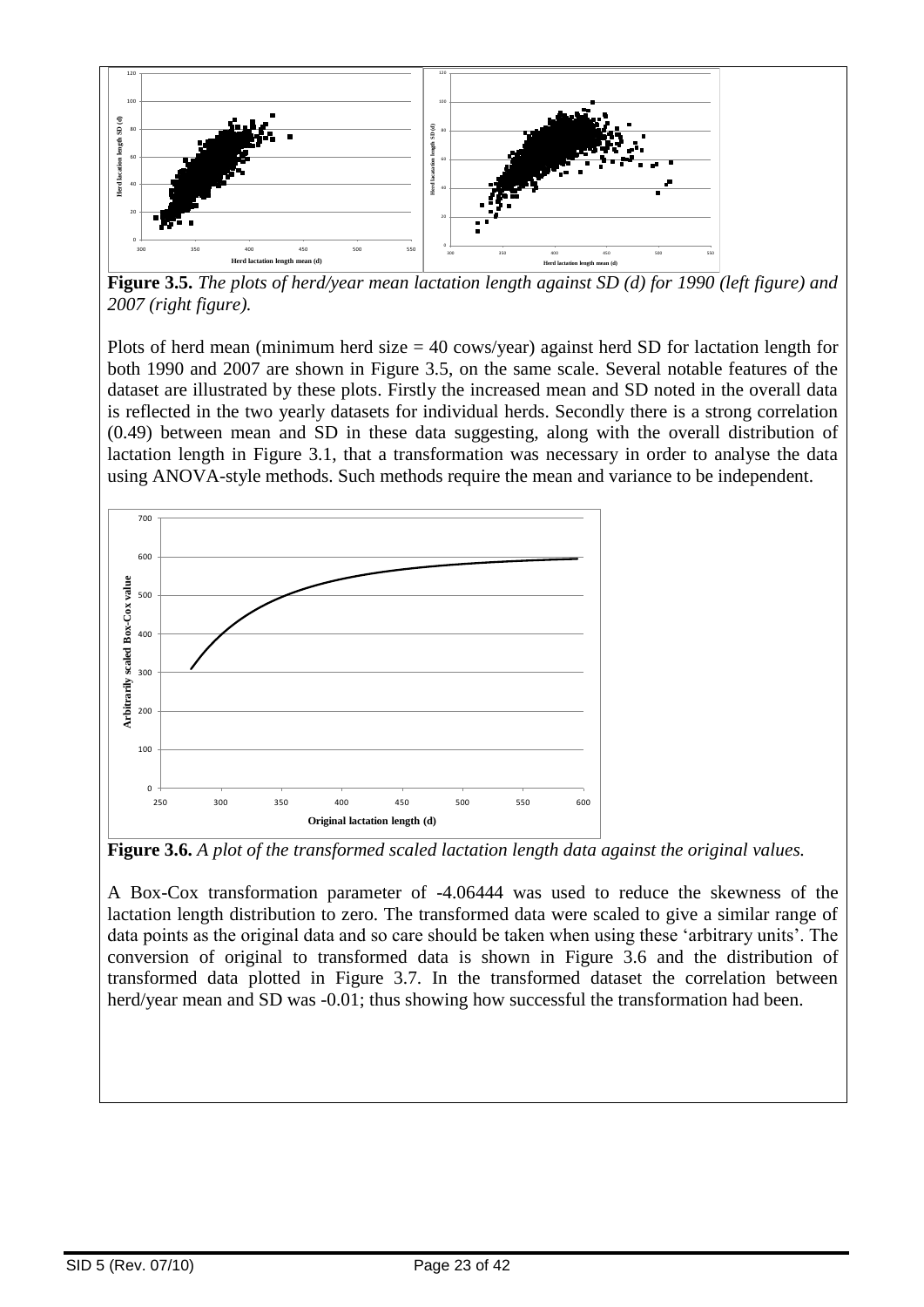**Figure 3.5.** *The plots of herd/year mean lactation length against SD (d) for 1990 (left figure) and 2007 (right figure).*

Plots of herd mean (minimum herd size = 40 cows/year) against herd SD for lactation length for both 1990 and 2007 are shown in Figure 3.5, on the same scale. Several notable features of the dataset are illustrated by these plots. Firstly the increased mean and SD noted in the overall data is reflected in the two yearly datasets for individual herds. Secondly there is a strong correlation (0.49) between mean and SD in these data suggesting, along with the overall distribution of lactation length in Figure 3.1, that a transformation was necessary in order to analyse the data using ANOVA-style methods. Such methods require the mean and variance to be independent.

**Figure 3.6.** *A plot of the transformed scaled lactation length data against the original values.*

A Box-Cox transformation parameter of -4.06444 was used to reduce the skewness of the lactation length distribution to zero. The transformed data were scaled to give a similar range of data points as the original data and so care should be taken when using these 'arbitrary units'. The conversion of original to transformed data is shown in Figure 3.6 and the distribution of transformed data plotted in Figure 3.7. In the transformed dataset the correlation between herd/year mean and SD was -0.01; thus showing how successful the transformation had been.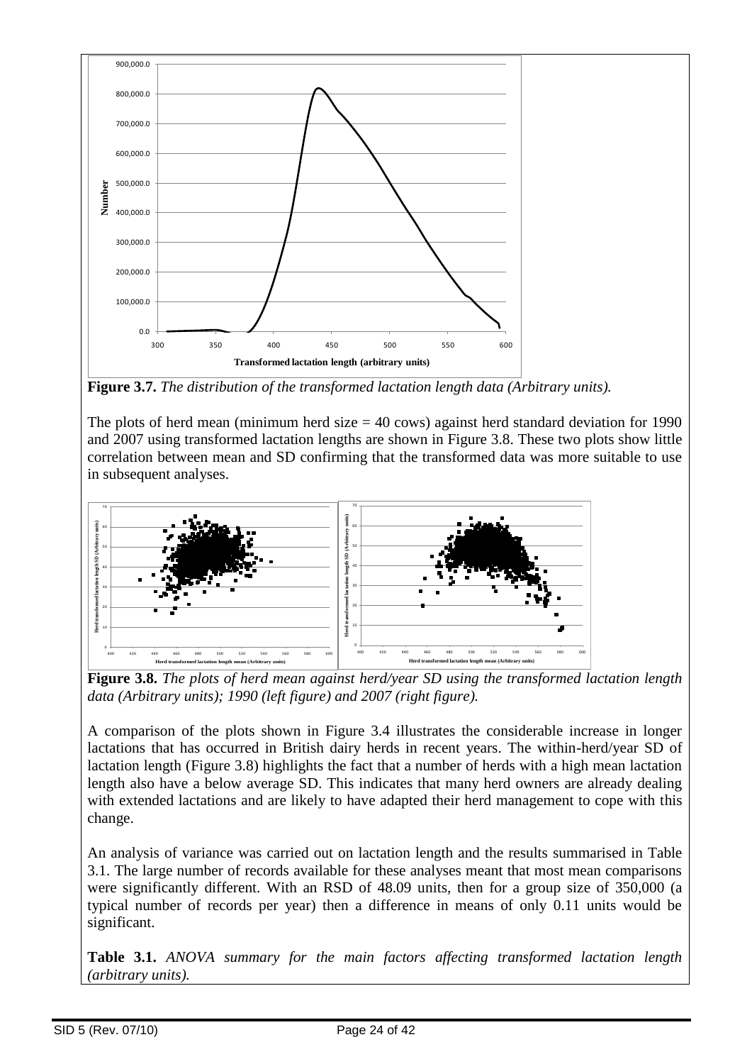**Figure 3.7.** *The distribution of the transformed lactation length data (Arbitrary units).*

The plots of herd mean (minimum herd size = 40 cows) against herd standard deviation for 1990 and 2007 using transformed lactation lengths are shown in Figure 3.8. These two plots show little correlation between mean and SD confirming that the transformed data was more suitable to use in subsequent analyses.

**Figure 3.8.** *The plots of herd mean against herd/year SD using the transformed lactation length data (Arbitrary units); 1990 (left figure) and 2007 (right figure).*

A comparison of the plots shown in Figure 3.4 illustrates the considerable increase in longer lactations that has occurred in British dairy herds in recent years. The within-herd/year SD of lactation length (Figure 3.8) highlights the fact that a number of herds with a high mean lactation length also have a below average SD. This indicates that many herd owners are already dealing with extended lactations and are likely to have adapted their herd management to cope with this change.

An analysis of variance was carried out on lactation length and the results summarised in Table 3.1. The large number of records available for these analyses meant that most mean comparisons were significantly different. With an RSD of 48.09 units, then for a group size of 350,000 (a typical number of records per year) then a difference in means of only 0.11 units would be significant.

**Table 3.1.** *ANOVA summary for the main factors affecting transformed lactation length (arbitrary units).*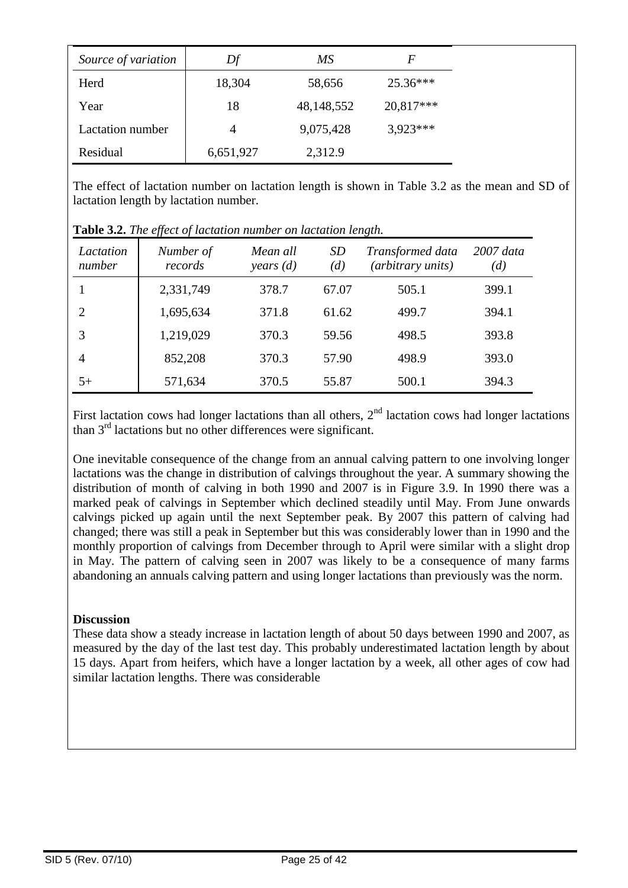| *Source of variation* | *Df* | *MS* | *F* |
|---|---|---|---|
| Herd | 18,304 | 58,656 | 25.36*** |
| Year | 18 | 48,148,552 | 20,817*** |
| Lactation number | 4 | 9,075,428 | 3,923*** |
| Residual | 6,651,927 | 2,312.9 | |

The effect of lactation number on lactation length is shown in Table 3.2 as the mean and SD of lactation length by lactation number.

**Table 3.2.** *The effect of lactation number on lactation length.*

| *Lactation number* | *Number of records* | *Mean all years (d)* | *SD (d)* | *Transformed data (arbitrary units)* | *2007 data (d)* |
|---|---|---|---|---|---|
| 1 | 2,331,749 | 378.7 | 67.07 | 505.1 | 399.1 |
| 2 | 1,695,634 | 371.8 | 61.62 | 499.7 | 394.1 |
| 3 | 1,219,029 | 370.3 | 59.56 | 498.5 | 393.8 |
| 4 | 852,208 | 370.3 | 57.90 | 498.9 | 393.0 |
| 5+ | 571,634 | 370.5 | 55.87 | 500.1 | 394.3 |

First lactation cows had longer lactations than all others, 2nd lactation cows had longer lactations than 3rd lactations but no other differences were significant.

One inevitable consequence of the change from an annual calving pattern to one involving longer lactations was the change in distribution of calvings throughout the year. A summary showing the distribution of month of calving in both 1990 and 2007 is in Figure 3.9. In 1990 there was a marked peak of calvings in September which declined steadily until May. From June onwards calvings picked up again until the next September peak. By 2007 this pattern of calving had changed; there was still a peak in September but this was considerably lower than in 1990 and the monthly proportion of calvings from December through to April were similar with a slight drop in May. The pattern of calving seen in 2007 was likely to be a consequence of many farms abandoning an annuals calving pattern and using longer lactations than previously was the norm.

**Discussion**

These data show a steady increase in lactation length of about 50 days between 1990 and 2007, as measured by the day of the last test day. This probably underestimated lactation length by about 15 days. Apart from heifers, which have a longer lactation by a week, all other ages of cow had similar lactation lengths. There was considerable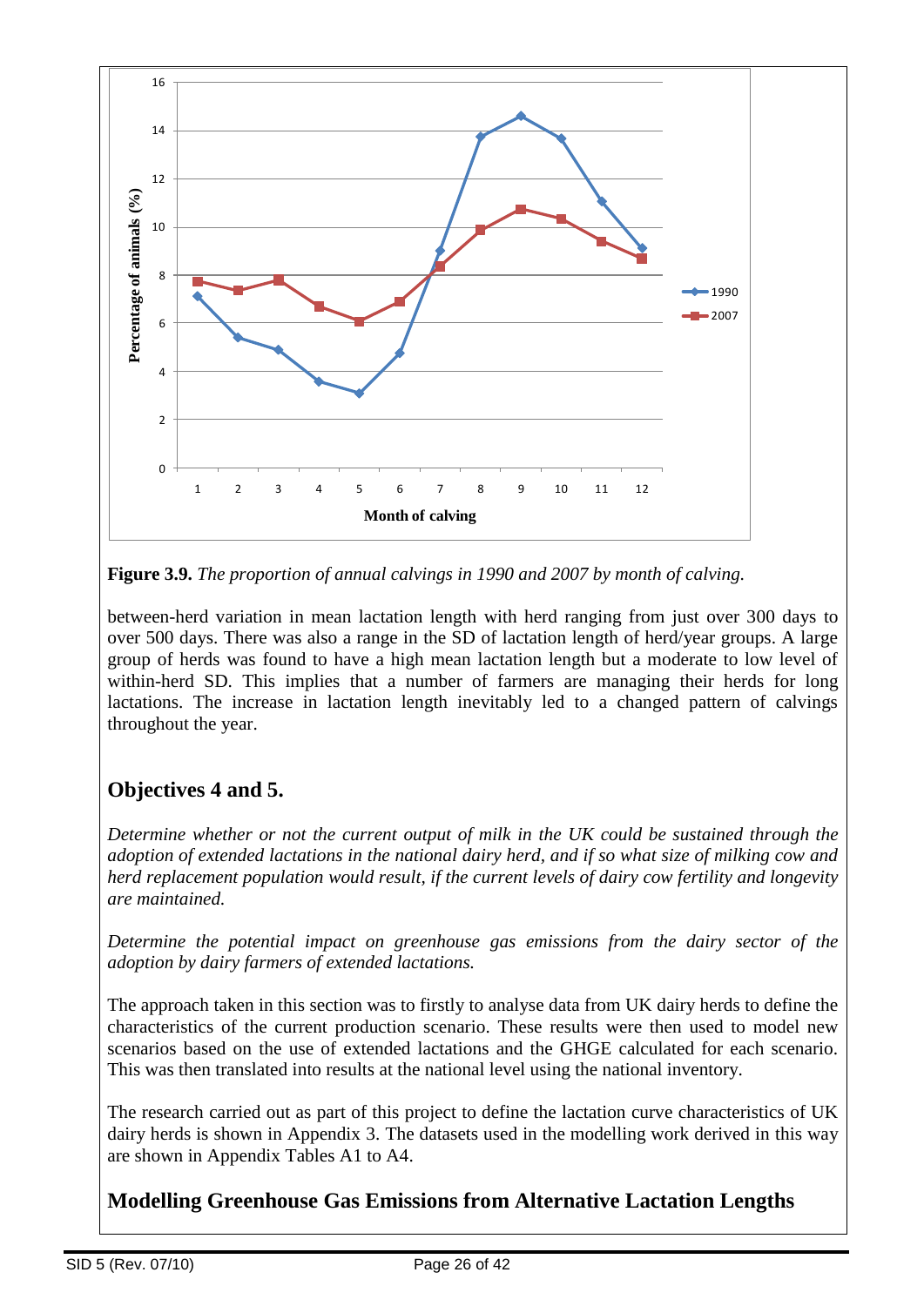**Figure 3.9.** *The proportion of annual calvings in 1990 and 2007 by month of calving.*

between-herd variation in mean lactation length with herd ranging from just over 300 days to over 500 days. There was also a range in the SD of lactation length of herd/year groups. A large group of herds was found to have a high mean lactation length but a moderate to low level of within-herd SD. This implies that a number of farmers are managing their herds for long lactations. The increase in lactation length inevitably led to a changed pattern of calvings throughout the year.

## Objectives 4 and 5.

*Determine whether or not the current output of milk in the UK could be sustained through the adoption of extended lactations in the national dairy herd, and if so what size of milking cow and herd replacement population would result, if the current levels of dairy cow fertility and longevity are maintained.*

*Determine the potential impact on greenhouse gas emissions from the dairy sector of the adoption by dairy farmers of extended lactations.*

The approach taken in this section was to firstly to analyse data from UK dairy herds to define the characteristics of the current production scenario. These results were then used to model new scenarios based on the use of extended lactations and the GHGE calculated for each scenario. This was then translated into results at the national level using the national inventory.

The research carried out as part of this project to define the lactation curve characteristics of UK dairy herds is shown in Appendix 3. The datasets used in the modelling work derived in this way are shown in Appendix Tables A1 to A4.

## Modelling Greenhouse Gas Emissions from Alternative Lactation Lengths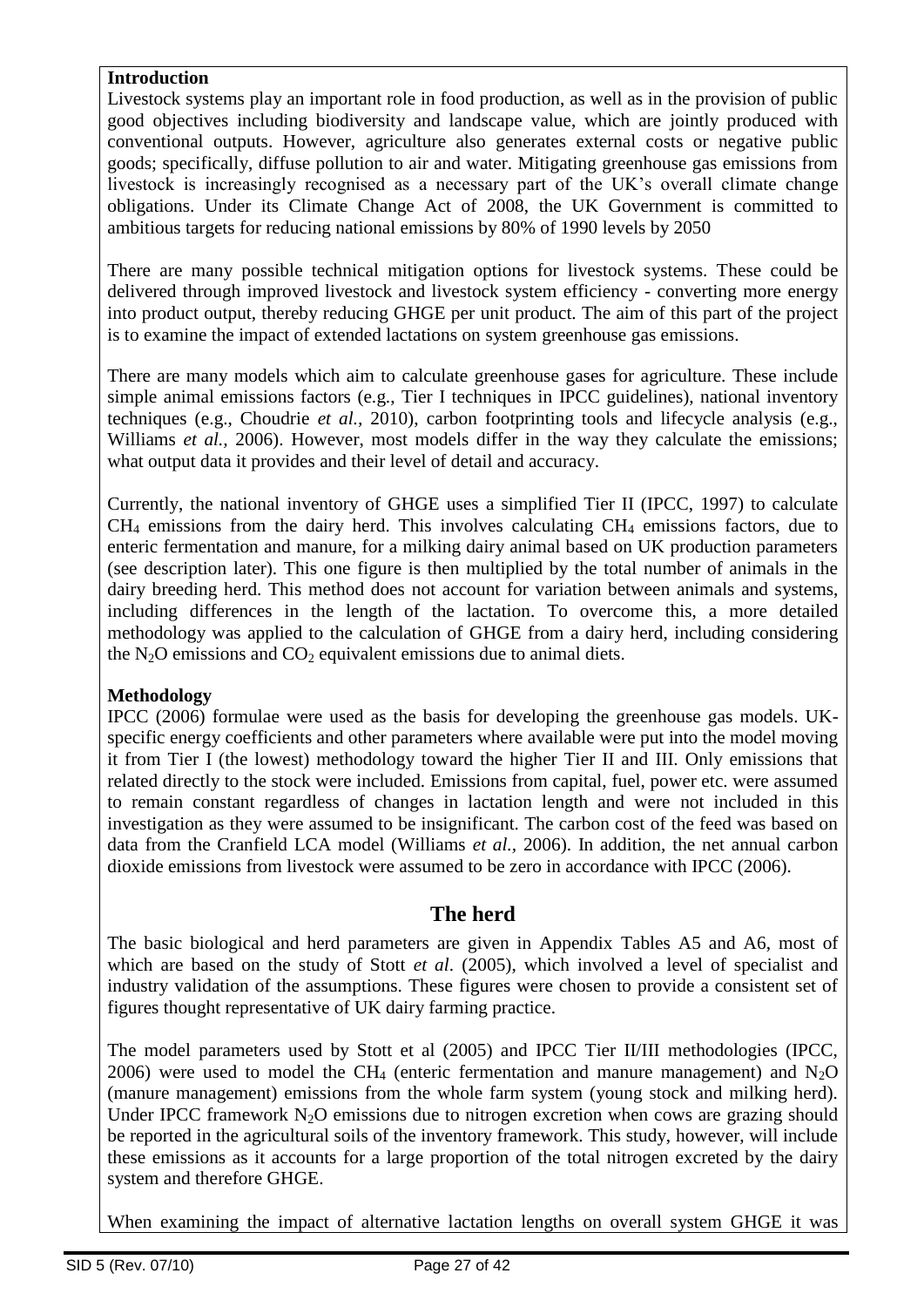**Introduction**

Livestock systems play an important role in food production, as well as in the provision of public good objectives including biodiversity and landscape value, which are jointly produced with conventional outputs. However, agriculture also generates external costs or negative public goods; specifically, diffuse pollution to air and water. Mitigating greenhouse gas emissions from livestock is increasingly recognised as a necessary part of the UK's overall climate change obligations. Under its Climate Change Act of 2008, the UK Government is committed to ambitious targets for reducing national emissions by 80% of 1990 levels by 2050

There are many possible technical mitigation options for livestock systems. These could be delivered through improved livestock and livestock system efficiency - converting more energy into product output, thereby reducing GHGE per unit product. The aim of this part of the project is to examine the impact of extended lactations on system greenhouse gas emissions.

There are many models which aim to calculate greenhouse gases for agriculture. These include simple animal emissions factors (e.g., Tier I techniques in IPCC guidelines), national inventory techniques (e.g., Choudrie *et al.,* 2010), carbon footprinting tools and lifecycle analysis (e.g., Williams *et al.,* 2006). However, most models differ in the way they calculate the emissions; what output data it provides and their level of detail and accuracy.

Currently, the national inventory of GHGE uses a simplified Tier II (IPCC, 1997) to calculate $CH_4$ emissions from the dairy herd. This involves calculating $CH_4$ emissions factors, due to enteric fermentation and manure, for a milking dairy animal based on UK production parameters (see description later). This one figure is then multiplied by the total number of animals in the dairy breeding herd. This method does not account for variation between animals and systems, including differences in the length of the lactation. To overcome this, a more detailed methodology was applied to the calculation of GHGE from a dairy herd, including considering the $N_2O$ emissions and $CO_2$ equivalent emissions due to animal diets.

**Methodology**

IPCC (2006) formulae were used as the basis for developing the greenhouse gas models. UK-specific energy coefficients and other parameters where available were put into the model moving it from Tier I (the lowest) methodology toward the higher Tier II and III. Only emissions that related directly to the stock were included. Emissions from capital, fuel, power etc. were assumed to remain constant regardless of changes in lactation length and were not included in this investigation as they were assumed to be insignificant. The carbon cost of the feed was based on data from the Cranfield LCA model (Williams *et al.,* 2006). In addition, the net annual carbon dioxide emissions from livestock were assumed to be zero in accordance with IPCC (2006).

## The herd

The basic biological and herd parameters are given in Appendix Tables A5 and A6, most of which are based on the study of Stott *et al*. (2005), which involved a level of specialist and industry validation of the assumptions. These figures were chosen to provide a consistent set of figures thought representative of UK dairy farming practice.

The model parameters used by Stott et al (2005) and IPCC Tier II/III methodologies (IPCC, 2006) were used to model the $CH_4$ (enteric fermentation and manure management) and $N_2O$ (manure management) emissions from the whole farm system (young stock and milking herd). Under IPCC framework $N_2O$ emissions due to nitrogen excretion when cows are grazing should be reported in the agricultural soils of the inventory framework. This study, however, will include these emissions as it accounts for a large proportion of the total nitrogen excreted by the dairy system and therefore GHGE.

When examining the impact of alternative lactation lengths on overall system GHGE it was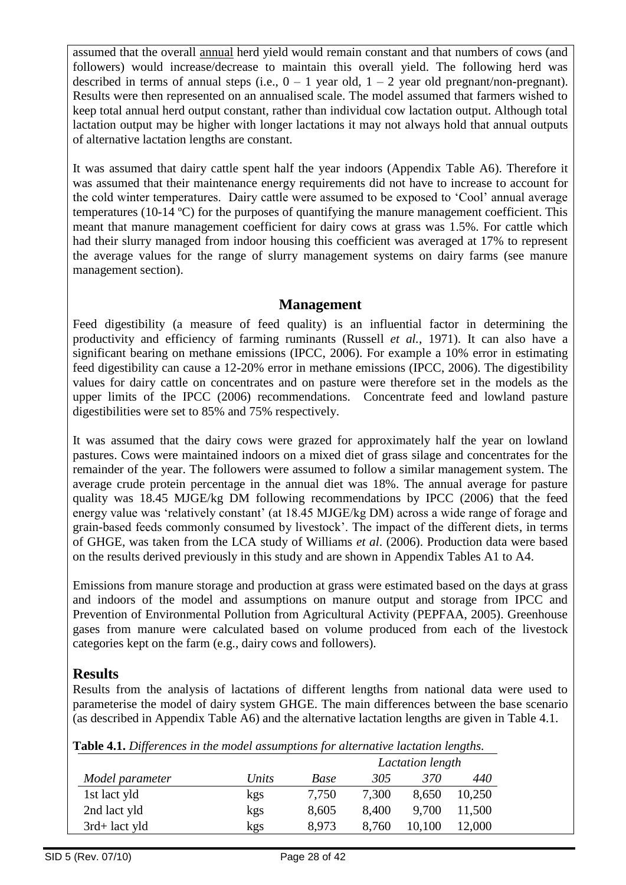assumed that the overall annual herd yield would remain constant and that numbers of cows (and followers) would increase/decrease to maintain this overall yield. The following herd was described in terms of annual steps (i.e., 0 – 1 year old, 1 – 2 year old pregnant/non-pregnant). Results were then represented on an annualised scale. The model assumed that farmers wished to keep total annual herd output constant, rather than individual cow lactation output. Although total lactation output may be higher with longer lactations it may not always hold that annual outputs of alternative lactation lengths are constant.

It was assumed that dairy cattle spent half the year indoors (Appendix Table A6). Therefore it was assumed that their maintenance energy requirements did not have to increase to account for the cold winter temperatures. Dairy cattle were assumed to be exposed to 'Cool' annual average temperatures (10-14 ºC) for the purposes of quantifying the manure management coefficient. This meant that manure management coefficient for dairy cows at grass was 1.5%. For cattle which had their slurry managed from indoor housing this coefficient was averaged at 17% to represent the average values for the range of slurry management systems on dairy farms (see manure management section).

## Management

Feed digestibility (a measure of feed quality) is an influential factor in determining the productivity and efficiency of farming ruminants (Russell *et al.*, 1971). It can also have a significant bearing on methane emissions (IPCC, 2006). For example a 10% error in estimating feed digestibility can cause a 12-20% error in methane emissions (IPCC, 2006). The digestibility values for dairy cattle on concentrates and on pasture were therefore set in the models as the upper limits of the IPCC (2006) recommendations. Concentrate feed and lowland pasture digestibilities were set to 85% and 75% respectively.

It was assumed that the dairy cows were grazed for approximately half the year on lowland pastures. Cows were maintained indoors on a mixed diet of grass silage and concentrates for the remainder of the year. The followers were assumed to follow a similar management system. The average crude protein percentage in the annual diet was 18%. The annual average for pasture quality was 18.45 MJGE/kg DM following recommendations by IPCC (2006) that the feed energy value was 'relatively constant' (at 18.45 MJGE/kg DM) across a wide range of forage and grain-based feeds commonly consumed by livestock'. The impact of the different diets, in terms of GHGE, was taken from the LCA study of Williams *et al*. (2006). Production data were based on the results derived previously in this study and are shown in Appendix Tables A1 to A4.

Emissions from manure storage and production at grass were estimated based on the days at grass and indoors of the model and assumptions on manure output and storage from IPCC and Prevention of Environmental Pollution from Agricultural Activity (PEPFAA, 2005). Greenhouse gases from manure were calculated based on volume produced from each of the livestock categories kept on the farm (e.g., dairy cows and followers).

## Results

Results from the analysis of lactations of different lengths from national data were used to parameterise the model of dairy system GHGE. The main differences between the base scenario (as described in Appendix Table A6) and the alternative lactation lengths are given in Table 4.1.

**Table 4.1.** *Differences in the model assumptions for alternative lactation lengths.*

| | | | *Lactation length* | | |
|---|---|---|---|---|---|
| *Model parameter* | *Units* | *Base* | *305* | *370* | *440* |
| 1st lact yld | kgs | 7,750 | 7,300 | 8,650 | 10,250 |
| 2nd lact yld | kgs | 8,605 | 8,400 | 9,700 | 11,500 |
| 3rd+ lact yld | kgs | 8,973 | 8,760 | 10,100 | 12,000 |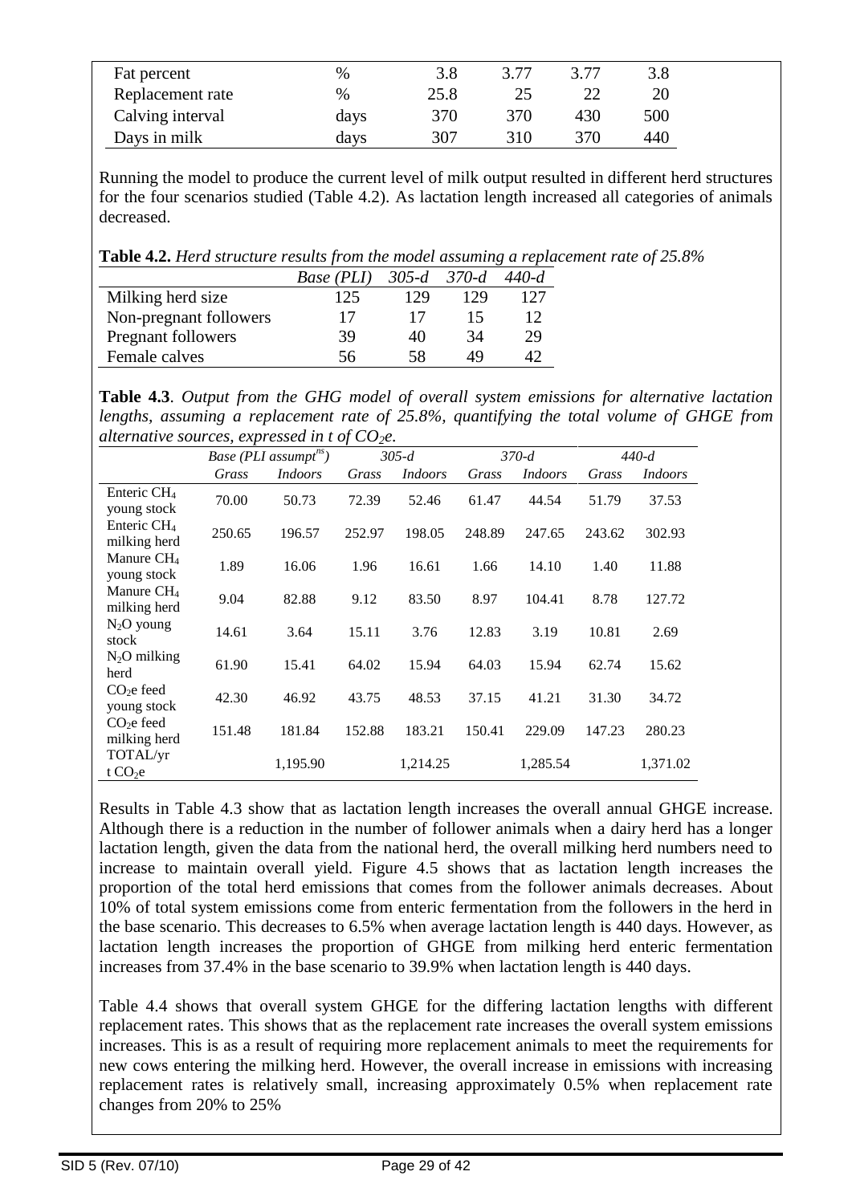| Fat percent | % | 3.8 | 3.77 | 3.77 | 3.8 |
|---|---|---|---|---|---|
| Replacement rate | % | 25.8 | 25 | 22 | 20 |
| Calving interval | days | 370 | 370 | 430 | 500 |
| Days in milk | days | 307 | 310 | 370 | 440 |

Running the model to produce the current level of milk output resulted in different herd structures for the four scenarios studied (Table 4.2). As lactation length increased all categories of animals decreased.

**Table 4.2.** *Herd structure results from the model assuming a replacement rate of 25.8%*

| | *Base (PLI)* | *305-d* | *370-d* | *440-d* |
|---|---|---|---|---|
| Milking herd size | 125 | 129 | 129 | 127 |
| Non-pregnant followers | 17 | 17 | 15 | 12 |
| Pregnant followers | 39 | 40 | 34 | 29 |
| Female calves | 56 | 58 | 49 | 42 |

**Table 4.3**. *Output from the GHG model of overall system emissions for alternative lactation lengths, assuming a replacement rate of 25.8%, quantifying the total volume of GHGE from alternative sources, expressed in t of $CO_2e$.*

| | *Base (PLI assumpt^ns^)* | | *305-d* | | *370-d* | | *440-d* | |
|---|---|---|---|---|---|---|---|---|
| | *Grass* | *Indoors* | *Grass* | *Indoors* | *Grass* | *Indoors* | *Grass* | *Indoors* |
| Enteric $CH_4$ young stock | 70.00 | 50.73 | 72.39 | 52.46 | 61.47 | 44.54 | 51.79 | 37.53 |
| Enteric $CH_4$ milking herd | 250.65 | 196.57 | 252.97 | 198.05 | 248.89 | 247.65 | 243.62 | 302.93 |
| Manure $CH_4$ young stock | 1.89 | 16.06 | 1.96 | 16.61 | 1.66 | 14.10 | 1.40 | 11.88 |
| Manure $CH_4$ milking herd | 9.04 | 82.88 | 9.12 | 83.50 | 8.97 | 104.41 | 8.78 | 127.72 |
| $N_2O$ young stock | 14.61 | 3.64 | 15.11 | 3.76 | 12.83 | 3.19 | 10.81 | 2.69 |
| $N_2O$ milking herd | 61.90 | 15.41 | 64.02 | 15.94 | 64.03 | 15.94 | 62.74 | 15.62 |
| $CO_2e$ feed young stock | 42.30 | 46.92 | 43.75 | 48.53 | 37.15 | 41.21 | 31.30 | 34.72 |
| $CO_2e$ feed milking herd | 151.48 | 181.84 | 152.88 | 183.21 | 150.41 | 229.09 | 147.23 | 280.23 |
| TOTAL/yr t $CO_2e$ | | 1,195.90 | | 1,214.25 | | 1,285.54 | | 1,371.02 |

Results in Table 4.3 show that as lactation length increases the overall annual GHGE increase. Although there is a reduction in the number of follower animals when a dairy herd has a longer lactation length, given the data from the national herd, the overall milking herd numbers need to increase to maintain overall yield. Figure 4.5 shows that as lactation length increases the proportion of the total herd emissions that comes from the follower animals decreases. About 10% of total system emissions come from enteric fermentation from the followers in the herd in the base scenario. This decreases to 6.5% when average lactation length is 440 days. However, as lactation length increases the proportion of GHGE from milking herd enteric fermentation increases from 37.4% in the base scenario to 39.9% when lactation length is 440 days.

Table 4.4 shows that overall system GHGE for the differing lactation lengths with different replacement rates. This shows that as the replacement rate increases the overall system emissions increases. This is as a result of requiring more replacement animals to meet the requirements for new cows entering the milking herd. However, the overall increase in emissions with increasing replacement rates is relatively small, increasing approximately 0.5% when replacement rate changes from 20% to 25%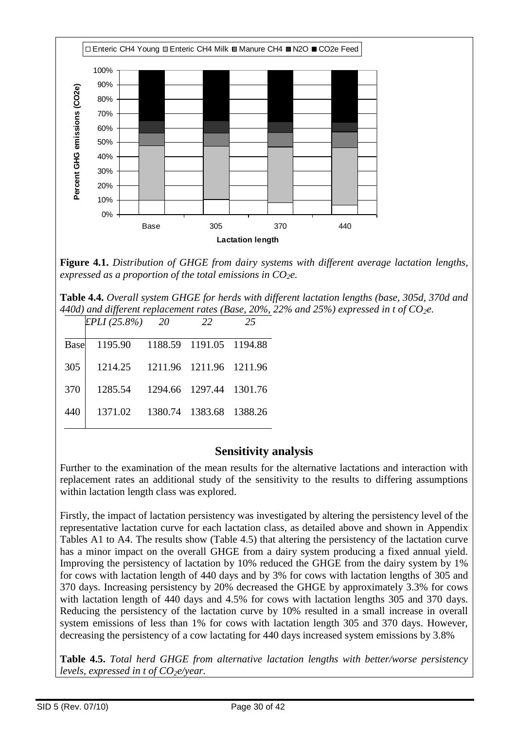**Figure 4.1.** *Distribution of GHGE from dairy systems with different average lactation lengths, expressed as a proportion of the total emissions in $CO_2e$.*

**Table 4.4.** *Overall system GHGE for herds with different lactation lengths (base, 305d, 370d and 440d) and different replacement rates (Base, 20%, 22% and 25%) expressed in t of $CO_2e$.*

| | *£PLI (25.8%)* | *20* | *22* | *25* |
|---|---|---|---|---|
| Base | 1195.90 | 1188.59 | 1191.05 | 1194.88 |
| 305 | 1214.25 | 1211.96 | 1211.96 | 1211.96 |
| 370 | 1285.54 | 1294.66 | 1297.44 | 1301.76 |
| 440 | 1371.02 | 1380.74 | 1383.68 | 1388.26 |

## Sensitivity analysis

Further to the examination of the mean results for the alternative lactations and interaction with replacement rates an additional study of the sensitivity to the results to differing assumptions within lactation length class was explored.

Firstly, the impact of lactation persistency was investigated by altering the persistency level of the representative lactation curve for each lactation class, as detailed above and shown in Appendix Tables A1 to A4. The results show (Table 4.5) that altering the persistency of the lactation curve has a minor impact on the overall GHGE from a dairy system producing a fixed annual yield. Improving the persistency of lactation by 10% reduced the GHGE from the dairy system by 1% for cows with lactation length of 440 days and by 3% for cows with lactation lengths of 305 and 370 days. Increasing persistency by 20% decreased the GHGE by approximately 3.3% for cows with lactation length of 440 days and 4.5% for cows with lactation lengths 305 and 370 days. Reducing the persistency of the lactation curve by 10% resulted in a small increase in overall system emissions of less than 1% for cows with lactation length 305 and 370 days. However, decreasing the persistency of a cow lactating for 440 days increased system emissions by 3.8%

**Table 4.5.** *Total herd GHGE from alternative lactation lengths with better/worse persistency levels, expressed in t of $CO_2e$/year.*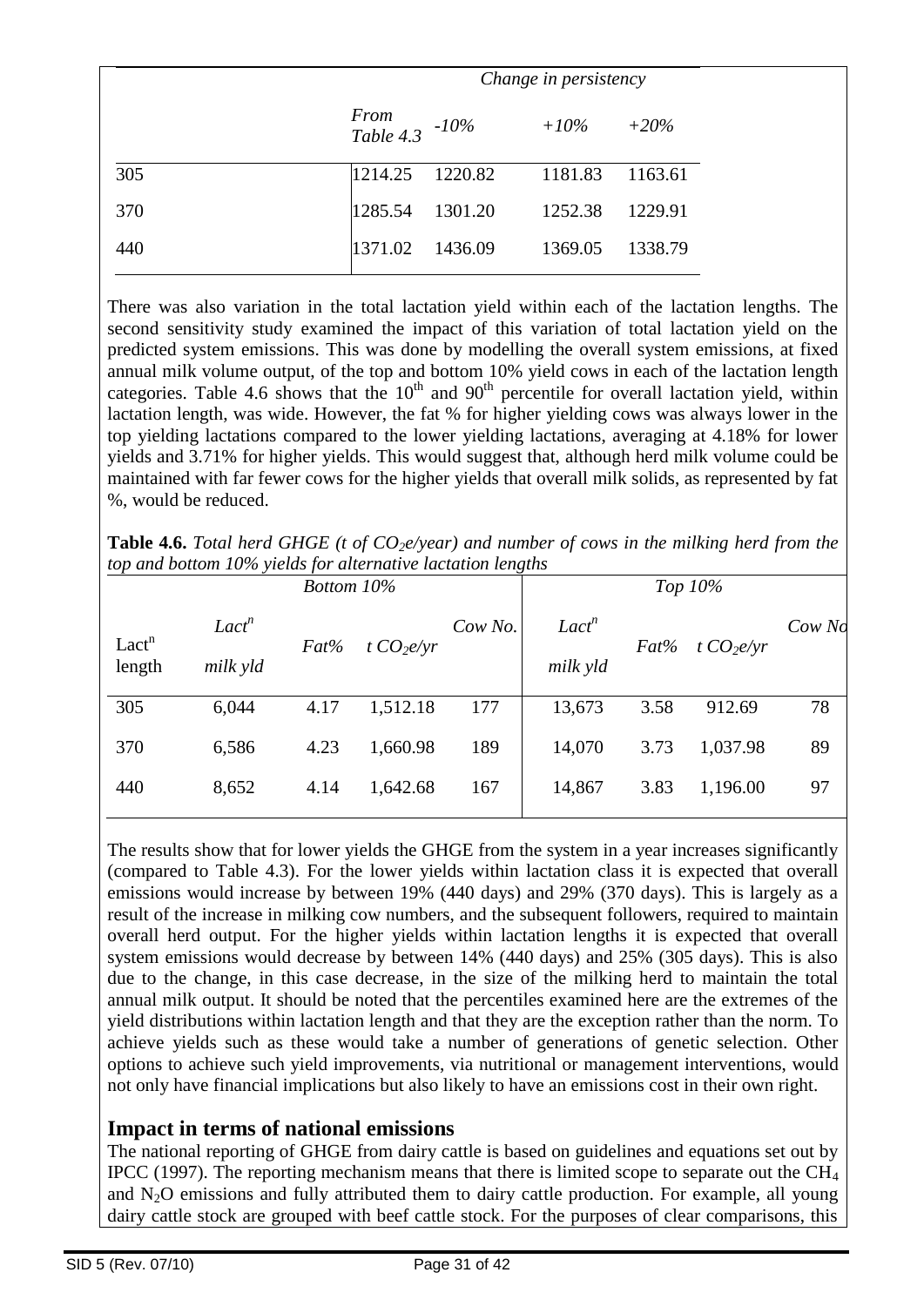| | Change in persistency | | | |
|---|---|---|---|---|
| | *From Table 4.3* | *-10%* | *+10%* | *+20%* |
| 305 | 1214.25 | 1220.82 | 1181.83 | 1163.61 |
| 370 | 1285.54 | 1301.20 | 1252.38 | 1229.91 |
| 440 | 1371.02 | 1436.09 | 1369.05 | 1338.79 |

There was also variation in the total lactation yield within each of the lactation lengths. The second sensitivity study examined the impact of this variation of total lactation yield on the predicted system emissions. This was done by modelling the overall system emissions, at fixed annual milk volume output, of the top and bottom 10% yield cows in each of the lactation length categories. Table 4.6 shows that the 10th and 90th percentile for overall lactation yield, within lactation length, was wide. However, the fat % for higher yielding cows was always lower in the top yielding lactations compared to the lower yielding lactations, averaging at 4.18% for lower yields and 3.71% for higher yields. This would suggest that, although herd milk volume could be maintained with far fewer cows for the higher yields that overall milk solids, as represented by fat %, would be reduced.

**Table 4.6.** *Total herd GHGE (t of $CO_2e$/year) and number of cows in the milking herd from the top and bottom 10% yields for alternative lactation lengths*

| | *Bottom 10%* | | | | *Top 10%* | | | |
|---|---|---|---|---|---|---|---|---|
| Lact$^n$ length | *Lact$^n$ milk yld* | *Fat%* | *t $CO_2e$/yr* | *Cow No.* | *Lact$^n$ milk yld* | *Fat%* | *t $CO_2e$/yr* | *Cow No* |
| 305 | 6,044 | 4.17 | 1,512.18 | 177 | 13,673 | 3.58 | 912.69 | 78 |
| 370 | 6,586 | 4.23 | 1,660.98 | 189 | 14,070 | 3.73 | 1,037.98 | 89 |
| 440 | 8,652 | 4.14 | 1,642.68 | 167 | 14,867 | 3.83 | 1,196.00 | 97 |

The results show that for lower yields the GHGE from the system in a year increases significantly (compared to Table 4.3). For the lower yields within lactation class it is expected that overall emissions would increase by between 19% (440 days) and 29% (370 days). This is largely as a result of the increase in milking cow numbers, and the subsequent followers, required to maintain overall herd output. For the higher yields within lactation lengths it is expected that overall system emissions would decrease by between 14% (440 days) and 25% (305 days). This is also due to the change, in this case decrease, in the size of the milking herd to maintain the total annual milk output. It should be noted that the percentiles examined here are the extremes of the yield distributions within lactation length and that they are the exception rather than the norm. To achieve yields such as these would take a number of generations of genetic selection. Other options to achieve such yield improvements, via nutritional or management interventions, would not only have financial implications but also likely to have an emissions cost in their own right.

## Impact in terms of national emissions

The national reporting of GHGE from dairy cattle is based on guidelines and equations set out by IPCC (1997). The reporting mechanism means that there is limited scope to separate out the $CH_4$ and $N_2O$ emissions and fully attributed them to dairy cattle production. For example, all young dairy cattle stock are grouped with beef cattle stock. For the purposes of clear comparisons, this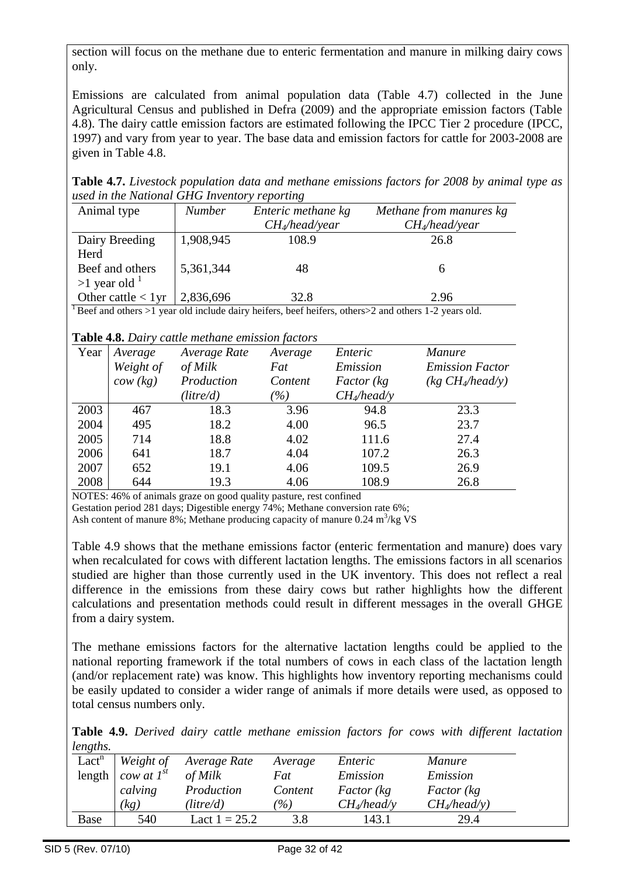section will focus on the methane due to enteric fermentation and manure in milking dairy cows only.

Emissions are calculated from animal population data (Table 4.7) collected in the June Agricultural Census and published in Defra (2009) and the appropriate emission factors (Table 4.8). The dairy cattle emission factors are estimated following the IPCC Tier 2 procedure (IPCC, 1997) and vary from year to year. The base data and emission factors for cattle for 2003-2008 are given in Table 4.8.

**Table 4.7.** *Livestock population data and methane emissions factors for 2008 by animal type as used in the National GHG Inventory reporting*

| Animal type | *Number* | *Enteric methane kg $CH_4$/head/year* | *Methane from manures kg $CH_4$/head/year* |
|---|---|---|---|
| Dairy Breeding Herd | 1,908,945 | 108.9 | 26.8 |
| Beef and others >1 year old [1] | 5,361,344 | 48 | 6 |
| Other cattle < 1yr | 2,836,696 | 32.8 | 2.96 |

[1] Beef and others >1 year old include dairy heifers, beef heifers, others>2 and others 1-2 years old.

**Table 4.8.** *Dairy cattle methane emission factors*

| Year | *Average Weight of cow (kg)* | *Average Rate of Milk Production (litre/d)* | *Average Fat Content (%)* | *Enteric Emission Factor (kg $CH_4$/head/y* | *Manure Emission Factor (kg $CH_4$/head/y)* |
|---|---|---|---|---|---|
| 2003 | 467 | 18.3 | 3.96 | 94.8 | 23.3 |
| 2004 | 495 | 18.2 | 4.00 | 96.5 | 23.7 |
| 2005 | 714 | 18.8 | 4.02 | 111.6 | 27.4 |
| 2006 | 641 | 18.7 | 4.04 | 107.2 | 26.3 |
| 2007 | 652 | 19.1 | 4.06 | 109.5 | 26.9 |
| 2008 | 644 | 19.3 | 4.06 | 108.9 | 26.8 |

NOTES: 46% of animals graze on good quality pasture, rest confined
Gestation period 281 days; Digestible energy 74%; Methane conversion rate 6%;
Ash content of manure 8%; Methane producing capacity of manure 0.24 $m^3$/kg VS

Table 4.9 shows that the methane emissions factor (enteric fermentation and manure) does vary when recalculated for cows with different lactation lengths. The emissions factors in all scenarios studied are higher than those currently used in the UK inventory. This does not reflect a real difference in the emissions from these dairy cows but rather highlights how the different calculations and presentation methods could result in different messages in the overall GHGE from a dairy system.

The methane emissions factors for the alternative lactation lengths could be applied to the national reporting framework if the total numbers of cows in each class of the lactation length (and/or replacement rate) was know. This highlights how inventory reporting mechanisms could be easily updated to consider a wider range of animals if more details were used, as opposed to total census numbers only.

**Table 4.9.** *Derived dairy cattle methane emission factors for cows with different lactation lengths.*

| Lact$^n$ length | *Weight of cow at 1$^{st}$ calving (kg)* | *Average Rate of Milk Production (litre/d)* | *Average Fat Content (%)* | *Enteric Emission Factor (kg $CH_4$/head/y* | *Manure Emission Factor (kg $CH_4$/head/y)* |
|---|---|---|---|---|---|
| Base | 540 | Lact 1 = 25.2 | 3.8 | 143.1 | 29.4 |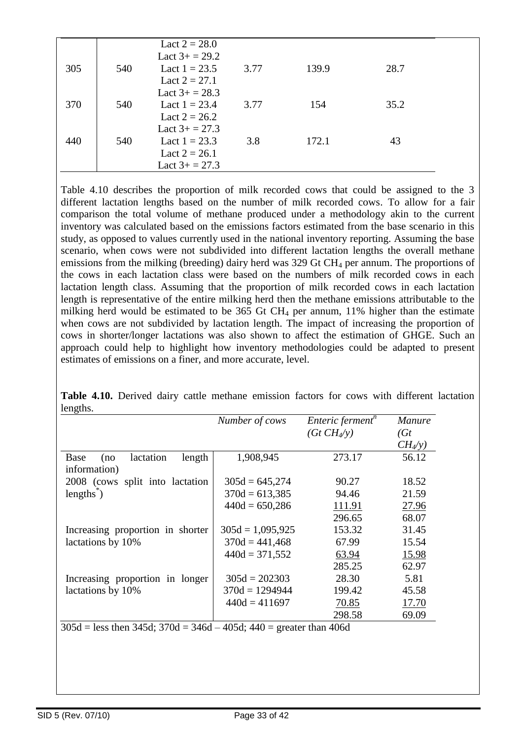|  |  | Lact 2 = 28.0 |  |  |  |
|---|---|---|---|---|---|
|  |  | Lact 3+ = 29.2 |  |  |  |
| 305 | 540 | Lact 1 = 23.5 | 3.77 | 139.9 | 28.7 |
|  |  | Lact 2 = 27.1 |  |  |  |
|  |  | Lact 3+ = 28.3 |  |  |  |
| 370 | 540 | Lact 1 = 23.4 | 3.77 | 154 | 35.2 |
|  |  | Lact 2 = 26.2 |  |  |  |
|  |  | Lact 3+ = 27.3 |  |  |  |
| 440 | 540 | Lact 1 = 23.3 | 3.8 | 172.1 | 43 |
|  |  | Lact 2 = 26.1 |  |  |  |
|  |  | Lact 3+ = 27.3 |  |  |  |

Table 4.10 describes the proportion of milk recorded cows that could be assigned to the 3 different lactation lengths based on the number of milk recorded cows. To allow for a fair comparison the total volume of methane produced under a methodology akin to the current inventory was calculated based on the emissions factors estimated from the base scenario in this study, as opposed to values currently used in the national inventory reporting. Assuming the base scenario, when cows were not subdivided into different lactation lengths the overall methane emissions from the milking (breeding) dairy herd was 329 Gt $CH_4$ per annum. The proportions of the cows in each lactation class were based on the numbers of milk recorded cows in each lactation length class. Assuming that the proportion of milk recorded cows in each lactation length is representative of the entire milking herd then the methane emissions attributable to the milking herd would be estimated to be 365 Gt $CH_4$ per annum, 11% higher than the estimate when cows are not subdivided by lactation length. The impact of increasing the proportion of cows in shorter/longer lactations was also shown to affect the estimation of GHGE. Such an approach could help to highlight how inventory methodologies could be adapted to present estimates of emissions on a finer, and more accurate, level.

**Table 4.10.** Derived dairy cattle methane emission factors for cows with different lactation lengths.

|  | *Number of cows* | *Enteric ferment[n] ($Gt\ CH_4/y$)* | *Manure ($Gt\ CH_4/y$)* |
|---|---|---|---|
| Base (no lactation length information) | 1,908,945 | 273.17 | 56.12 |
| 2008 (cows split into lactation lengths[*]) | 305d = 645,274 | 90.27 | 18.52 |
|  | 370d = 613,385 | 94.46 | 21.59 |
|  | 440d = 650,286 | <u>111.91</u> | <u>27.96</u> |
|  |  | 296.65 | 68.07 |
| Increasing proportion in shorter lactations by 10% | 305d = 1,095,925 | 153.32 | 31.45 |
|  | 370d = 441,468 | 67.99 | 15.54 |
|  | 440d = 371,552 | <u>63.94</u> | <u>15.98</u> |
|  |  | 285.25 | 62.97 |
| Increasing proportion in longer lactations by 10% | 305d = 202303 | 28.30 | 5.81 |
|  | 370d = 1294944 | 199.42 | 45.58 |
|  | 440d = 411697 | <u>70.85</u> | <u>17.70</u> |
|  |  | 298.58 | 69.09 |

305d = less then 345d; 370d = 346d – 405d; 440 = greater than 406d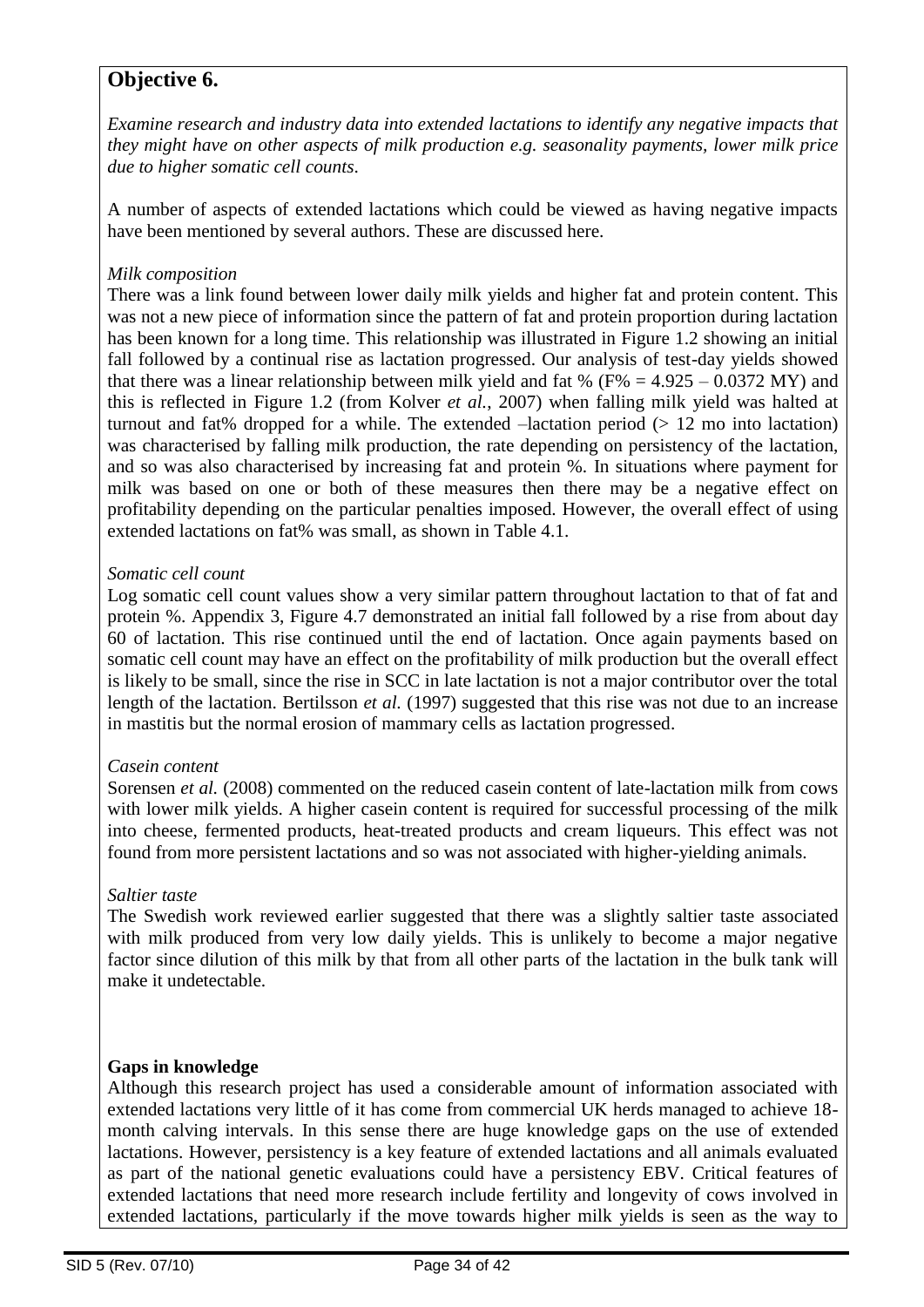## Objective 6.

*Examine research and industry data into extended lactations to identify any negative impacts that they might have on other aspects of milk production e.g. seasonality payments, lower milk price due to higher somatic cell counts.*

A number of aspects of extended lactations which could be viewed as having negative impacts have been mentioned by several authors. These are discussed here.

*Milk composition*

There was a link found between lower daily milk yields and higher fat and protein content. This was not a new piece of information since the pattern of fat and protein proportion during lactation has been known for a long time. This relationship was illustrated in Figure 1.2 showing an initial fall followed by a continual rise as lactation progressed. Our analysis of test-day yields showed that there was a linear relationship between milk yield and fat % ($F\% = 4.925 - 0.0372\ MY$) and this is reflected in Figure 1.2 (from Kolver *et al.*, 2007) when falling milk yield was halted at turnout and fat% dropped for a while. The extended –lactation period (> 12 mo into lactation) was characterised by falling milk production, the rate depending on persistency of the lactation, and so was also characterised by increasing fat and protein %. In situations where payment for milk was based on one or both of these measures then there may be a negative effect on profitability depending on the particular penalties imposed. However, the overall effect of using extended lactations on fat% was small, as shown in Table 4.1.

*Somatic cell count*

Log somatic cell count values show a very similar pattern throughout lactation to that of fat and protein %. Appendix 3, Figure 4.7 demonstrated an initial fall followed by a rise from about day 60 of lactation. This rise continued until the end of lactation. Once again payments based on somatic cell count may have an effect on the profitability of milk production but the overall effect is likely to be small, since the rise in SCC in late lactation is not a major contributor over the total length of the lactation. Bertilsson *et al.* (1997) suggested that this rise was not due to an increase in mastitis but the normal erosion of mammary cells as lactation progressed.

*Casein content*

Sorensen *et al.* (2008) commented on the reduced casein content of late-lactation milk from cows with lower milk yields. A higher casein content is required for successful processing of the milk into cheese, fermented products, heat-treated products and cream liqueurs. This effect was not found from more persistent lactations and so was not associated with higher-yielding animals.

*Saltier taste*

The Swedish work reviewed earlier suggested that there was a slightly saltier taste associated with milk produced from very low daily yields. This is unlikely to become a major negative factor since dilution of this milk by that from all other parts of the lactation in the bulk tank will make it undetectable.

**Gaps in knowledge**

Although this research project has used a considerable amount of information associated with extended lactations very little of it has come from commercial UK herds managed to achieve 18-month calving intervals. In this sense there are huge knowledge gaps on the use of extended lactations. However, persistency is a key feature of extended lactations and all animals evaluated as part of the national genetic evaluations could have a persistency EBV. Critical features of extended lactations that need more research include fertility and longevity of cows involved in extended lactations, particularly if the move towards higher milk yields is seen as the way to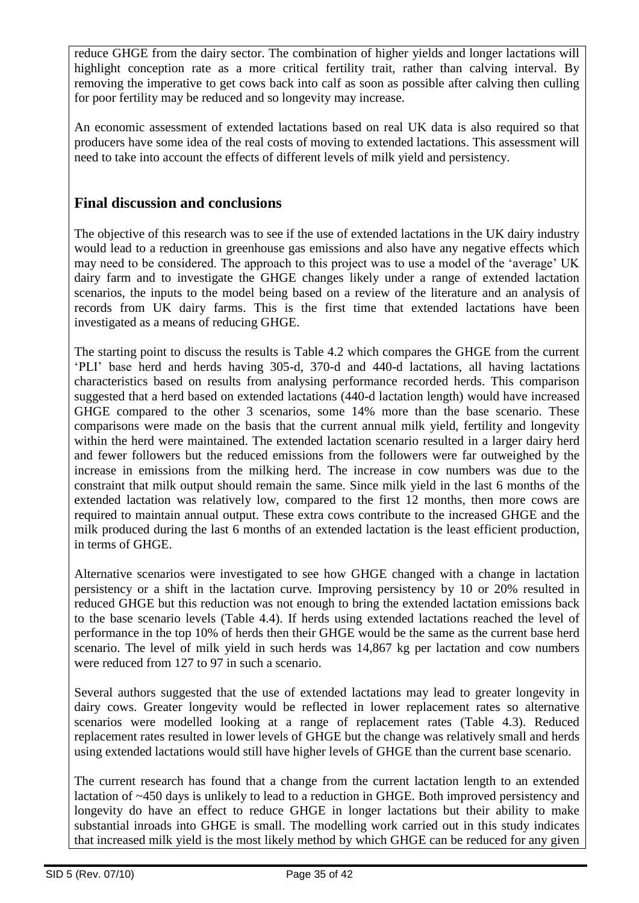reduce GHGE from the dairy sector. The combination of higher yields and longer lactations will highlight conception rate as a more critical fertility trait, rather than calving interval. By removing the imperative to get cows back into calf as soon as possible after calving then culling for poor fertility may be reduced and so longevity may increase.

An economic assessment of extended lactations based on real UK data is also required so that producers have some idea of the real costs of moving to extended lactations. This assessment will need to take into account the effects of different levels of milk yield and persistency.

## Final discussion and conclusions

The objective of this research was to see if the use of extended lactations in the UK dairy industry would lead to a reduction in greenhouse gas emissions and also have any negative effects which may need to be considered. The approach to this project was to use a model of the 'average' UK dairy farm and to investigate the GHGE changes likely under a range of extended lactation scenarios, the inputs to the model being based on a review of the literature and an analysis of records from UK dairy farms. This is the first time that extended lactations have been investigated as a means of reducing GHGE.

The starting point to discuss the results is Table 4.2 which compares the GHGE from the current 'PLI' base herd and herds having 305-d, 370-d and 440-d lactations, all having lactations characteristics based on results from analysing performance recorded herds. This comparison suggested that a herd based on extended lactations (440-d lactation length) would have increased GHGE compared to the other 3 scenarios, some 14% more than the base scenario. These comparisons were made on the basis that the current annual milk yield, fertility and longevity within the herd were maintained. The extended lactation scenario resulted in a larger dairy herd and fewer followers but the reduced emissions from the followers were far outweighed by the increase in emissions from the milking herd. The increase in cow numbers was due to the constraint that milk output should remain the same. Since milk yield in the last 6 months of the extended lactation was relatively low, compared to the first 12 months, then more cows are required to maintain annual output. These extra cows contribute to the increased GHGE and the milk produced during the last 6 months of an extended lactation is the least efficient production, in terms of GHGE.

Alternative scenarios were investigated to see how GHGE changed with a change in lactation persistency or a shift in the lactation curve. Improving persistency by 10 or 20% resulted in reduced GHGE but this reduction was not enough to bring the extended lactation emissions back to the base scenario levels (Table 4.4). If herds using extended lactations reached the level of performance in the top 10% of herds then their GHGE would be the same as the current base herd scenario. The level of milk yield in such herds was 14,867 kg per lactation and cow numbers were reduced from 127 to 97 in such a scenario.

Several authors suggested that the use of extended lactations may lead to greater longevity in dairy cows. Greater longevity would be reflected in lower replacement rates so alternative scenarios were modelled looking at a range of replacement rates (Table 4.3). Reduced replacement rates resulted in lower levels of GHGE but the change was relatively small and herds using extended lactations would still have higher levels of GHGE than the current base scenario.

The current research has found that a change from the current lactation length to an extended lactation of ~450 days is unlikely to lead to a reduction in GHGE. Both improved persistency and longevity do have an effect to reduce GHGE in longer lactations but their ability to make substantial inroads into GHGE is small. The modelling work carried out in this study indicates that increased milk yield is the most likely method by which GHGE can be reduced for any given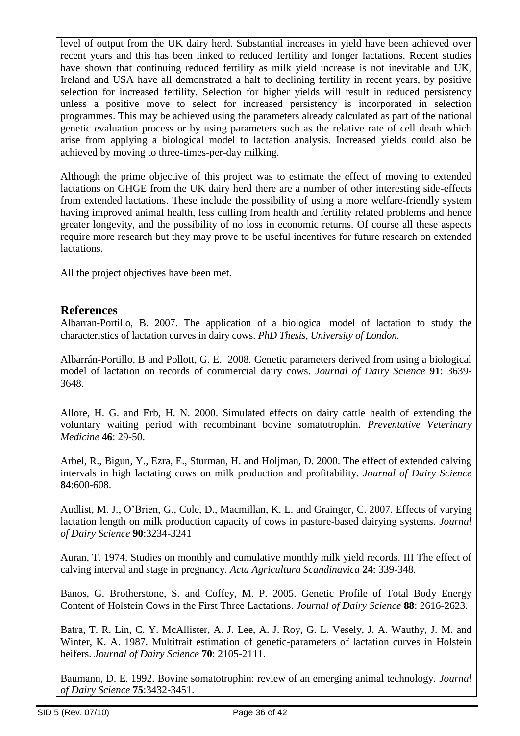level of output from the UK dairy herd. Substantial increases in yield have been achieved over recent years and this has been linked to reduced fertility and longer lactations. Recent studies have shown that continuing reduced fertility as milk yield increase is not inevitable and UK, Ireland and USA have all demonstrated a halt to declining fertility in recent years, by positive selection for increased fertility. Selection for higher yields will result in reduced persistency unless a positive move to select for increased persistency is incorporated in selection programmes. This may be achieved using the parameters already calculated as part of the national genetic evaluation process or by using parameters such as the relative rate of cell death which arise from applying a biological model to lactation analysis. Increased yields could also be achieved by moving to three-times-per-day milking.

Although the prime objective of this project was to estimate the effect of moving to extended lactations on GHGE from the UK dairy herd there are a number of other interesting side-effects from extended lactations. These include the possibility of using a more welfare-friendly system having improved animal health, less culling from health and fertility related problems and hence greater longevity, and the possibility of no loss in economic returns. Of course all these aspects require more research but they may prove to be useful incentives for future research on extended lactations.

All the project objectives have been met.

## References

Albarran-Portillo, B. 2007. The application of a biological model of lactation to study the characteristics of lactation curves in dairy cows. *PhD Thesis, University of London.*

Albarrán-Portillo, B and Pollott, G. E. 2008. Genetic parameters derived from using a biological model of lactation on records of commercial dairy cows. *Journal of Dairy Science* **91**: 3639-3648.

Allore, H. G. and Erb, H. N. 2000. Simulated effects on dairy cattle health of extending the voluntary waiting period with recombinant bovine somatotrophin. *Preventative Veterinary Medicine* **46**: 29-50.

Arbel, R., Bigun, Y., Ezra, E., Sturman, H. and Holjman, D. 2000. The effect of extended calving intervals in high lactating cows on milk production and profitability. *Journal of Dairy Science* **84**:600-608.

Audlist, M. J., O'Brien, G., Cole, D., Macmillan, K. L. and Grainger, C. 2007. Effects of varying lactation length on milk production capacity of cows in pasture-based dairying systems. *Journal of Dairy Science* **90**:3234-3241

Auran, T. 1974. Studies on monthly and cumulative monthly milk yield records. III The effect of calving interval and stage in pregnancy. *Acta Agricultura Scandinavica* **24**: 339-348.

Banos, G. Brotherstone, S. and Coffey, M. P. 2005. Genetic Profile of Total Body Energy Content of Holstein Cows in the First Three Lactations. *Journal of Dairy Science* **88**: 2616-2623.

Batra, T. R. Lin, C. Y. McAllister, A. J. Lee, A. J. Roy, G. L. Vesely, J. A. Wauthy, J. M. and Winter, K. A. 1987. Multitrait estimation of genetic-parameters of lactation curves in Holstein heifers. *Journal of Dairy Science* **70**: 2105-2111.

Baumann, D. E. 1992. Bovine somatotrophin: review of an emerging animal technology. *Journal of Dairy Science* **75**:3432-3451.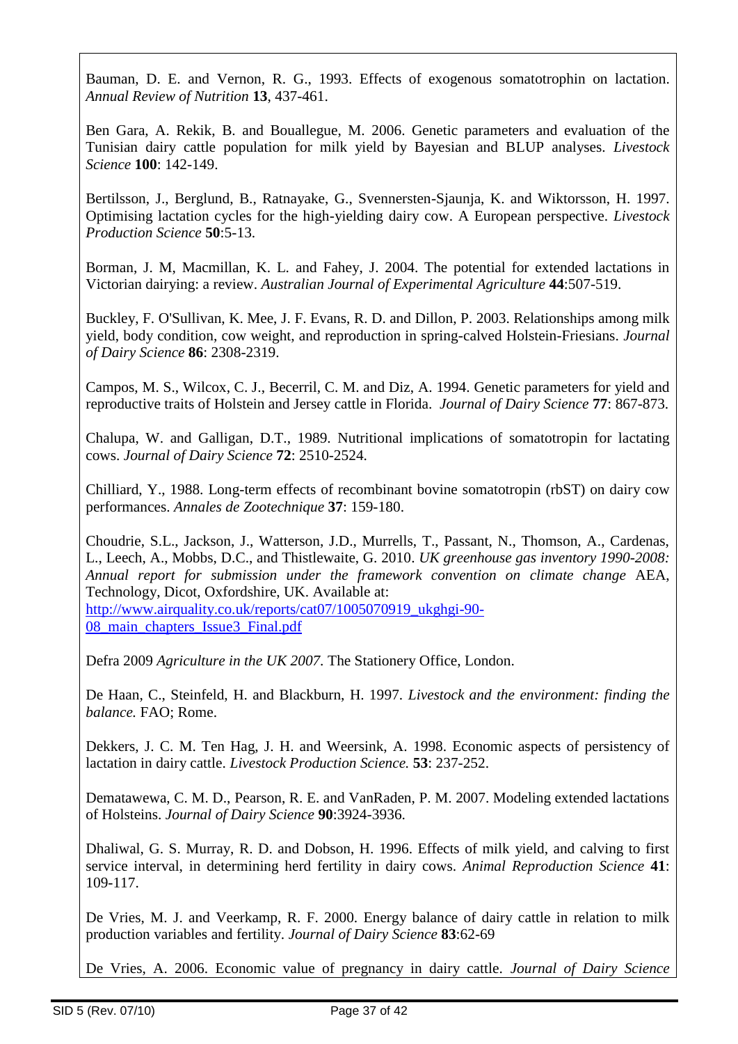Bauman, D. E. and Vernon, R. G., 1993. Effects of exogenous somatotrophin on lactation. *Annual Review of Nutrition* **13**, 437-461.

Ben Gara, A. Rekik, B. and Bouallegue, M. 2006. Genetic parameters and evaluation of the Tunisian dairy cattle population for milk yield by Bayesian and BLUP analyses. *Livestock Science* **100**: 142-149.

Bertilsson, J., Berglund, B., Ratnayake, G., Svennersten-Sjaunja, K. and Wiktorsson, H. 1997. Optimising lactation cycles for the high-yielding dairy cow. A European perspective. *Livestock Production Science* **50**:5-13.

Borman, J. M, Macmillan, K. L. and Fahey, J. 2004. The potential for extended lactations in Victorian dairying: a review. *Australian Journal of Experimental Agriculture* **44**:507-519.

Buckley, F. O'Sullivan, K. Mee, J. F. Evans, R. D. and Dillon, P. 2003. Relationships among milk yield, body condition, cow weight, and reproduction in spring-calved Holstein-Friesians. *Journal of Dairy Science* **86**: 2308-2319.

Campos, M. S., Wilcox, C. J., Becerril, C. M. and Diz, A. 1994. Genetic parameters for yield and reproductive traits of Holstein and Jersey cattle in Florida. *Journal of Dairy Science* **77**: 867-873.

Chalupa, W. and Galligan, D.T., 1989. Nutritional implications of somatotropin for lactating cows. *Journal of Dairy Science* **72**: 2510-2524.

Chilliard, Y., 1988. Long-term effects of recombinant bovine somatotropin (rbST) on dairy cow performances. *Annales de Zootechnique* **37**: 159-180.

Choudrie, S.L., Jackson, J., Watterson, J.D., Murrells, T., Passant, N., Thomson, A., Cardenas, L., Leech, A., Mobbs, D.C., and Thistlewaite, G. 2010. *UK greenhouse gas inventory 1990-2008: Annual report for submission under the framework convention on climate change* AEA, Technology, Dicot, Oxfordshire, UK. Available at: http://www.airquality.co.uk/reports/cat07/1005070919_ukghgi-90-08_main_chapters_Issue3_Final.pdf

Defra 2009 *Agriculture in the UK 2007.* The Stationery Office, London.

De Haan, C., Steinfeld, H. and Blackburn, H. 1997. *Livestock and the environment: finding the balance.* FAO; Rome.

Dekkers, J. C. M. Ten Hag, J. H. and Weersink, A. 1998. Economic aspects of persistency of lactation in dairy cattle. *Livestock Production Science.* **53**: 237-252.

Dematawewa, C. M. D., Pearson, R. E. and VanRaden, P. M. 2007. Modeling extended lactations of Holsteins. *Journal of Dairy Science* **90**:3924-3936.

Dhaliwal, G. S. Murray, R. D. and Dobson, H. 1996. Effects of milk yield, and calving to first service interval, in determining herd fertility in dairy cows. *Animal Reproduction Science* **41**: 109-117.

De Vries, M. J. and Veerkamp, R. F. 2000. Energy balance of dairy cattle in relation to milk production variables and fertility. *Journal of Dairy Science* **83**:62-69

De Vries, A. 2006. Economic value of pregnancy in dairy cattle. *Journal of Dairy Science*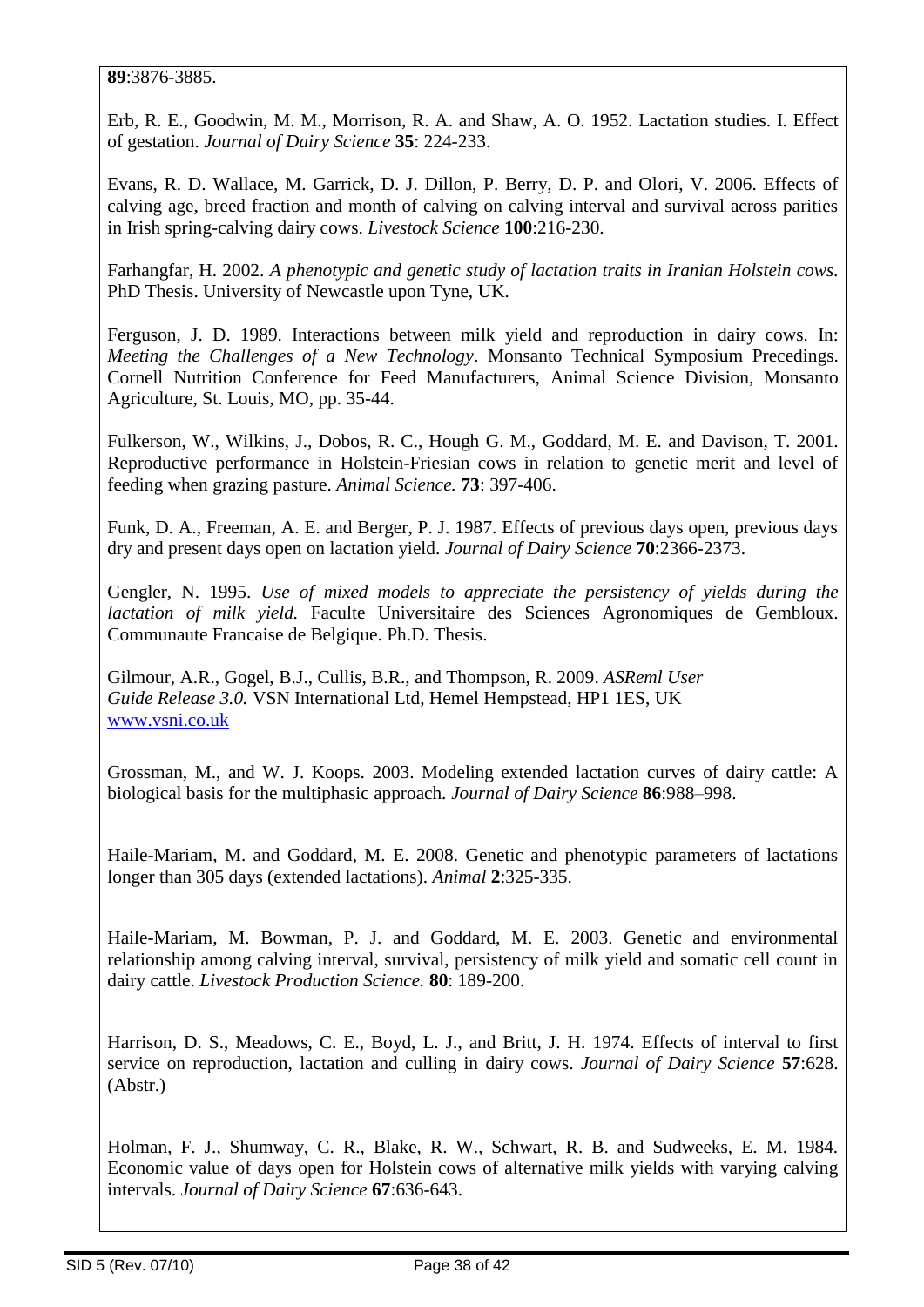**89**:3876-3885.

Erb, R. E., Goodwin, M. M., Morrison, R. A. and Shaw, A. O. 1952. Lactation studies. I. Effect of gestation. *Journal of Dairy Science* **35**: 224-233.

Evans, R. D. Wallace, M. Garrick, D. J. Dillon, P. Berry, D. P. and Olori, V. 2006. Effects of calving age, breed fraction and month of calving on calving interval and survival across parities in Irish spring-calving dairy cows. *Livestock Science* **100**:216-230.

Farhangfar, H. 2002. *A phenotypic and genetic study of lactation traits in Iranian Holstein cows.* PhD Thesis. University of Newcastle upon Tyne, UK.

Ferguson, J. D. 1989. Interactions between milk yield and reproduction in dairy cows. In: *Meeting the Challenges of a New Technology*. Monsanto Technical Symposium Precedings. Cornell Nutrition Conference for Feed Manufacturers, Animal Science Division, Monsanto Agriculture, St. Louis, MO, pp. 35-44.

Fulkerson, W., Wilkins, J., Dobos, R. C., Hough G. M., Goddard, M. E. and Davison, T. 2001. Reproductive performance in Holstein-Friesian cows in relation to genetic merit and level of feeding when grazing pasture. *Animal Science.* **73**: 397-406.

Funk, D. A., Freeman, A. E. and Berger, P. J. 1987. Effects of previous days open, previous days dry and present days open on lactation yield. *Journal of Dairy Science* **70**:2366-2373.

Gengler, N. 1995. *Use of mixed models to appreciate the persistency of yields during the lactation of milk yield.* Faculte Universitaire des Sciences Agronomiques de Gembloux. Communaute Francaise de Belgique. Ph.D. Thesis.

Gilmour, A.R., Gogel, B.J., Cullis, B.R., and Thompson, R. 2009. *ASReml User Guide Release 3.0.* VSN International Ltd, Hemel Hempstead, HP1 1ES, UK www.vsni.co.uk

Grossman, M., and W. J. Koops. 2003. Modeling extended lactation curves of dairy cattle: A biological basis for the multiphasic approach. *Journal of Dairy Science* **86**:988–998.

Haile-Mariam, M. and Goddard, M. E. 2008. Genetic and phenotypic parameters of lactations longer than 305 days (extended lactations). *Animal* **2**:325-335.

Haile-Mariam, M. Bowman, P. J. and Goddard, M. E. 2003. Genetic and environmental relationship among calving interval, survival, persistency of milk yield and somatic cell count in dairy cattle. *Livestock Production Science.* **80**: 189-200.

Harrison, D. S., Meadows, C. E., Boyd, L. J., and Britt, J. H. 1974. Effects of interval to first service on reproduction, lactation and culling in dairy cows. *Journal of Dairy Science* **57**:628. (Abstr.)

Holman, F. J., Shumway, C. R., Blake, R. W., Schwart, R. B. and Sudweeks, E. M. 1984. Economic value of days open for Holstein cows of alternative milk yields with varying calving intervals. *Journal of Dairy Science* **67**:636-643.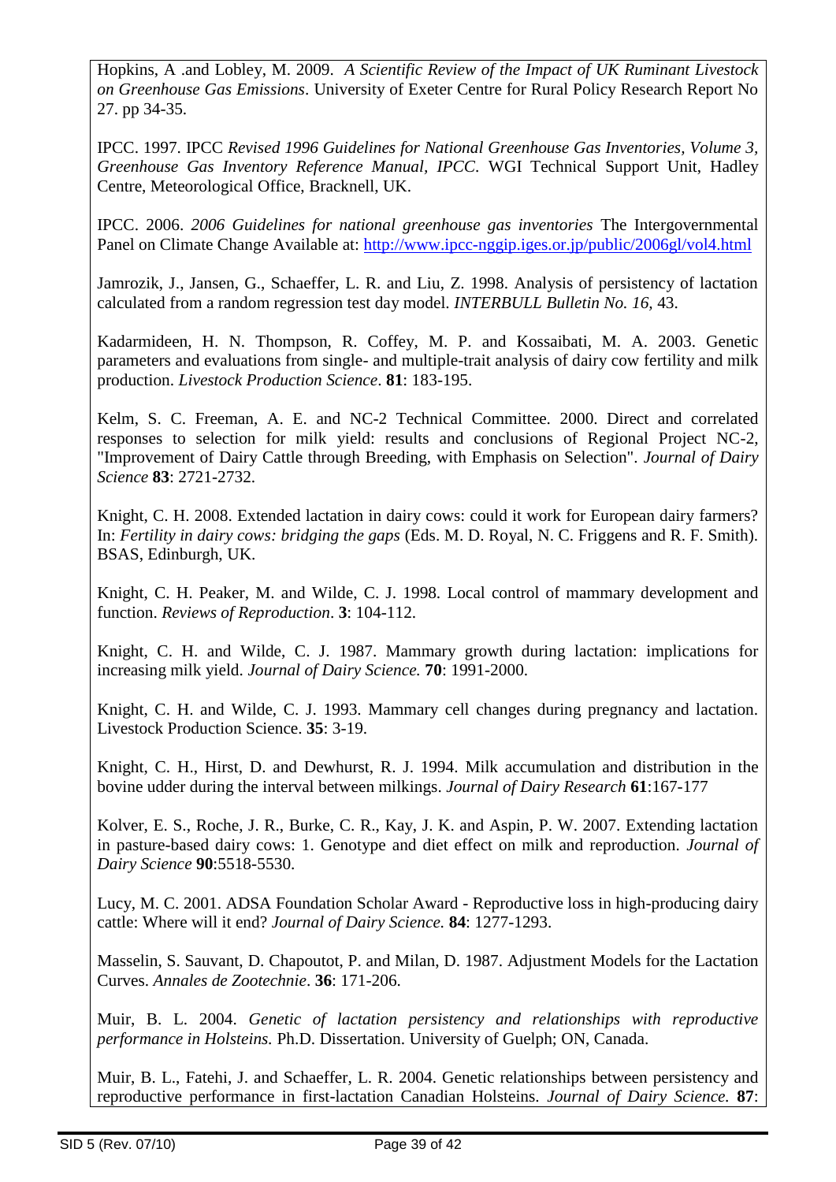Hopkins, A .and Lobley, M. 2009. *A Scientific Review of the Impact of UK Ruminant Livestock on Greenhouse Gas Emissions*. University of Exeter Centre for Rural Policy Research Report No 27. pp 34-35.

IPCC. 1997. IPCC *Revised 1996 Guidelines for National Greenhouse Gas Inventories, Volume 3, Greenhouse Gas Inventory Reference Manual, IPCC*. WGI Technical Support Unit, Hadley Centre, Meteorological Office, Bracknell, UK.

IPCC. 2006. *2006 Guidelines for national greenhouse gas inventories* The Intergovernmental Panel on Climate Change Available at: http://www.ipcc-nggip.iges.or.jp/public/2006gl/vol4.html

Jamrozik, J., Jansen, G., Schaeffer, L. R. and Liu, Z. 1998. Analysis of persistency of lactation calculated from a random regression test day model. *INTERBULL Bulletin No. 16*, 43.

Kadarmideen, H. N. Thompson, R. Coffey, M. P. and Kossaibati, M. A. 2003. Genetic parameters and evaluations from single- and multiple-trait analysis of dairy cow fertility and milk production. *Livestock Production Science*. **81**: 183-195.

Kelm, S. C. Freeman, A. E. and NC-2 Technical Committee. 2000. Direct and correlated responses to selection for milk yield: results and conclusions of Regional Project NC-2, "Improvement of Dairy Cattle through Breeding, with Emphasis on Selection". *Journal of Dairy Science* **83**: 2721-2732.

Knight, C. H. 2008. Extended lactation in dairy cows: could it work for European dairy farmers? In: *Fertility in dairy cows: bridging the gaps* (Eds. M. D. Royal, N. C. Friggens and R. F. Smith). BSAS, Edinburgh, UK.

Knight, C. H. Peaker, M. and Wilde, C. J. 1998. Local control of mammary development and function. *Reviews of Reproduction*. **3**: 104-112.

Knight, C. H. and Wilde, C. J. 1987. Mammary growth during lactation: implications for increasing milk yield. *Journal of Dairy Science.* **70**: 1991-2000.

Knight, C. H. and Wilde, C. J. 1993. Mammary cell changes during pregnancy and lactation. Livestock Production Science. **35**: 3-19.

Knight, C. H., Hirst, D. and Dewhurst, R. J. 1994. Milk accumulation and distribution in the bovine udder during the interval between milkings. *Journal of Dairy Research* **61**:167-177

Kolver, E. S., Roche, J. R., Burke, C. R., Kay, J. K. and Aspin, P. W. 2007. Extending lactation in pasture-based dairy cows: 1. Genotype and diet effect on milk and reproduction. *Journal of Dairy Science* **90**:5518-5530.

Lucy, M. C. 2001. ADSA Foundation Scholar Award - Reproductive loss in high-producing dairy cattle: Where will it end? *Journal of Dairy Science.* **84**: 1277-1293.

Masselin, S. Sauvant, D. Chapoutot, P. and Milan, D. 1987. Adjustment Models for the Lactation Curves. *Annales de Zootechnie*. **36**: 171-206.

Muir, B. L. 2004. *Genetic of lactation persistency and relationships with reproductive performance in Holsteins.* Ph.D. Dissertation. University of Guelph; ON, Canada.

Muir, B. L., Fatehi, J. and Schaeffer, L. R. 2004. Genetic relationships between persistency and reproductive performance in first-lactation Canadian Holsteins. *Journal of Dairy Science.* **87**: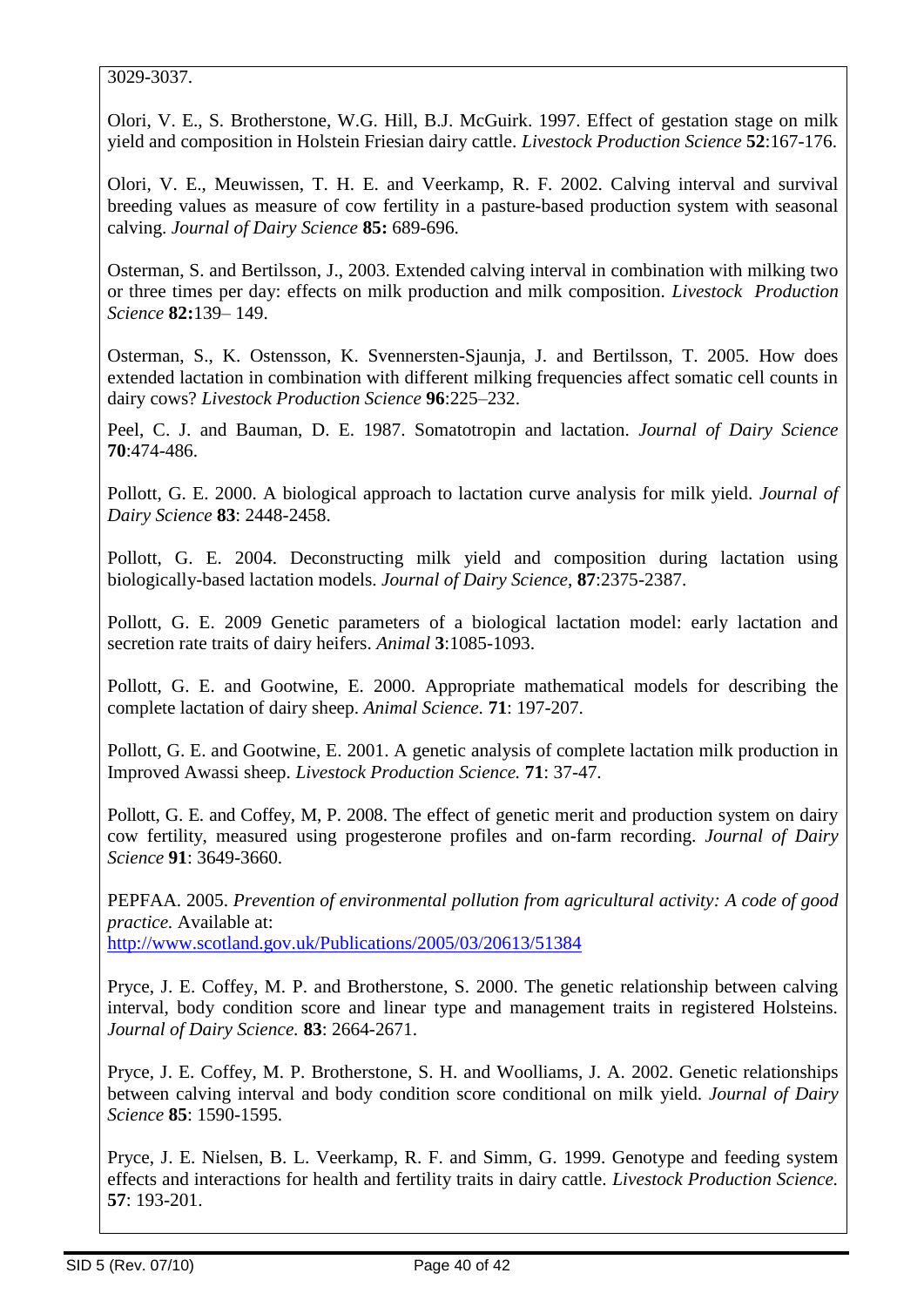3029-3037.

Olori, V. E., S. Brotherstone, W.G. Hill, B.J. McGuirk. 1997. Effect of gestation stage on milk yield and composition in Holstein Friesian dairy cattle. *Livestock Production Science* **52**:167-176.

Olori, V. E., Meuwissen, T. H. E. and Veerkamp, R. F. 2002. Calving interval and survival breeding values as measure of cow fertility in a pasture-based production system with seasonal calving. *Journal of Dairy Science* **85:** 689-696.

Osterman, S. and Bertilsson, J., 2003. Extended calving interval in combination with milking two or three times per day: effects on milk production and milk composition. *Livestock Production Science* **82:**139– 149.

Osterman, S., K. Ostensson, K. Svennersten-Sjaunja, J. and Bertilsson, T. 2005. How does extended lactation in combination with different milking frequencies affect somatic cell counts in dairy cows? *Livestock Production Science* **96**:225–232.

Peel, C. J. and Bauman, D. E. 1987. Somatotropin and lactation. *Journal of Dairy Science* **70**:474-486.

Pollott, G. E. 2000. A biological approach to lactation curve analysis for milk yield. *Journal of Dairy Science* **83**: 2448-2458.

Pollott, G. E. 2004. Deconstructing milk yield and composition during lactation using biologically-based lactation models. *Journal of Dairy Science*, **87**:2375-2387.

Pollott, G. E. 2009 Genetic parameters of a biological lactation model: early lactation and secretion rate traits of dairy heifers. *Animal* **3**:1085-1093.

Pollott, G. E. and Gootwine, E. 2000. Appropriate mathematical models for describing the complete lactation of dairy sheep. *Animal Science.* **71**: 197-207.

Pollott, G. E. and Gootwine, E. 2001. A genetic analysis of complete lactation milk production in Improved Awassi sheep. *Livestock Production Science.* **71**: 37-47.

Pollott, G. E. and Coffey, M, P. 2008. The effect of genetic merit and production system on dairy cow fertility, measured using progesterone profiles and on-farm recording. *Journal of Dairy Science* **91**: 3649-3660.

PEPFAA. 2005. *Prevention of environmental pollution from agricultural activity: A code of good practice.* Available at:
http://www.scotland.gov.uk/Publications/2005/03/20613/51384

Pryce, J. E. Coffey, M. P. and Brotherstone, S. 2000. The genetic relationship between calving interval, body condition score and linear type and management traits in registered Holsteins. *Journal of Dairy Science.* **83**: 2664-2671.

Pryce, J. E. Coffey, M. P. Brotherstone, S. H. and Woolliams, J. A. 2002. Genetic relationships between calving interval and body condition score conditional on milk yield. *Journal of Dairy Science* **85**: 1590-1595.

Pryce, J. E. Nielsen, B. L. Veerkamp, R. F. and Simm, G. 1999. Genotype and feeding system effects and interactions for health and fertility traits in dairy cattle. *Livestock Production Science.* **57**: 193-201.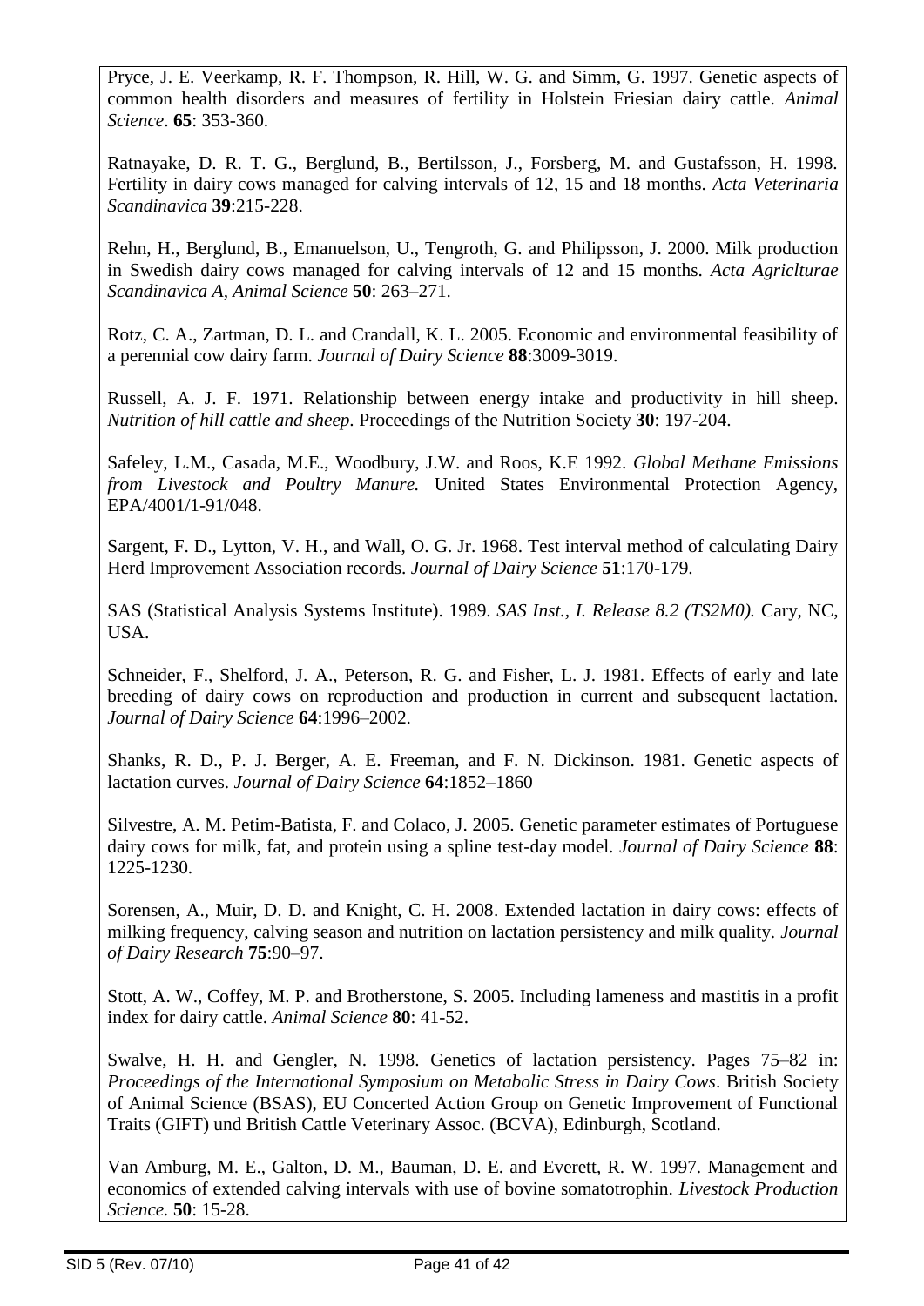Pryce, J. E. Veerkamp, R. F. Thompson, R. Hill, W. G. and Simm, G. 1997. Genetic aspects of common health disorders and measures of fertility in Holstein Friesian dairy cattle. *Animal Science*. **65**: 353-360.

Ratnayake, D. R. T. G., Berglund, B., Bertilsson, J., Forsberg, M. and Gustafsson, H. 1998. Fertility in dairy cows managed for calving intervals of 12, 15 and 18 months. *Acta Veterinaria Scandinavica* **39**:215-228.

Rehn, H., Berglund, B., Emanuelson, U., Tengroth, G. and Philipsson, J. 2000. Milk production in Swedish dairy cows managed for calving intervals of 12 and 15 months. *Acta Agriclturae Scandinavica A, Animal Science* **50**: 263–271.

Rotz, C. A., Zartman, D. L. and Crandall, K. L. 2005. Economic and environmental feasibility of a perennial cow dairy farm. *Journal of Dairy Science* **88**:3009-3019.

Russell, A. J. F. 1971. Relationship between energy intake and productivity in hill sheep. *Nutrition of hill cattle and sheep*. Proceedings of the Nutrition Society **30**: 197-204.

Safeley, L.M., Casada, M.E., Woodbury, J.W. and Roos, K.E 1992. *Global Methane Emissions from Livestock and Poultry Manure.* United States Environmental Protection Agency, EPA/4001/1-91/048.

Sargent, F. D., Lytton, V. H., and Wall, O. G. Jr. 1968. Test interval method of calculating Dairy Herd Improvement Association records. *Journal of Dairy Science* **51**:170-179.

SAS (Statistical Analysis Systems Institute). 1989. *SAS Inst., I. Release 8.2 (TS2M0).* Cary, NC, USA.

Schneider, F., Shelford, J. A., Peterson, R. G. and Fisher, L. J. 1981. Effects of early and late breeding of dairy cows on reproduction and production in current and subsequent lactation. *Journal of Dairy Science* **64**:1996–2002.

Shanks, R. D., P. J. Berger, A. E. Freeman, and F. N. Dickinson. 1981. Genetic aspects of lactation curves. *Journal of Dairy Science* **64**:1852–1860

Silvestre, A. M. Petim-Batista, F. and Colaco, J. 2005. Genetic parameter estimates of Portuguese dairy cows for milk, fat, and protein using a spline test-day model. *Journal of Dairy Science* **88**: 1225-1230.

Sorensen, A., Muir, D. D. and Knight, C. H. 2008. Extended lactation in dairy cows: effects of milking frequency, calving season and nutrition on lactation persistency and milk quality. *Journal of Dairy Research* **75**:90–97.

Stott, A. W., Coffey, M. P. and Brotherstone, S. 2005. Including lameness and mastitis in a profit index for dairy cattle. *Animal Science* **80**: 41-52.

Swalve, H. H. and Gengler, N. 1998. Genetics of lactation persistency. Pages 75–82 in: *Proceedings of the International Symposium on Metabolic Stress in Dairy Cows*. British Society of Animal Science (BSAS), EU Concerted Action Group on Genetic Improvement of Functional Traits (GIFT) und British Cattle Veterinary Assoc. (BCVA), Edinburgh, Scotland.

Van Amburg, M. E., Galton, D. M., Bauman, D. E. and Everett, R. W. 1997. Management and economics of extended calving intervals with use of bovine somatotrophin. *Livestock Production Science.* **50**: 15-28.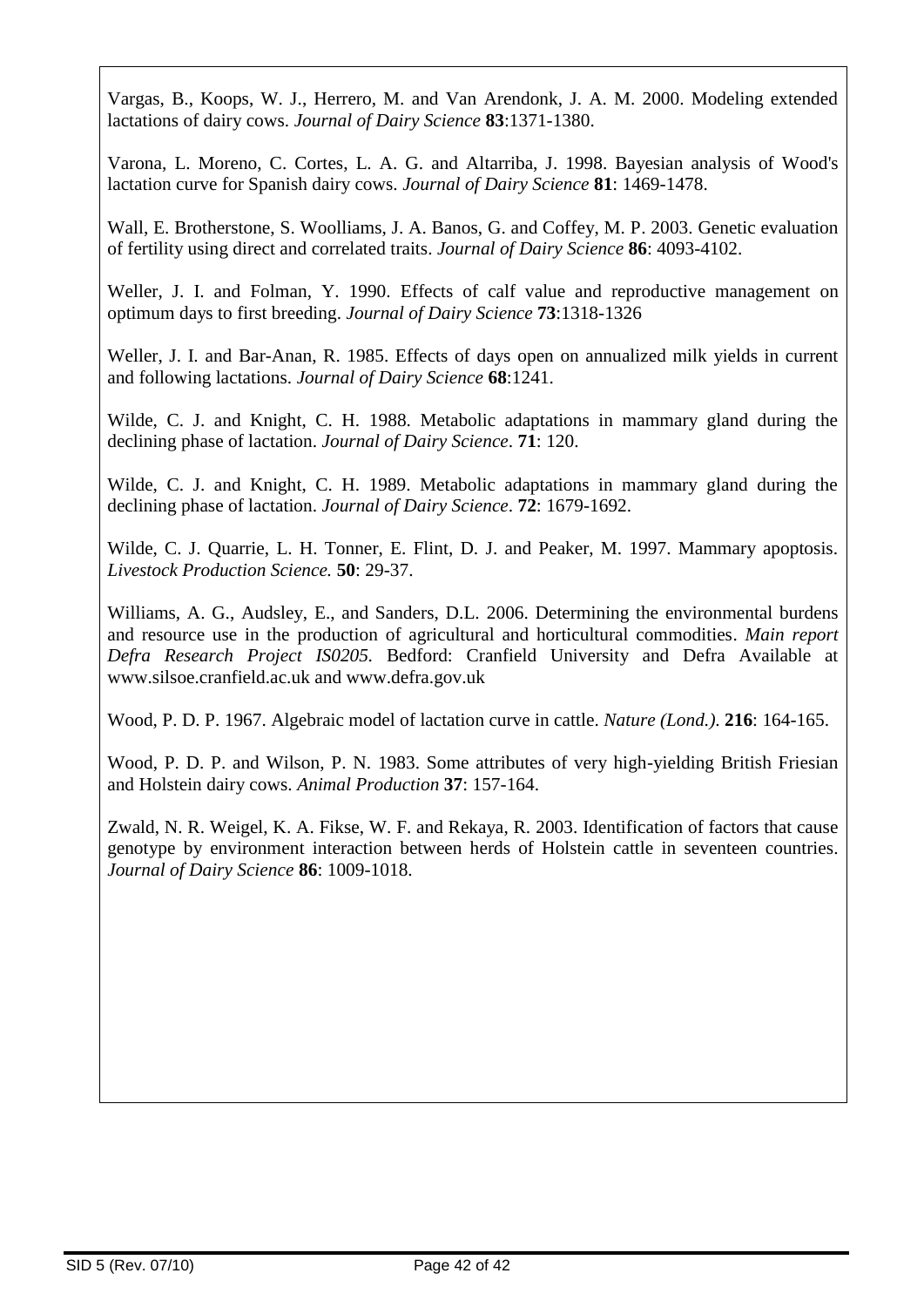Vargas, B., Koops, W. J., Herrero, M. and Van Arendonk, J. A. M. 2000. Modeling extended lactations of dairy cows. *Journal of Dairy Science* **83**:1371-1380.

Varona, L. Moreno, C. Cortes, L. A. G. and Altarriba, J. 1998. Bayesian analysis of Wood's lactation curve for Spanish dairy cows. *Journal of Dairy Science* **81**: 1469-1478.

Wall, E. Brotherstone, S. Woolliams, J. A. Banos, G. and Coffey, M. P. 2003. Genetic evaluation of fertility using direct and correlated traits. *Journal of Dairy Science* **86**: 4093-4102.

Weller, J. I. and Folman, Y. 1990. Effects of calf value and reproductive management on optimum days to first breeding. *Journal of Dairy Science* **73**:1318-1326

Weller, J. I. and Bar-Anan, R. 1985. Effects of days open on annualized milk yields in current and following lactations. *Journal of Dairy Science* **68**:1241.

Wilde, C. J. and Knight, C. H. 1988. Metabolic adaptations in mammary gland during the declining phase of lactation. *Journal of Dairy Science*. **71**: 120.

Wilde, C. J. and Knight, C. H. 1989. Metabolic adaptations in mammary gland during the declining phase of lactation. *Journal of Dairy Science*. **72**: 1679-1692.

Wilde, C. J. Quarrie, L. H. Tonner, E. Flint, D. J. and Peaker, M. 1997. Mammary apoptosis. *Livestock Production Science.* **50**: 29-37.

Williams, A. G., Audsley, E., and Sanders, D.L. 2006. Determining the environmental burdens and resource use in the production of agricultural and horticultural commodities. *Main report Defra Research Project IS0205.* Bedford: Cranfield University and Defra Available at www.silsoe.cranfield.ac.uk and www.defra.gov.uk

Wood, P. D. P. 1967. Algebraic model of lactation curve in cattle. *Nature (Lond.)*. **216**: 164-165.

Wood, P. D. P. and Wilson, P. N. 1983. Some attributes of very high-yielding British Friesian and Holstein dairy cows. *Animal Production* **37**: 157-164.

Zwald, N. R. Weigel, K. A. Fikse, W. F. and Rekaya, R. 2003. Identification of factors that cause genotype by environment interaction between herds of Holstein cattle in seventeen countries. *Journal of Dairy Science* **86**: 1009-1018.